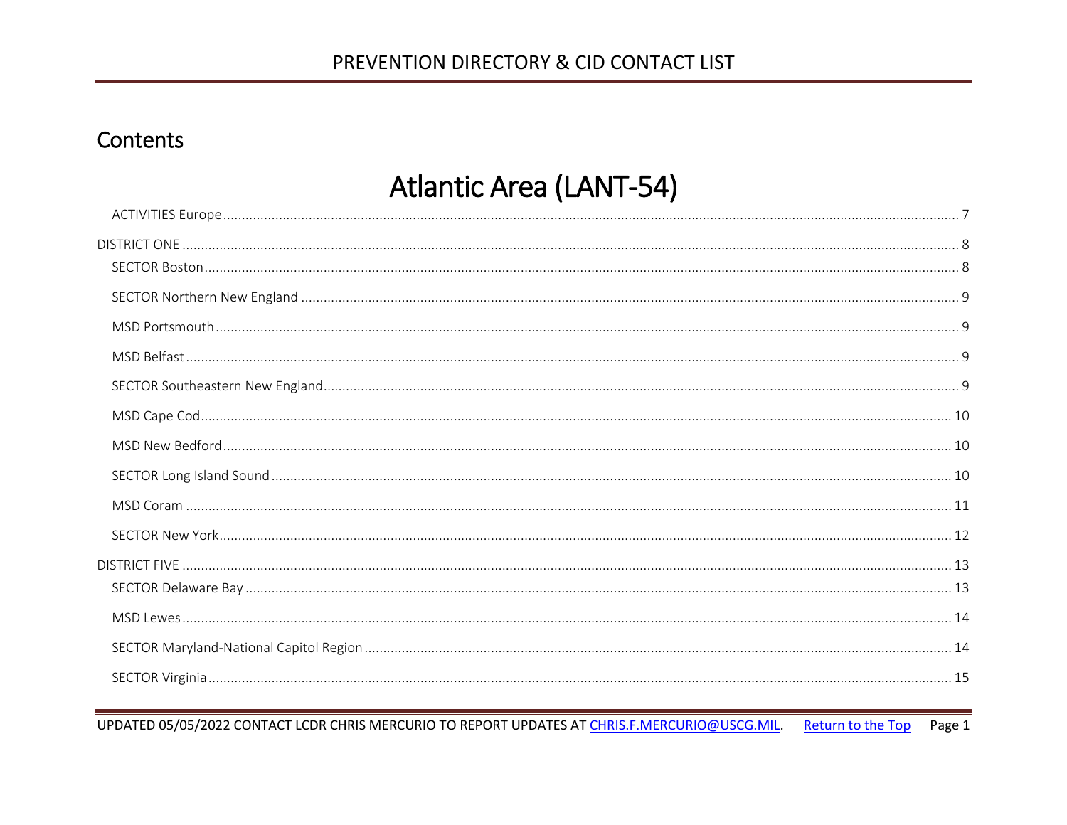## Contents

# Atlantic Area (LANT-54)

- ACTIVITIES Europe ..... 7

DISTRICT ONE ..... 8

- SECTOR Boston ..... 8
- SECTOR Northern New England ..... 9
- MSD Portsmouth ..... 9
- MSD Belfast ..... 9
- SECTOR Southeastern New England ..... 9
- MSD Cape Cod ..... 10
- MSD New Bedford ..... 10
- SECTOR Long Island Sound ..... 10
- MSD Coram ..... 11
- SECTOR New York ..... 12

DISTRICT FIVE ..... 13

- SECTOR Delaware Bay ..... 13
- MSD Lewes ..... 14
- SECTOR Maryland-National Capitol Region ..... 14
- SECTOR Virginia ..... 15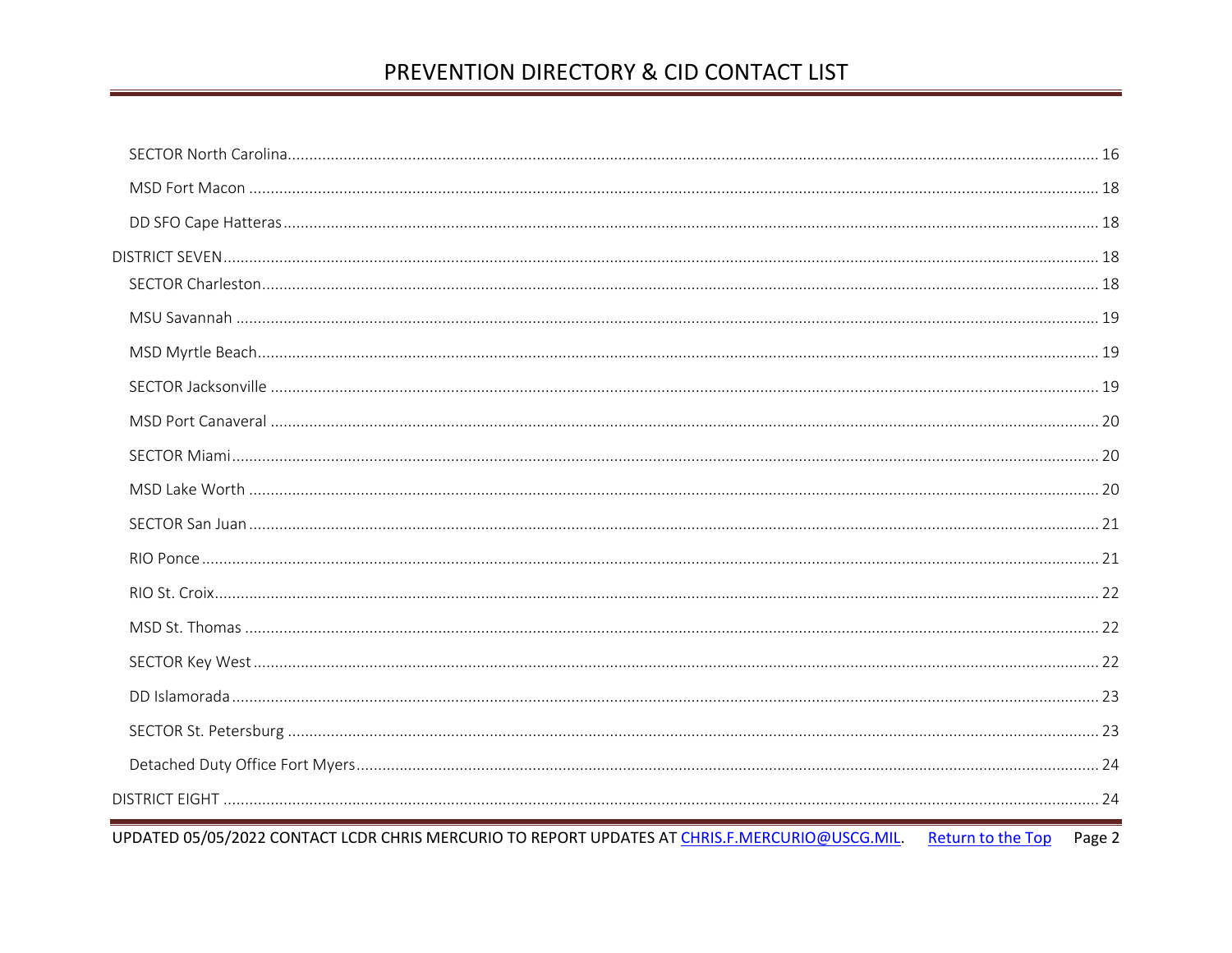SECTOR North Carolina ..... 16

MSD Fort Macon ..... 18

DD SFO Cape Hatteras ..... 18

DISTRICT SEVEN ..... 18

SECTOR Charleston ..... 18

MSU Savannah ..... 19

MSD Myrtle Beach ..... 19

SECTOR Jacksonville ..... 19

MSD Port Canaveral ..... 20

SECTOR Miami ..... 20

MSD Lake Worth ..... 20

SECTOR San Juan ..... 21

RIO Ponce ..... 21

RIO St. Croix ..... 22

MSD St. Thomas ..... 22

SECTOR Key West ..... 22

DD Islamorada ..... 23

SECTOR St. Petersburg ..... 23

Detached Duty Office Fort Myers ..... 24

DISTRICT EIGHT ..... 24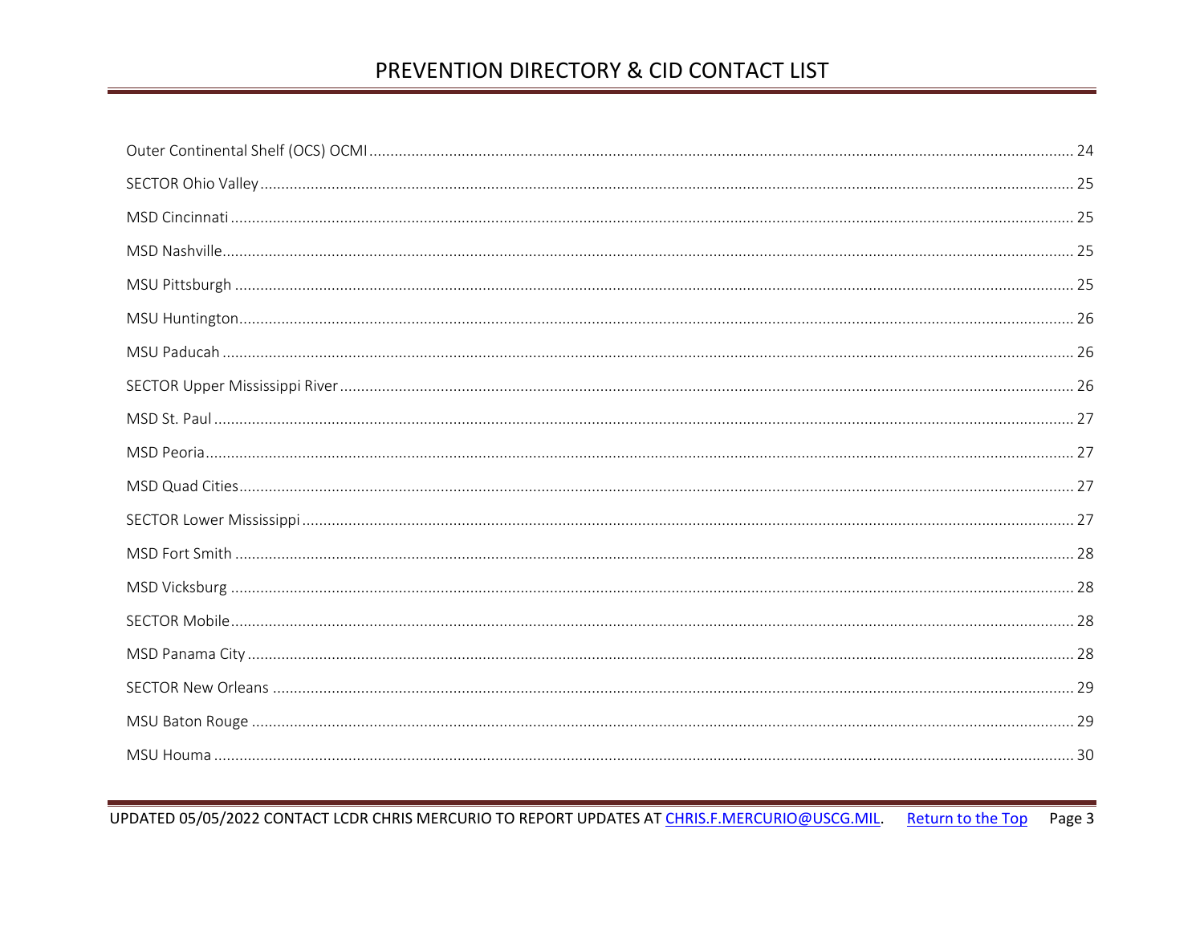Outer Continental Shelf (OCS) OCMI ........ 24

SECTOR Ohio Valley ........ 25

MSD Cincinnati ........ 25

MSD Nashville ........ 25

MSU Pittsburgh ........ 25

MSU Huntington ........ 26

MSU Paducah ........ 26

SECTOR Upper Mississippi River ........ 26

MSD St. Paul ........ 27

MSD Peoria ........ 27

MSD Quad Cities ........ 27

SECTOR Lower Mississippi ........ 27

MSD Fort Smith ........ 28

MSD Vicksburg ........ 28

SECTOR Mobile ........ 28

MSD Panama City ........ 28

SECTOR New Orleans ........ 29

MSU Baton Rouge ........ 29

MSU Houma ........ 30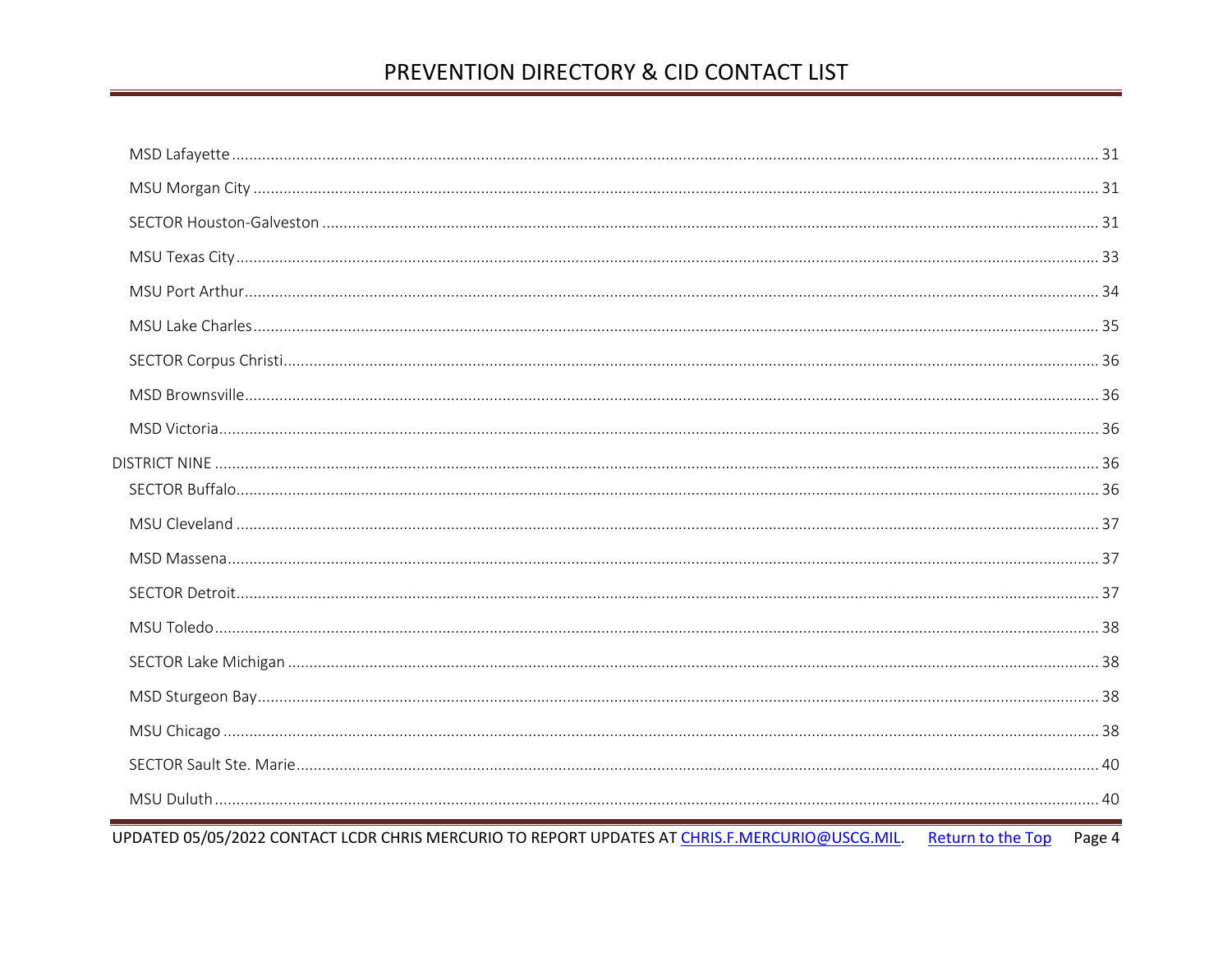- MSD Lafayette ..... 31
- MSU Morgan City ..... 31
- SECTOR Houston-Galveston ..... 31
- MSU Texas City ..... 33
- MSU Port Arthur ..... 34
- MSU Lake Charles ..... 35
- SECTOR Corpus Christi ..... 36
- MSD Brownsville ..... 36
- MSD Victoria ..... 36

DISTRICT NINE ..... 36

- SECTOR Buffalo ..... 36
- MSU Cleveland ..... 37
- MSD Massena ..... 37
- SECTOR Detroit ..... 37
- MSU Toledo ..... 38
- SECTOR Lake Michigan ..... 38
- MSD Sturgeon Bay ..... 38
- MSU Chicago ..... 38
- SECTOR Sault Ste. Marie ..... 40
- MSU Duluth ..... 40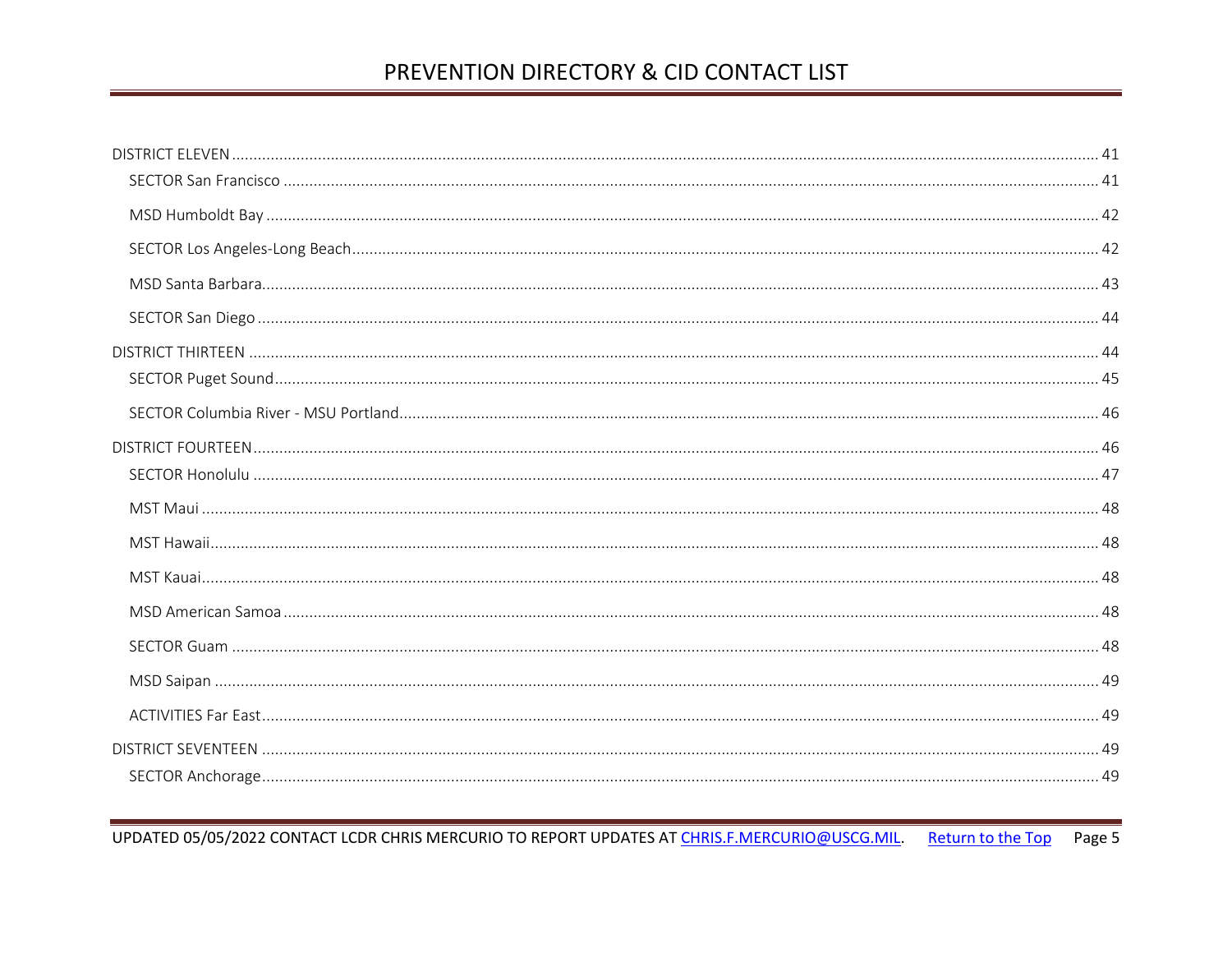DISTRICT ELEVEN ........................................................................................................ 41

- SECTOR San Francisco ........................................................................................................ 41
- MSD Humboldt Bay ........................................................................................................ 42
- SECTOR Los Angeles-Long Beach ........................................................................................................ 42
- MSD Santa Barbara ........................................................................................................ 43
- SECTOR San Diego ........................................................................................................ 44

DISTRICT THIRTEEN ........................................................................................................ 44

- SECTOR Puget Sound ........................................................................................................ 45
- SECTOR Columbia River - MSU Portland ........................................................................................................ 46

DISTRICT FOURTEEN ........................................................................................................ 46

- SECTOR Honolulu ........................................................................................................ 47
- MST Maui ........................................................................................................ 48
- MST Hawaii ........................................................................................................ 48
- MST Kauai ........................................................................................................ 48
- MSD American Samoa ........................................................................................................ 48
- SECTOR Guam ........................................................................................................ 48
- MSD Saipan ........................................................................................................ 49
- ACTIVITIES Far East ........................................................................................................ 49

DISTRICT SEVENTEEN ........................................................................................................ 49

- SECTOR Anchorage ........................................................................................................ 49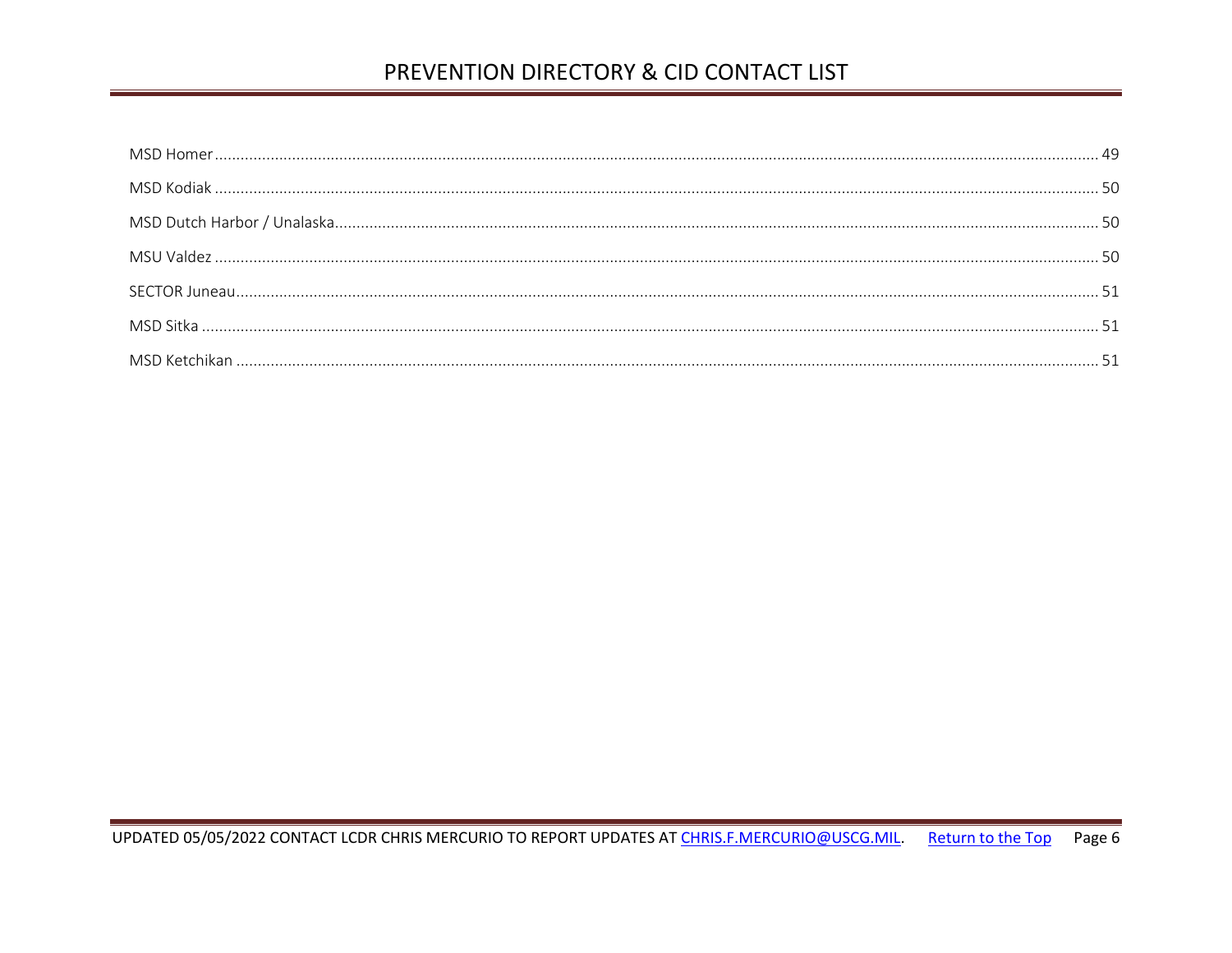MSD Homer ........................................................................................................................................................................ 49

MSD Kodiak ....................................................................................................................................................................... 50

MSD Dutch Harbor / Unalaska............................................................................................................................................ 50

MSU Valdez ....................................................................................................................................................................... 50

SECTOR Juneau.................................................................................................................................................................. 51

MSD Sitka .......................................................................................................................................................................... 51

MSD Ketchikan .................................................................................................................................................................. 51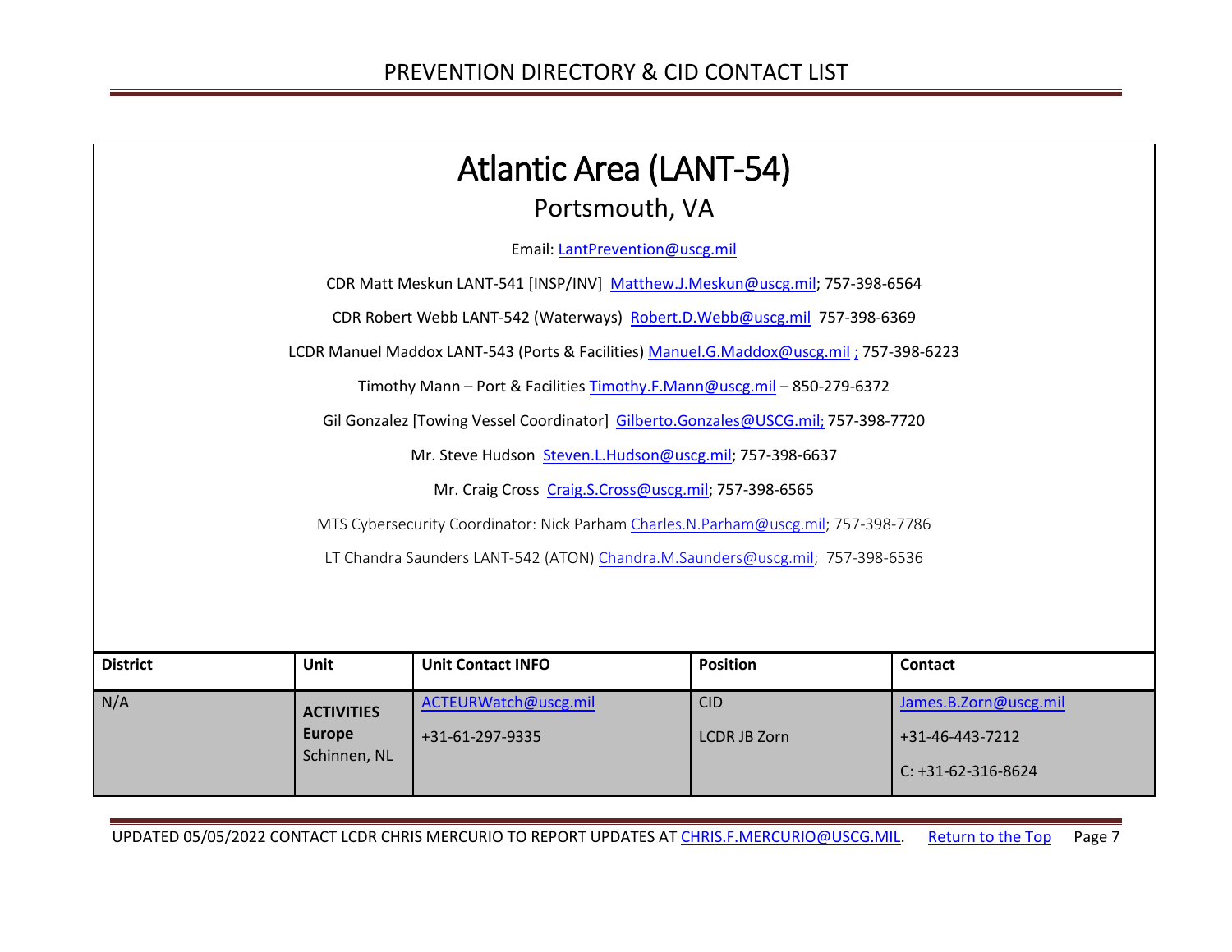# Atlantic Area (LANT-54)

## Portsmouth, VA

Email: LantPrevention@uscg.mil

CDR Matt Meskun LANT-541 [INSP/INV] Matthew.J.Meskun@uscg.mil; 757-398-6564

CDR Robert Webb LANT-542 (Waterways) Robert.D.Webb@uscg.mil 757-398-6369

LCDR Manuel Maddox LANT-543 (Ports & Facilities) Manuel.G.Maddox@uscg.mil ; 757-398-6223

Timothy Mann – Port & Facilities Timothy.F.Mann@uscg.mil – 850-279-6372

Gil Gonzalez [Towing Vessel Coordinator] Gilberto.Gonzales@USCG.mil; 757-398-7720

Mr. Steve Hudson Steven.L.Hudson@uscg.mil; 757-398-6637

Mr. Craig Cross Craig.S.Cross@uscg.mil; 757-398-6565

MTS Cybersecurity Coordinator: Nick Parham Charles.N.Parham@uscg.mil; 757-398-7786

LT Chandra Saunders LANT-542 (ATON) Chandra.M.Saunders@uscg.mil; 757-398-6536

| District | Unit | Unit Contact INFO | Position | Contact |
|---|---|---|---|---|
| N/A | **ACTIVITIES Europe** Schinnen, NL | ACTEURWatch@uscg.mil<br>+31-61-297-9335 | CID<br>LCDR JB Zorn | James.B.Zorn@uscg.mil<br>+31-46-443-7212<br>C: +31-62-316-8624 |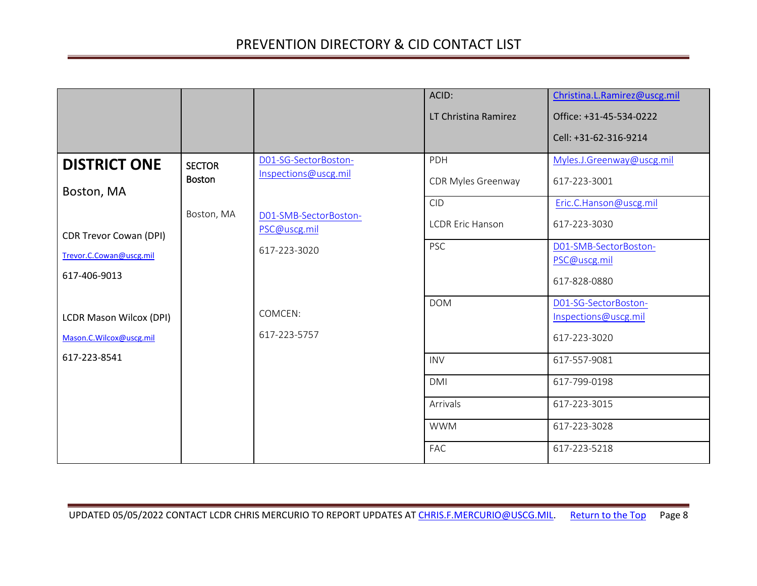| | | | | |
|---|---|---|---|---|
| | | | ACID:<br><br>LT Christina Ramirez | Christina.L.Ramirez@uscg.mil<br><br>Office: +31-45-534-0222<br><br>Cell: +31-62-316-9214 |
| **DISTRICT ONE**<br><br>Boston, MA<br><br>CDR Trevor Cowan (DPI)<br><br>Trevor.C.Cowan@uscg.mil<br><br>617-406-9013<br><br>LCDR Mason Wilcox (DPI)<br><br>Mason.C.Wilcox@uscg.mil<br><br>617-223-8541 | SECTOR Boston<br><br>Boston, MA | D01-SG-SectorBoston-Inspections@uscg.mil<br><br>D01-SMB-SectorBoston-PSC@uscg.mil<br><br>617-223-3020<br><br>COMCEN:<br><br>617-223-5757 | PDH<br><br>CDR Myles Greenway | Myles.J.Greenway@uscg.mil<br><br>617-223-3001 |
| | | | CID<br><br>LCDR Eric Hanson | Eric.C.Hanson@uscg.mil<br><br>617-223-3030 |
| | | | PSC | D01-SMB-SectorBoston-PSC@uscg.mil<br><br>617-828-0880 |
| | | | DOM | D01-SG-SectorBoston-Inspections@uscg.mil<br><br>617-223-3020 |
| | | | INV | 617-557-9081 |
| | | | DMI | 617-799-0198 |
| | | | Arrivals | 617-223-3015 |
| | | | WWM | 617-223-3028 |
| | | | FAC | 617-223-5218 |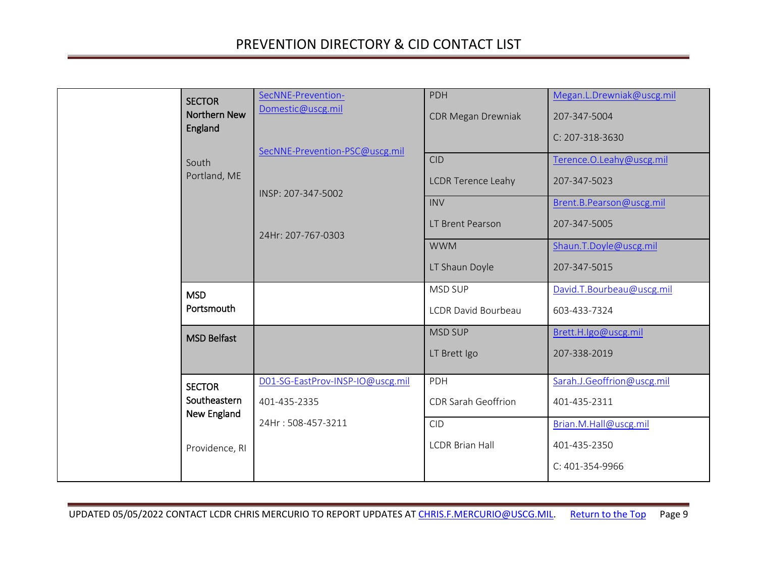| | | | | |
|---|---|---|---|---|
| | **SECTOR Northern New England**<br><br>South Portland, ME | SecNNE-Prevention-Domestic@uscg.mil<br><br>SecNNE-Prevention-PSC@uscg.mil<br><br>INSP: 207-347-5002<br><br>24Hr: 207-767-0303 | PDH<br>CDR Megan Drewniak | Megan.L.Drewniak@uscg.mil<br>207-347-5004<br>C: 207-318-3630 |
| | | | CID<br>LCDR Terence Leahy | Terence.O.Leahy@uscg.mil<br>207-347-5023 |
| | | | INV<br>LT Brent Pearson | Brent.B.Pearson@uscg.mil<br>207-347-5005 |
| | | | WWM<br>LT Shaun Doyle | Shaun.T.Doyle@uscg.mil<br>207-347-5015 |
| | **MSD Portsmouth** | | MSD SUP<br>LCDR David Bourbeau | David.T.Bourbeau@uscg.mil<br>603-433-7324 |
| | **MSD Belfast** | | MSD SUP<br>LT Brett Igo | Brett.H.Igo@uscg.mil<br>207-338-2019 |
| | **SECTOR Southeastern New England**<br><br>Providence, RI | D01-SG-EastProv-INSP-IO@uscg.mil<br>401-435-2335<br>24Hr : 508-457-3211 | PDH<br>CDR Sarah Geoffrion | Sarah.J.Geoffrion@uscg.mil<br>401-435-2311 |
| | | | CID<br>LCDR Brian Hall | Brian.M.Hall@uscg.mil<br>401-435-2350<br>C: 401-354-9966 |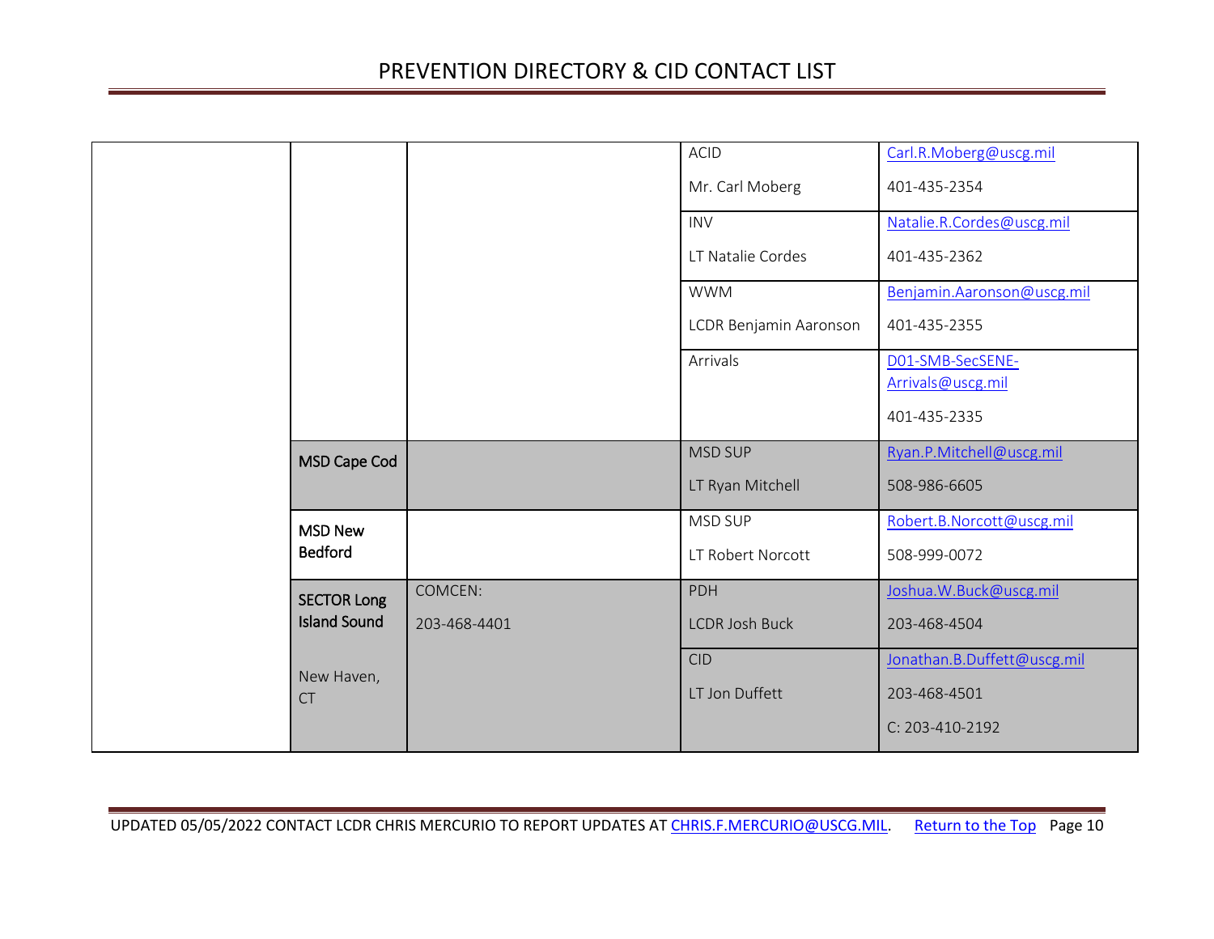| | | | | |
|---|---|---|---|---|
| | | | ACID<br><br>Mr. Carl Moberg | Carl.R.Moberg@uscg.mil<br><br>401-435-2354 |
| | | | INV<br><br>LT Natalie Cordes | Natalie.R.Cordes@uscg.mil<br><br>401-435-2362 |
| | | | WWM<br><br>LCDR Benjamin Aaronson | Benjamin.Aaronson@uscg.mil<br><br>401-435-2355 |
| | | | Arrivals | D01-SMB-SecSENE-Arrivals@uscg.mil<br><br>401-435-2335 |
| | **MSD Cape Cod** | | MSD SUP<br><br>LT Ryan Mitchell | Ryan.P.Mitchell@uscg.mil<br><br>508-986-6605 |
| | **MSD New Bedford** | | MSD SUP<br><br>LT Robert Norcott | Robert.B.Norcott@uscg.mil<br><br>508-999-0072 |
| | **SECTOR Long Island Sound**<br><br>New Haven, CT | COMCEN:<br><br>203-468-4401 | PDH<br><br>LCDR Josh Buck | Joshua.W.Buck@uscg.mil<br><br>203-468-4504 |
| | | | CID<br><br>LT Jon Duffett | Jonathan.B.Duffett@uscg.mil<br><br>203-468-4501<br><br>C: 203-410-2192 |

UPDATED 05/05/2022 CONTACT LCDR CHRIS MERCURIO TO REPORT UPDATES AT CHRIS.F.MERCURIO@USCG.MIL. Return to the Top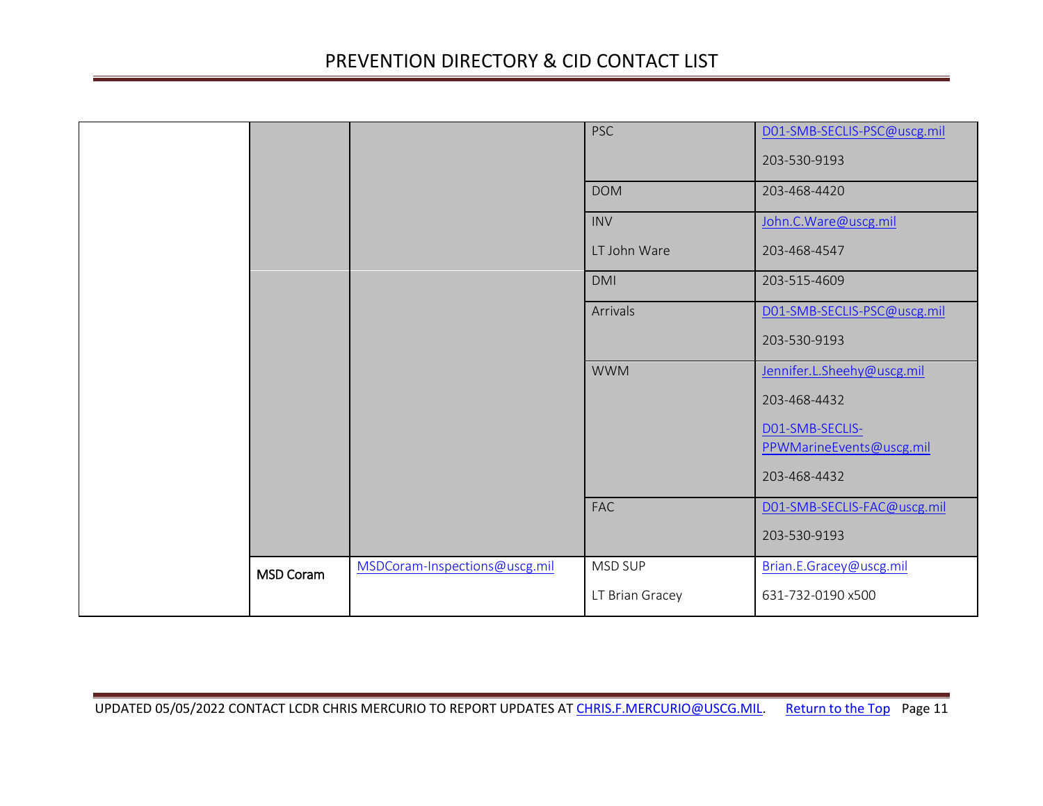| | | | | |
|---|---|---|---|---|
| | | | PSC | D01-SMB-SECLIS-PSC@uscg.mil<br>203-530-9193 |
| | | | DOM | 203-468-4420 |
| | | | INV<br>LT John Ware | John.C.Ware@uscg.mil<br>203-468-4547 |
| | | | DMI | 203-515-4609 |
| | | | Arrivals | D01-SMB-SECLIS-PSC@uscg.mil<br>203-530-9193 |
| | | | WWM | Jennifer.L.Sheehy@uscg.mil<br>203-468-4432<br>D01-SMB-SECLIS-PPWMarineEvents@uscg.mil<br>203-468-4432 |
| | | | FAC | D01-SMB-SECLIS-FAC@uscg.mil<br>203-530-9193 |
| | MSD Coram | MSDCoram-Inspections@uscg.mil | MSD SUP<br>LT Brian Gracey | Brian.E.Gracey@uscg.mil<br>631-732-0190 x500 |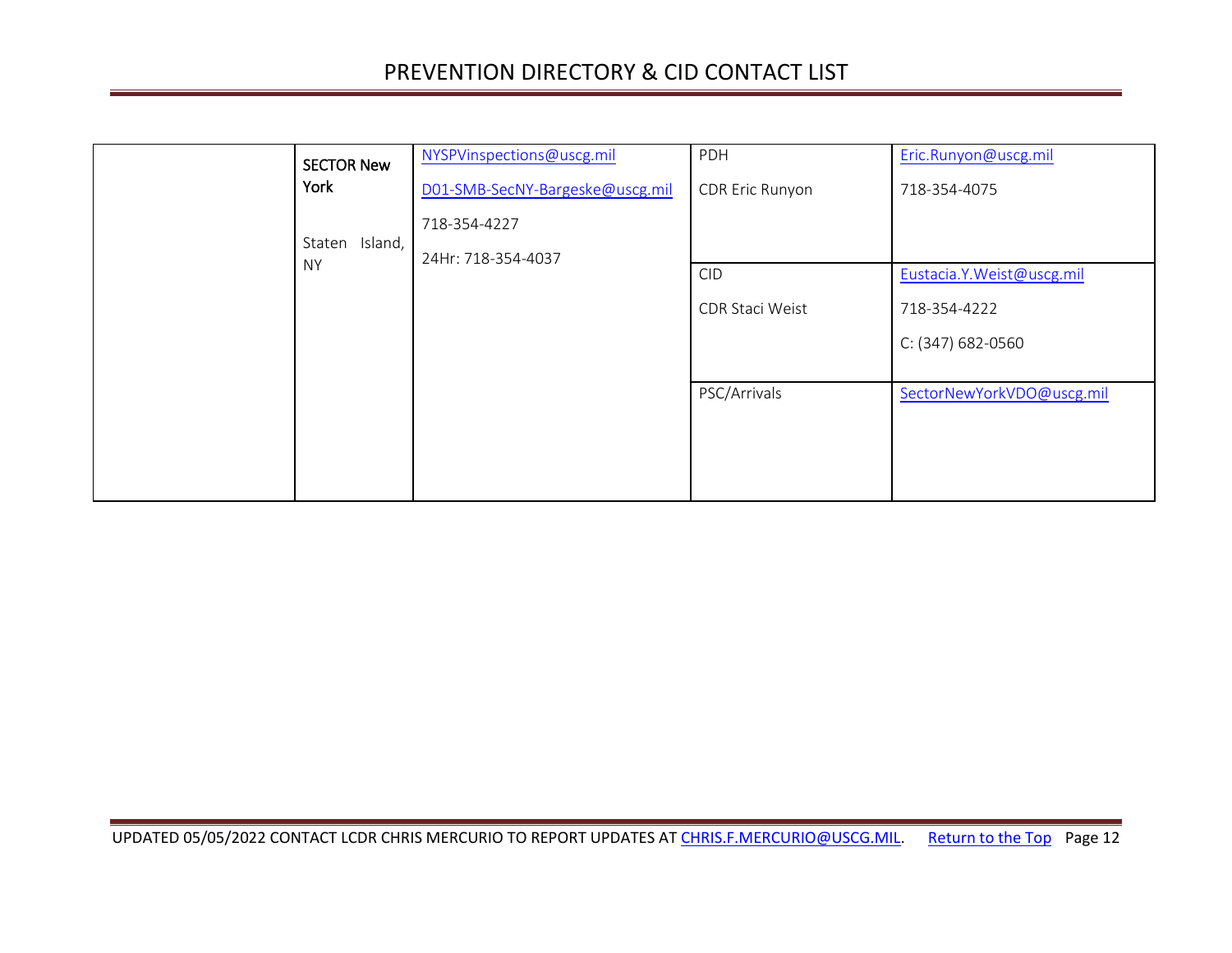| | | | | |
|---|---|---|---|---|
| | **SECTOR New York**<br><br>Staten Island, NY | NYSPVinspections@uscg.mil<br>D01-SMB-SecNY-Bargeske@uscg.mil<br>718-354-4227<br>24Hr: 718-354-4037 | PDH<br>CDR Eric Runyon | Eric.Runyon@uscg.mil<br>718-354-4075 |
| | | | CID<br>CDR Staci Weist | Eustacia.Y.Weist@uscg.mil<br>718-354-4222<br>C: (347) 682-0560 |
| | | | PSC/Arrivals | SectorNewYorkVDO@uscg.mil |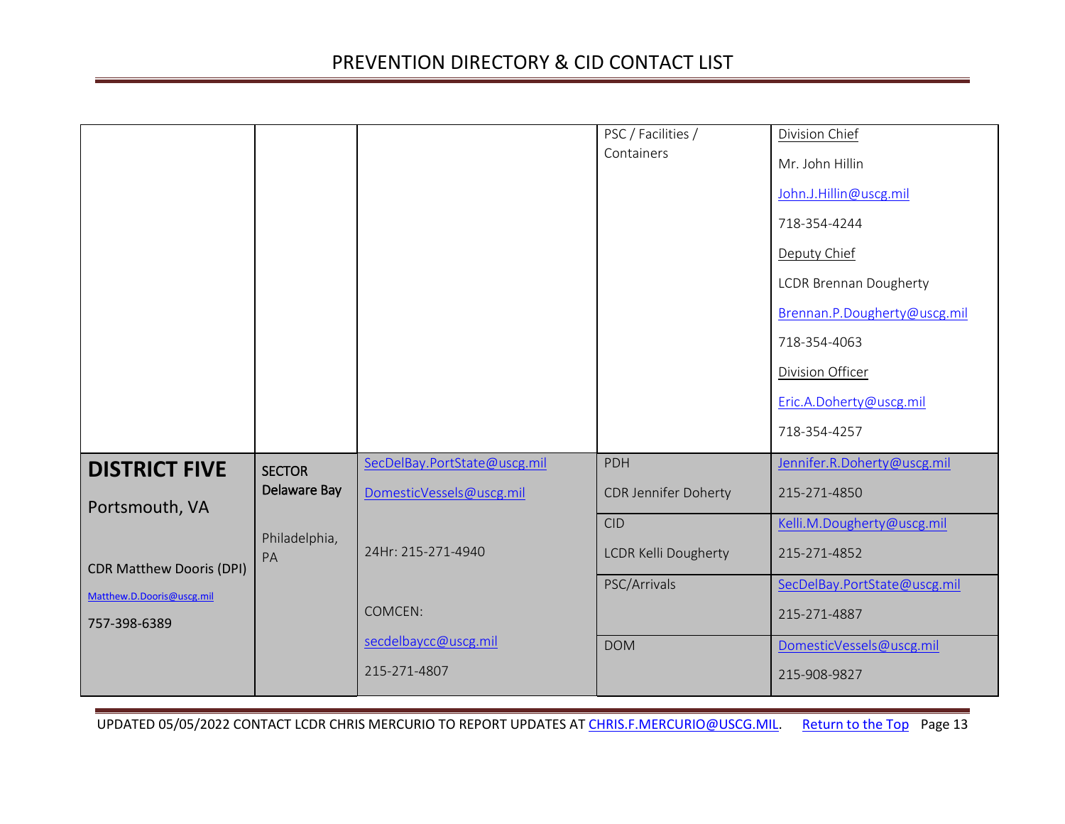| | | | | |
|---|---|---|---|---|
| | | | PSC / Facilities / Containers | Division Chief<br>Mr. John Hillin<br>John.J.Hillin@uscg.mil<br>718-354-4244<br>Deputy Chief<br>LCDR Brennan Dougherty<br>Brennan.P.Dougherty@uscg.mil<br>718-354-4063<br>Division Officer<br>Eric.A.Doherty@uscg.mil<br>718-354-4257 |
| **DISTRICT FIVE**<br>Portsmouth, VA<br><br>CDR Matthew Dooris (DPI)<br>Matthew.D.Dooris@uscg.mil<br>757-398-6389 | **SECTOR Delaware Bay**<br><br>Philadelphia, PA | SecDelBay.PortState@uscg.mil<br>DomesticVessels@uscg.mil<br><br>24Hr: 215-271-4940<br><br>COMCEN:<br>secdelbaycc@uscg.mil<br>215-271-4807 | PDH<br>CDR Jennifer Doherty | Jennifer.R.Doherty@uscg.mil<br>215-271-4850 |
| | | | CID<br>LCDR Kelli Dougherty | Kelli.M.Dougherty@uscg.mil<br>215-271-4852 |
| | | | PSC/Arrivals | SecDelBay.PortState@uscg.mil<br>215-271-4887 |
| | | | DOM | DomesticVessels@uscg.mil<br>215-908-9827 |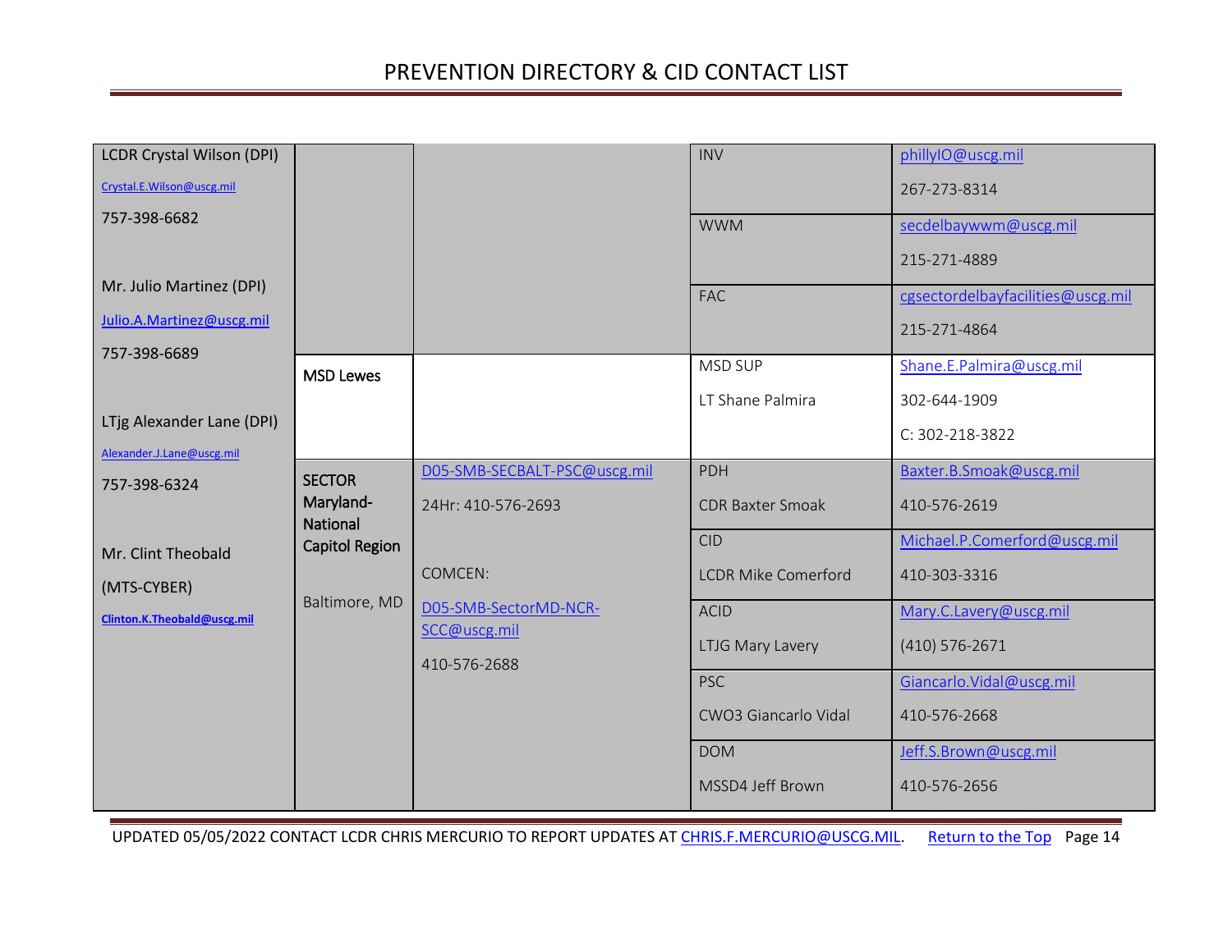| | | | | |
|---|---|---|---|---|
| LCDR Crystal Wilson (DPI)<br>Crystal.E.Wilson@uscg.mil<br>757-398-6682<br><br>Mr. Julio Martinez (DPI)<br>Julio.A.Martinez@uscg.mil<br>757-398-6689<br><br>LTjg Alexander Lane (DPI)<br>Alexander.J.Lane@uscg.mil<br>757-398-6324<br><br>Mr. Clint Theobald<br>(MTS-CYBER)<br>**Clinton.K.Theobald@uscg.mil** | | | INV | phillyIO@uscg.mil<br>267-273-8314 |
| | | | WWM | secdelbaywwm@uscg.mil<br>215-271-4889 |
| | | | FAC | cgsectordelbayfacilities@uscg.mil<br>215-271-4864 |
| | MSD Lewes | | MSD SUP<br>LT Shane Palmira | Shane.E.Palmira@uscg.mil<br>302-644-1909<br>C: 302-218-3822 |
| | SECTOR Maryland-National Capitol Region<br><br>Baltimore, MD | D05-SMB-SECBALT-PSC@uscg.mil<br>24Hr: 410-576-2693<br><br>COMCEN:<br>D05-SMB-SectorMD-NCR-SCC@uscg.mil<br>410-576-2688 | PDH<br>CDR Baxter Smoak | Baxter.B.Smoak@uscg.mil<br>410-576-2619 |
| | | | CID<br>LCDR Mike Comerford | Michael.P.Comerford@uscg.mil<br>410-303-3316 |
| | | | ACID<br>LTJG Mary Lavery | Mary.C.Lavery@uscg.mil<br>(410) 576-2671 |
| | | | PSC<br>CWO3 Giancarlo Vidal | Giancarlo.Vidal@uscg.mil<br>410-576-2668 |
| | | | DOM<br>MSSD4 Jeff Brown | Jeff.S.Brown@uscg.mil<br>410-576-2656 |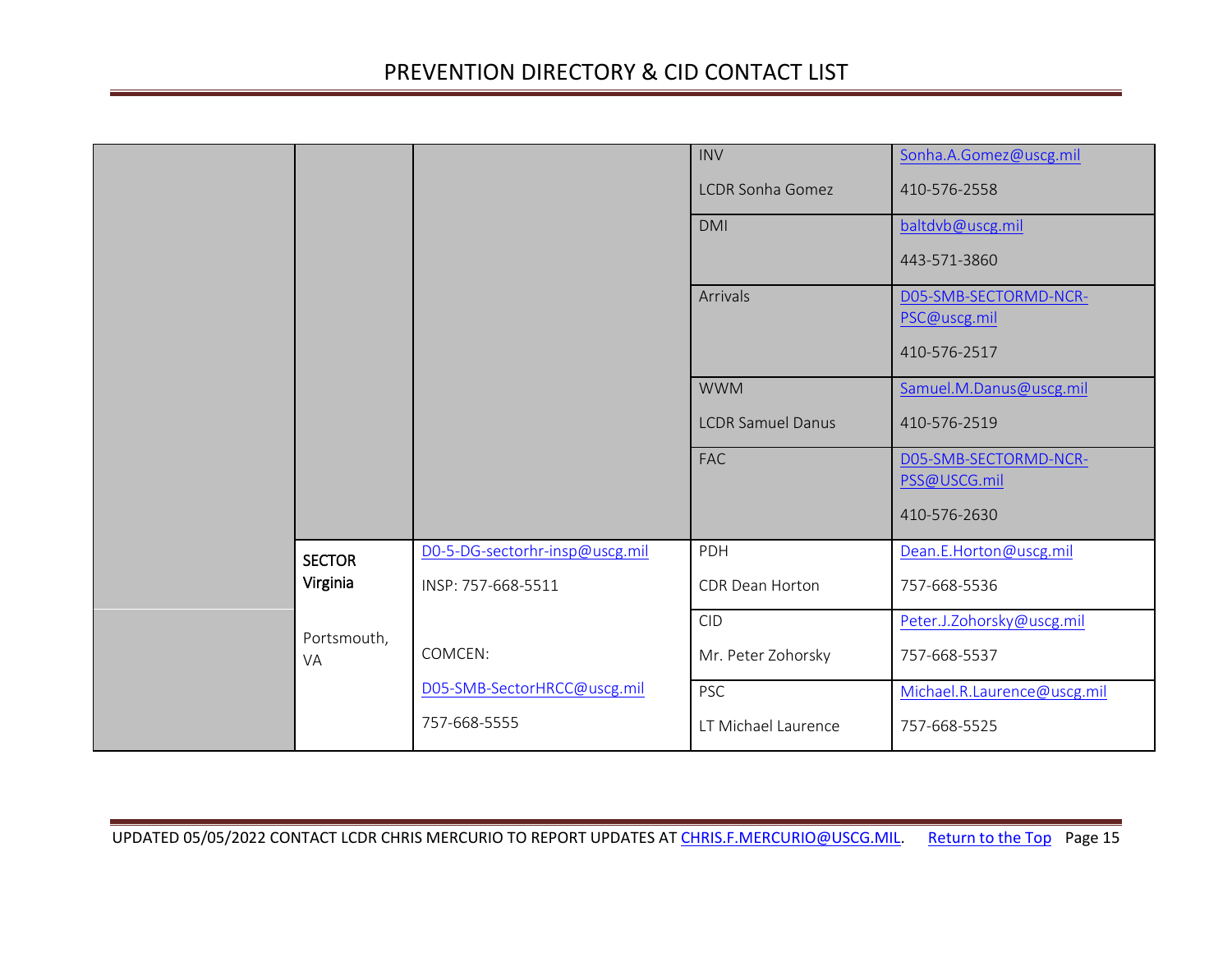| | | | | |
|---|---|---|---|---|
| | | | INV<br>LCDR Sonha Gomez | Sonha.A.Gomez@uscg.mil<br>410-576-2558 |
| | | | DMI | baltdvb@uscg.mil<br>443-571-3860 |
| | | | Arrivals | D05-SMB-SECTORMD-NCR-PSC@uscg.mil<br>410-576-2517 |
| | | | WWM<br>LCDR Samuel Danus | Samuel.M.Danus@uscg.mil<br>410-576-2519 |
| | | | FAC | D05-SMB-SECTORMD-NCR-PSS@USCG.mil<br>410-576-2630 |
| | **SECTOR Virginia**<br><br>Portsmouth, VA | D0-5-DG-sectorhr-insp@uscg.mil<br>INSP: 757-668-5511<br><br>COMCEN:<br>D05-SMB-SectorHRCC@uscg.mil<br>757-668-5555 | PDH<br>CDR Dean Horton | Dean.E.Horton@uscg.mil<br>757-668-5536 |
| | | | CID<br>Mr. Peter Zohorsky | Peter.J.Zohorsky@uscg.mil<br>757-668-5537 |
| | | | PSC<br>LT Michael Laurence | Michael.R.Laurence@uscg.mil<br>757-668-5525 |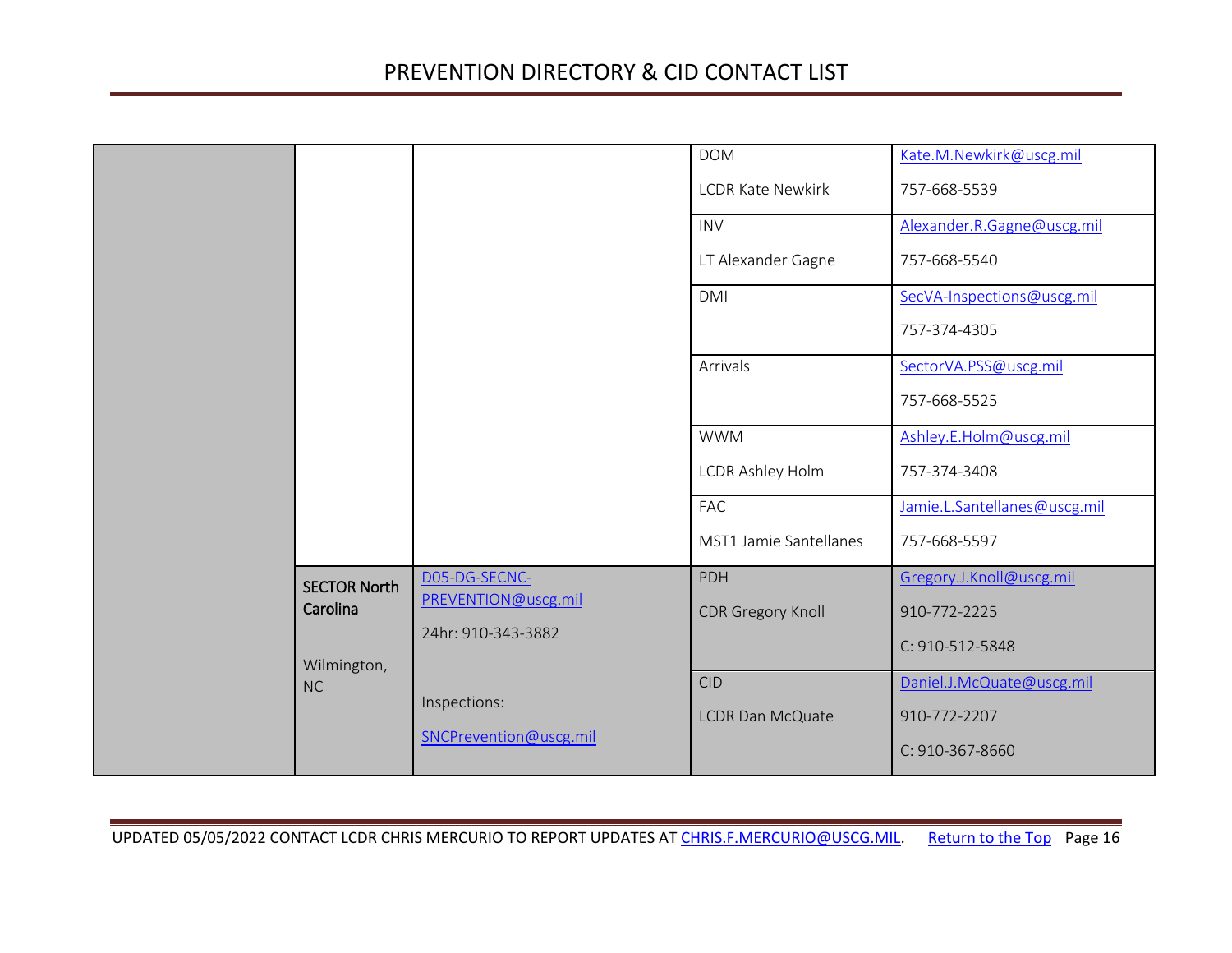| | | | | |
|---|---|---|---|---|
| | | | DOM<br>LCDR Kate Newkirk | Kate.M.Newkirk@uscg.mil<br>757-668-5539 |
| | | | INV<br>LT Alexander Gagne | Alexander.R.Gagne@uscg.mil<br>757-668-5540 |
| | | | DMI | SecVA-Inspections@uscg.mil<br>757-374-4305 |
| | | | Arrivals | SectorVA.PSS@uscg.mil<br>757-668-5525 |
| | | | WWM<br>LCDR Ashley Holm | Ashley.E.Holm@uscg.mil<br>757-374-3408 |
| | | | FAC<br>MST1 Jamie Santellanes | Jamie.L.Santellanes@uscg.mil<br>757-668-5597 |
| | **SECTOR North Carolina**<br>Wilmington, NC | D05-DG-SECNC-PREVENTION@uscg.mil<br>24hr: 910-343-3882<br>Inspections:<br>SNCPrevention@uscg.mil | PDH<br>CDR Gregory Knoll | Gregory.J.Knoll@uscg.mil<br>910-772-2225<br>C: 910-512-5848 |
| | | | CID<br>LCDR Dan McQuate | Daniel.J.McQuate@uscg.mil<br>910-772-2207<br>C: 910-367-8660 |

UPDATED 05/05/2022 CONTACT LCDR CHRIS MERCURIO TO REPORT UPDATES AT CHRIS.F.MERCURIO@USCG.MIL. Return to the Top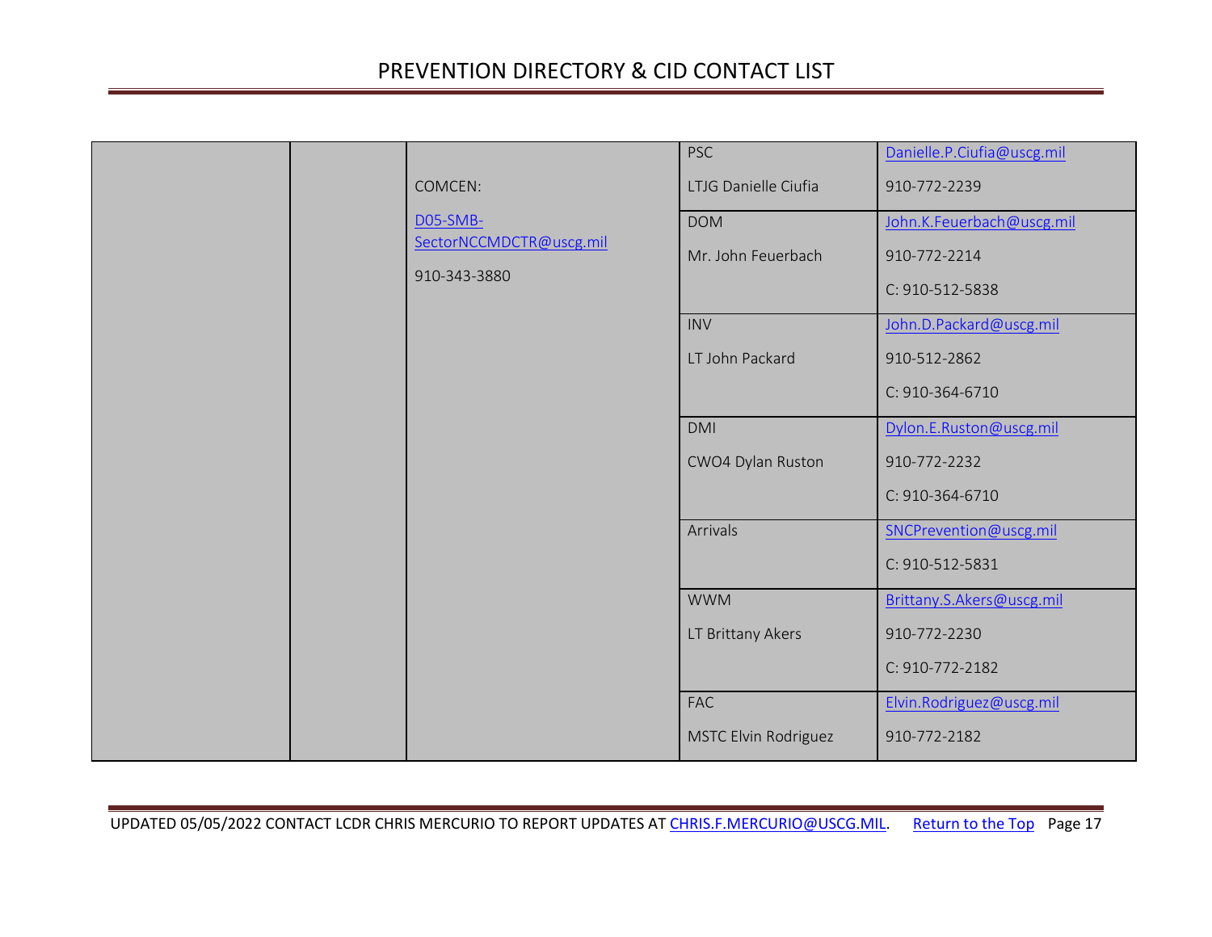# PREVENTION DIRECTORY & CID CONTACT LIST

| | | | | |
|---|---|---|---|---|
| | | COMCEN:<br>D05-SMB-SectorNCCMDCTR@uscg.mil<br>910-343-3880 | PSC<br>LTJG Danielle Ciufia | Danielle.P.Ciufia@uscg.mil<br>910-772-2239 |
| | | | DOM<br>Mr. John Feuerbach | John.K.Feuerbach@uscg.mil<br>910-772-2214<br>C: 910-512-5838 |
| | | | INV<br>LT John Packard | John.D.Packard@uscg.mil<br>910-512-2862<br>C: 910-364-6710 |
| | | | DMI<br>CWO4 Dylan Ruston | Dylon.E.Ruston@uscg.mil<br>910-772-2232<br>C: 910-364-6710 |
| | | | Arrivals | SNCPrevention@uscg.mil<br>C: 910-512-5831 |
| | | | WWM<br>LT Brittany Akers | Brittany.S.Akers@uscg.mil<br>910-772-2230<br>C: 910-772-2182 |
| | | | FAC<br>MSTC Elvin Rodriguez | Elvin.Rodriguez@uscg.mil<br>910-772-2182 |

UPDATED 05/05/2022 CONTACT LCDR CHRIS MERCURIO TO REPORT UPDATES AT CHRIS.F.MERCURIO@USCG.MIL. Return to the Top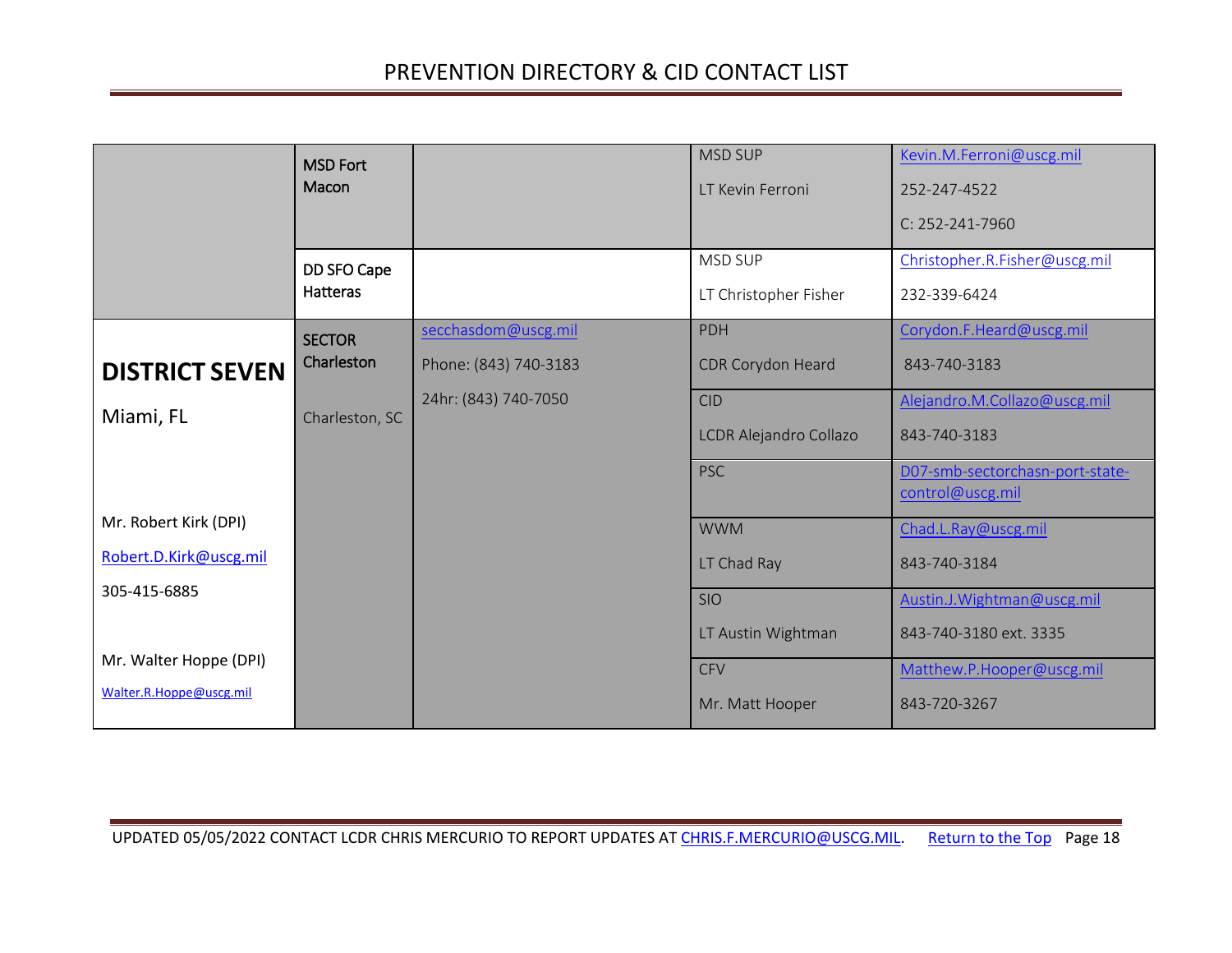| | | | | |
|---|---|---|---|---|
| | MSD Fort Macon | | MSD SUP<br>LT Kevin Ferroni | Kevin.M.Ferroni@uscg.mil<br>252-247-4522<br>C: 252-241-7960 |
| | DD SFO Cape Hatteras | | MSD SUP<br>LT Christopher Fisher | Christopher.R.Fisher@uscg.mil<br>232-339-6424 |
| **DISTRICT SEVEN**<br>Miami, FL<br><br>Mr. Robert Kirk (DPI)<br>Robert.D.Kirk@uscg.mil<br>305-415-6885<br><br>Mr. Walter Hoppe (DPI)<br>Walter.R.Hoppe@uscg.mil | **SECTOR Charleston**<br><br>Charleston, SC | secchasdom@uscg.mil<br>Phone: (843) 740-3183<br>24hr: (843) 740-7050 | PDH<br>CDR Corydon Heard | Corydon.F.Heard@uscg.mil<br>843-740-3183 |
| | | | CID<br>LCDR Alejandro Collazo | Alejandro.M.Collazo@uscg.mil<br>843-740-3183 |
| | | | PSC | D07-smb-sectorchasn-port-state-control@uscg.mil |
| | | | WWM<br>LT Chad Ray | Chad.L.Ray@uscg.mil<br>843-740-3184 |
| | | | SIO<br>LT Austin Wightman | Austin.J.Wightman@uscg.mil<br>843-740-3180 ext. 3335 |
| | | | CFV<br>Mr. Matt Hooper | Matthew.P.Hooper@uscg.mil<br>843-720-3267 |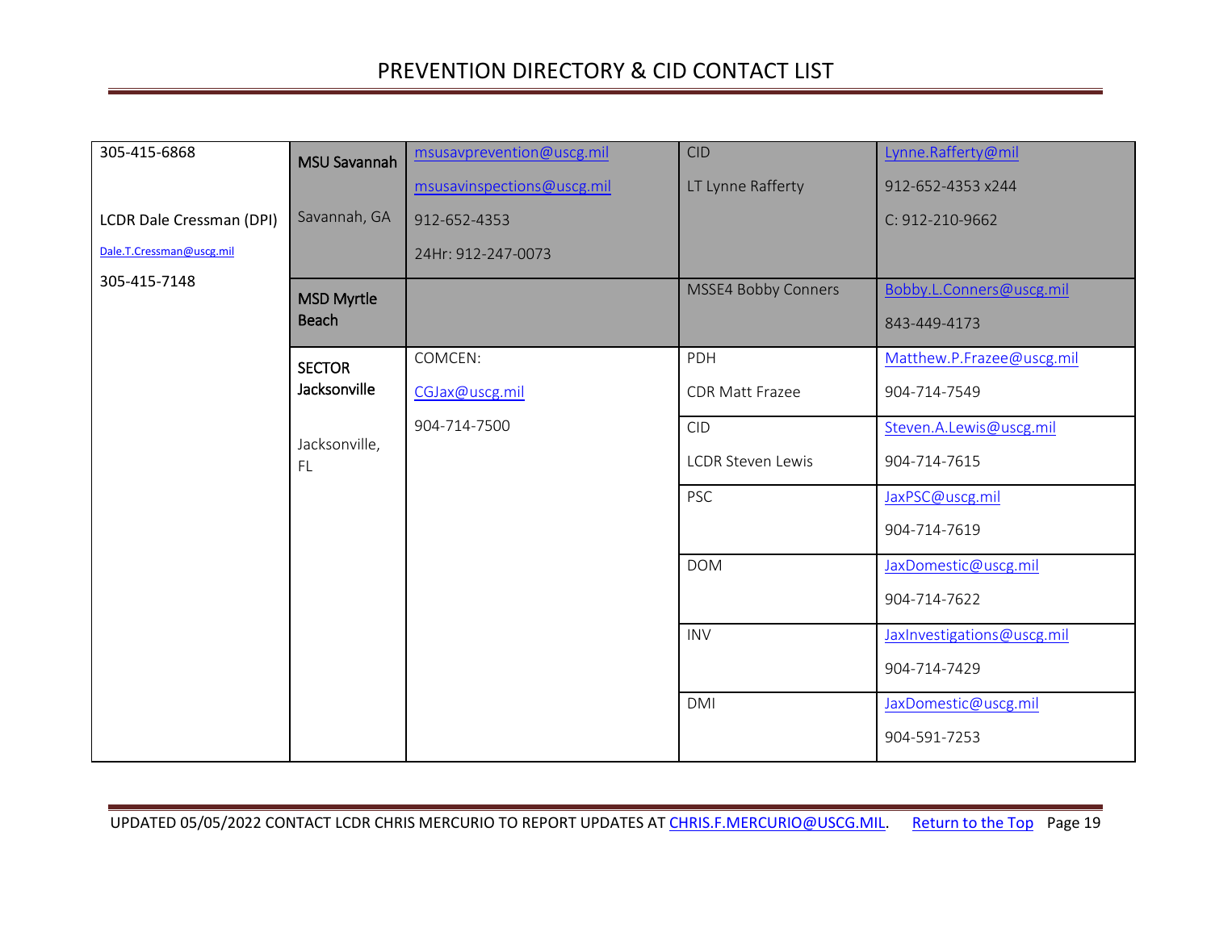| | | | | |
|---|---|---|---|---|
| 305-415-6868<br><br>LCDR Dale Cressman (DPI)<br>Dale.T.Cressman@uscg.mil<br>305-415-7148 | **MSU Savannah**<br><br>Savannah, GA | msusavprevention@uscg.mil<br>msusavinspections@uscg.mil<br>912-652-4353<br>24Hr: 912-247-0073 | CID<br>LT Lynne Rafferty | Lynne.Rafferty@mil<br>912-652-4353 x244<br>C: 912-210-9662 |
| | **MSD Myrtle Beach** | | MSSE4 Bobby Conners | Bobby.L.Conners@uscg.mil<br>843-449-4173 |
| | **SECTOR Jacksonville**<br><br>Jacksonville, FL | COMCEN:<br>CGJax@uscg.mil<br>904-714-7500 | PDH<br>CDR Matt Frazee | Matthew.P.Frazee@uscg.mil<br>904-714-7549 |
| | | | CID<br>LCDR Steven Lewis | Steven.A.Lewis@uscg.mil<br>904-714-7615 |
| | | | PSC | JaxPSC@uscg.mil<br>904-714-7619 |
| | | | DOM | JaxDomestic@uscg.mil<br>904-714-7622 |
| | | | INV | JaxInvestigations@uscg.mil<br>904-714-7429 |
| | | | DMI | JaxDomestic@uscg.mil<br>904-591-7253 |

UPDATED 05/05/2022 CONTACT LCDR CHRIS MERCURIO TO REPORT UPDATES AT CHRIS.F.MERCURIO@USCG.MIL. Return to the Top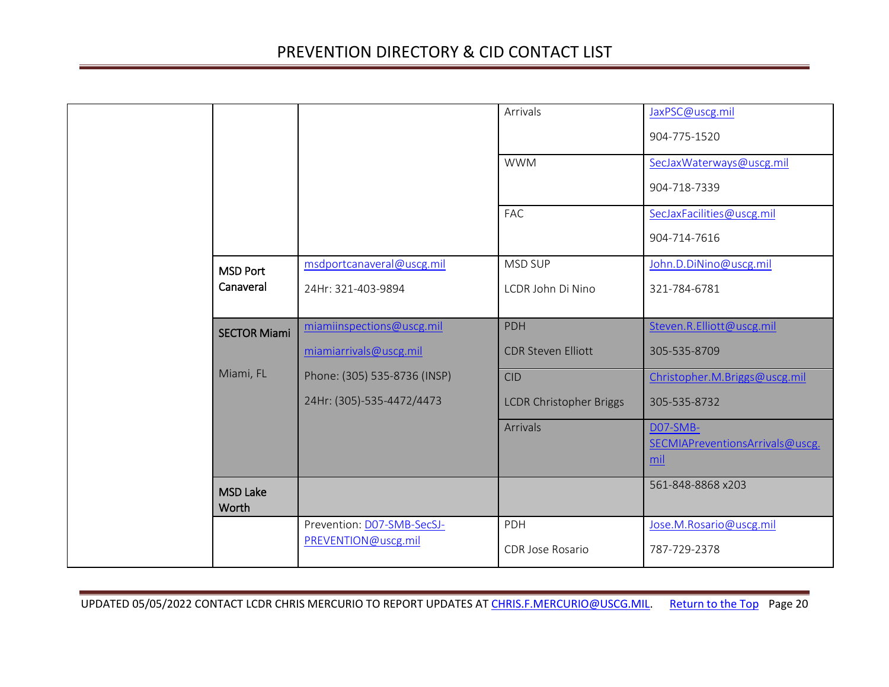| | | | | |
|---|---|---|---|---|
| | | | Arrivals | JaxPSC@uscg.mil<br>904-775-1520 |
| | | | WWM | SecJaxWaterways@uscg.mil<br>904-718-7339 |
| | | | FAC | SecJaxFacilities@uscg.mil<br>904-714-7616 |
| | **MSD Port Canaveral** | msdportcanaveral@uscg.mil<br>24Hr: 321-403-9894 | MSD SUP<br>LCDR John Di Nino | John.D.DiNino@uscg.mil<br>321-784-6781 |
| | **SECTOR Miami**<br>Miami, FL | miamiinspections@uscg.mil<br>miamiarrivals@uscg.mil<br>Phone: (305) 535-8736 (INSP)<br>24Hr: (305)-535-4472/4473 | PDH<br>CDR Steven Elliott | Steven.R.Elliott@uscg.mil<br>305-535-8709 |
| | | | CID<br>LCDR Christopher Briggs | Christopher.M.Briggs@uscg.mil<br>305-535-8732 |
| | | | Arrivals | D07-SMB-SECMIAPreventionsArrivals@uscg.mil |
| | **MSD Lake Worth** | | | 561-848-8868 x203 |
| | | Prevention: D07-SMB-SecSJ-PREVENTION@uscg.mil | PDH<br>CDR Jose Rosario | Jose.M.Rosario@uscg.mil<br>787-729-2378 |

UPDATED 05/05/2022 CONTACT LCDR CHRIS MERCURIO TO REPORT UPDATES AT CHRIS.F.MERCURIO@USCG.MIL. Return to the Top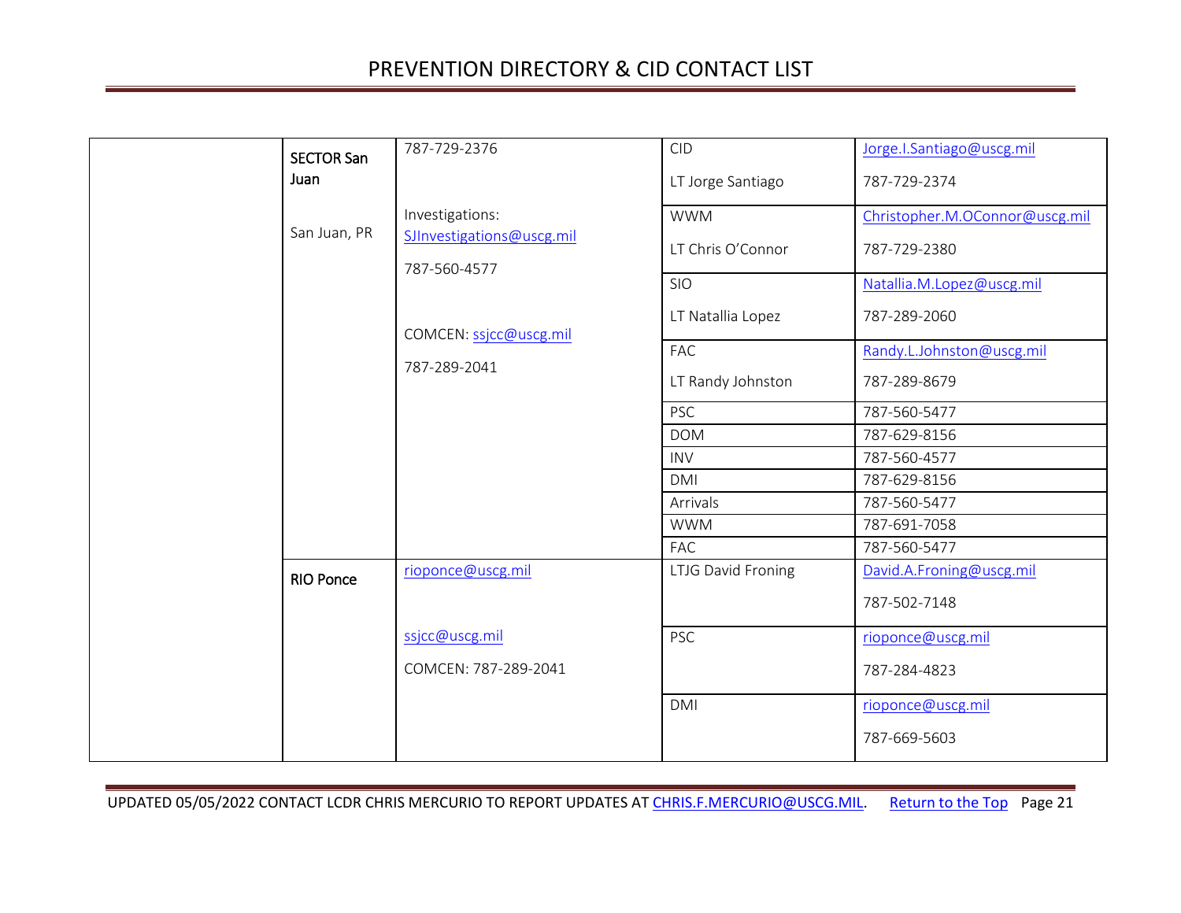| | | | | |
|---|---|---|---|---|
| | **SECTOR San Juan**<br><br>San Juan, PR | 787-729-2376<br><br>Investigations: SJInvestigations@uscg.mil<br><br>787-560-4577<br><br>COMCEN: ssjcc@uscg.mil<br><br>787-289-2041 | CID<br><br>LT Jorge Santiago | Jorge.I.Santiago@uscg.mil<br><br>787-729-2374 |
| | | | WWM<br><br>LT Chris O'Connor | Christopher.M.OConnor@uscg.mil<br><br>787-729-2380 |
| | | | SIO<br><br>LT Natallia Lopez | Natallia.M.Lopez@uscg.mil<br><br>787-289-2060 |
| | | | FAC<br><br>LT Randy Johnston | Randy.L.Johnston@uscg.mil<br><br>787-289-8679 |
| | | | PSC | 787-560-5477 |
| | | | DOM | 787-629-8156 |
| | | | INV | 787-560-4577 |
| | | | DMI | 787-629-8156 |
| | | | Arrivals | 787-560-5477 |
| | | | WWM | 787-691-7058 |
| | | | FAC | 787-560-5477 |
| | **RIO Ponce** | rioponce@uscg.mil<br><br>ssjcc@uscg.mil<br><br>COMCEN: 787-289-2041 | LTJG David Froning | David.A.Froning@uscg.mil<br><br>787-502-7148 |
| | | | PSC | rioponce@uscg.mil<br><br>787-284-4823 |
| | | | DMI | rioponce@uscg.mil<br><br>787-669-5603 |

UPDATED 05/05/2022 CONTACT LCDR CHRIS MERCURIO TO REPORT UPDATES AT CHRIS.F.MERCURIO@USCG.MIL. Return to the Top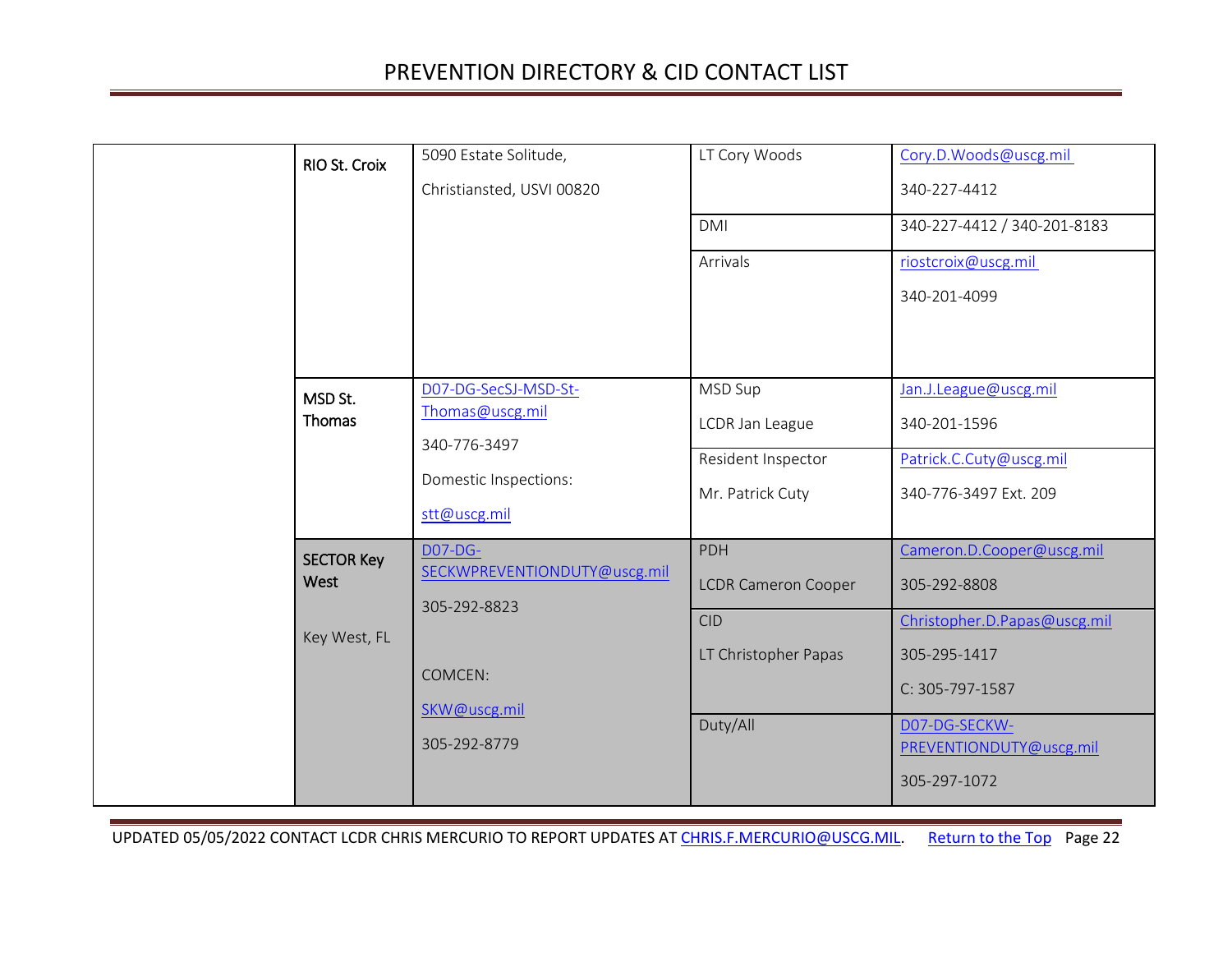| | | | | |
|---|---|---|---|---|
| | RIO St. Croix | 5090 Estate Solitude,<br><br>Christiansted, USVI 00820 | LT Cory Woods | Cory.D.Woods@uscg.mil<br><br>340-227-4412 |
| | | | DMI | 340-227-4412 / 340-201-8183 |
| | | | Arrivals | riostcroix@uscg.mil<br><br>340-201-4099 |
| | MSD St. Thomas | D07-DG-SecSJ-MSD-St-Thomas@uscg.mil<br><br>340-776-3497<br><br>Domestic Inspections:<br><br>stt@uscg.mil | MSD Sup<br><br>LCDR Jan League | Jan.J.League@uscg.mil<br><br>340-201-1596 |
| | | | Resident Inspector<br><br>Mr. Patrick Cuty | Patrick.C.Cuty@uscg.mil<br><br>340-776-3497 Ext. 209 |
| | SECTOR Key West<br><br>Key West, FL | D07-DG-SECKWPREVENTIONDUTY@uscg.mil<br><br>305-292-8823<br><br>COMCEN:<br><br>SKW@uscg.mil<br><br>305-292-8779 | PDH<br><br>LCDR Cameron Cooper | Cameron.D.Cooper@uscg.mil<br><br>305-292-8808 |
| | | | CID<br><br>LT Christopher Papas | Christopher.D.Papas@uscg.mil<br><br>305-295-1417<br><br>C: 305-797-1587 |
| | | | Duty/All | D07-DG-SECKW-PREVENTIONDUTY@uscg.mil<br><br>305-297-1072 |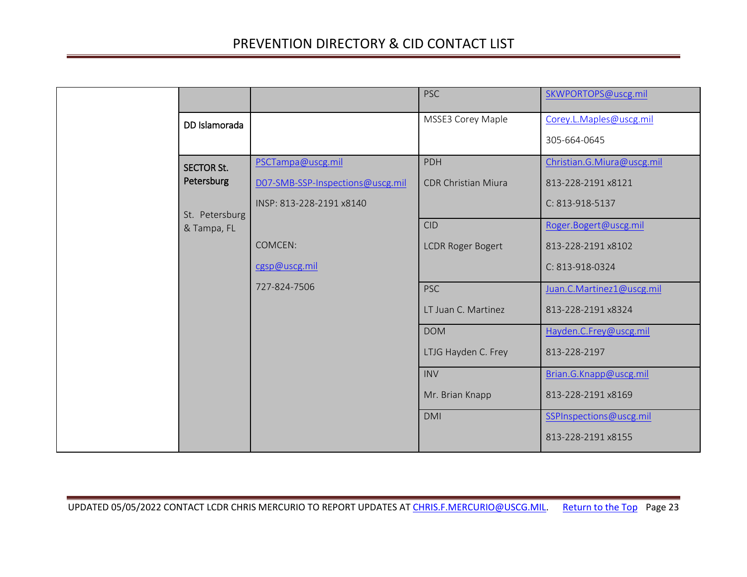| | | | | |
|---|---|---|---|---|
| | | | PSC | SKWPORTOPS@uscg.mil |
| | DD Islamorada | | MSSE3 Corey Maple | Corey.L.Maples@uscg.mil<br>305-664-0645 |
| | SECTOR St. Petersburg<br><br>St. Petersburg & Tampa, FL | PSCTampa@uscg.mil<br>D07-SMB-SSP-Inspections@uscg.mil<br>INSP: 813-228-2191 x8140<br><br>COMCEN:<br>cgsp@uscg.mil<br>727-824-7506 | PDH<br>CDR Christian Miura | Christian.G.Miura@uscg.mil<br>813-228-2191 x8121<br>C: 813-918-5137 |
| | | | CID<br>LCDR Roger Bogert | Roger.Bogert@uscg.mil<br>813-228-2191 x8102<br>C: 813-918-0324 |
| | | | PSC<br>LT Juan C. Martinez | Juan.C.Martinez1@uscg.mil<br>813-228-2191 x8324 |
| | | | DOM<br>LTJG Hayden C. Frey | Hayden.C.Frey@uscg.mil<br>813-228-2197 |
| | | | INV<br>Mr. Brian Knapp | Brian.G.Knapp@uscg.mil<br>813-228-2191 x8169 |
| | | | DMI | SSPInspections@uscg.mil<br>813-228-2191 x8155 |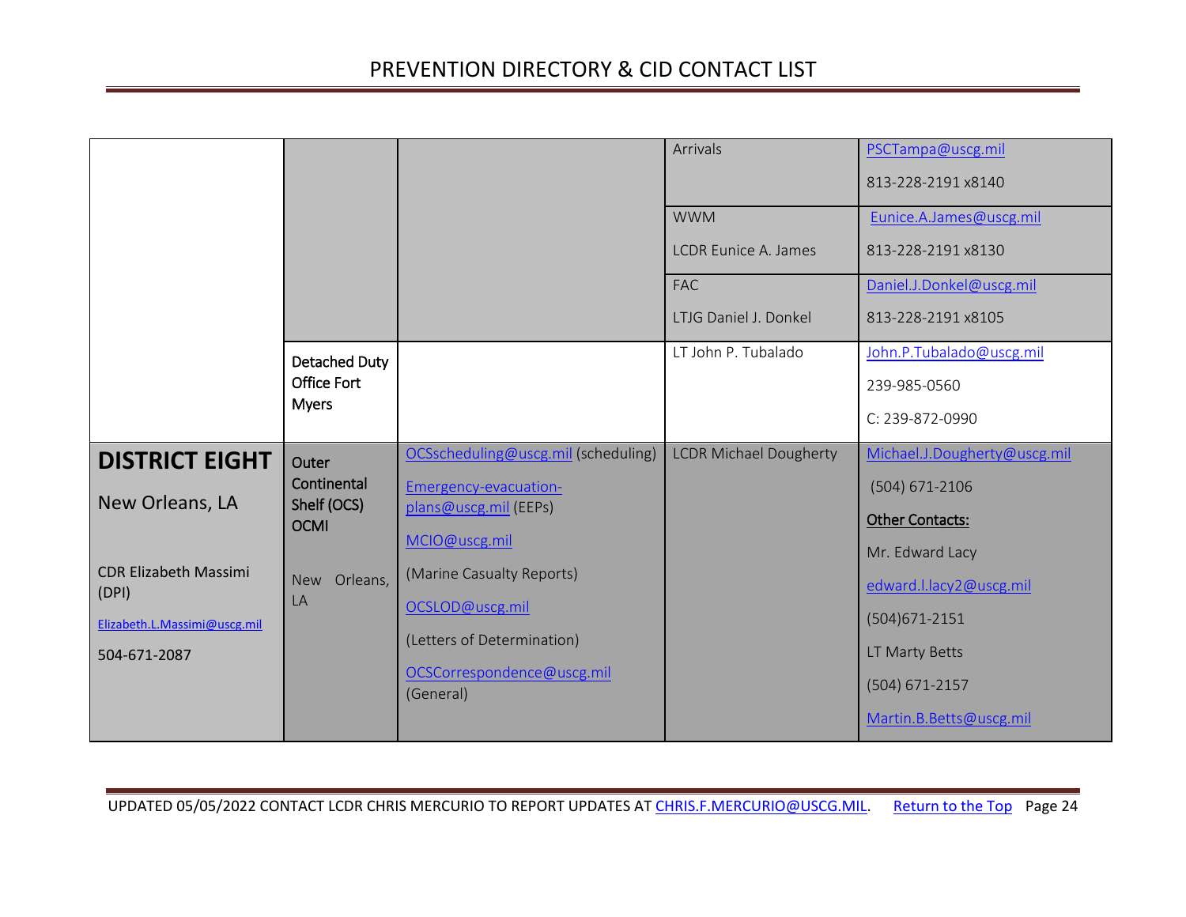| | | | | |
|---|---|---|---|---|
| | | | Arrivals | PSCTampa@uscg.mil<br>813-228-2191 x8140 |
| | | | WWM<br>LCDR Eunice A. James | Eunice.A.James@uscg.mil<br>813-228-2191 x8130 |
| | | | FAC<br>LTJG Daniel J. Donkel | Daniel.J.Donkel@uscg.mil<br>813-228-2191 x8105 |
| | Detached Duty Office Fort Myers | | LT John P. Tubalado | John.P.Tubalado@uscg.mil<br>239-985-0560<br>C: 239-872-0990 |
| **DISTRICT EIGHT**<br>New Orleans, LA<br>CDR Elizabeth Massimi (DPI)<br>Elizabeth.L.Massimi@uscg.mil<br>504-671-2087 | Outer Continental Shelf (OCS) OCMI<br>New Orleans, LA | OCSscheduling@uscg.mil (scheduling)<br>Emergency-evacuation-plans@uscg.mil (EEPs)<br>MCIO@uscg.mil<br>(Marine Casualty Reports)<br>OCSLOD@uscg.mil<br>(Letters of Determination)<br>OCSCorrespondence@uscg.mil (General) | LCDR Michael Dougherty | Michael.J.Dougherty@uscg.mil<br>(504) 671-2106<br>**Other Contacts:**<br>Mr. Edward Lacy<br>edward.l.lacy2@uscg.mil<br>(504)671-2151<br>LT Marty Betts<br>(504) 671-2157<br>Martin.B.Betts@uscg.mil |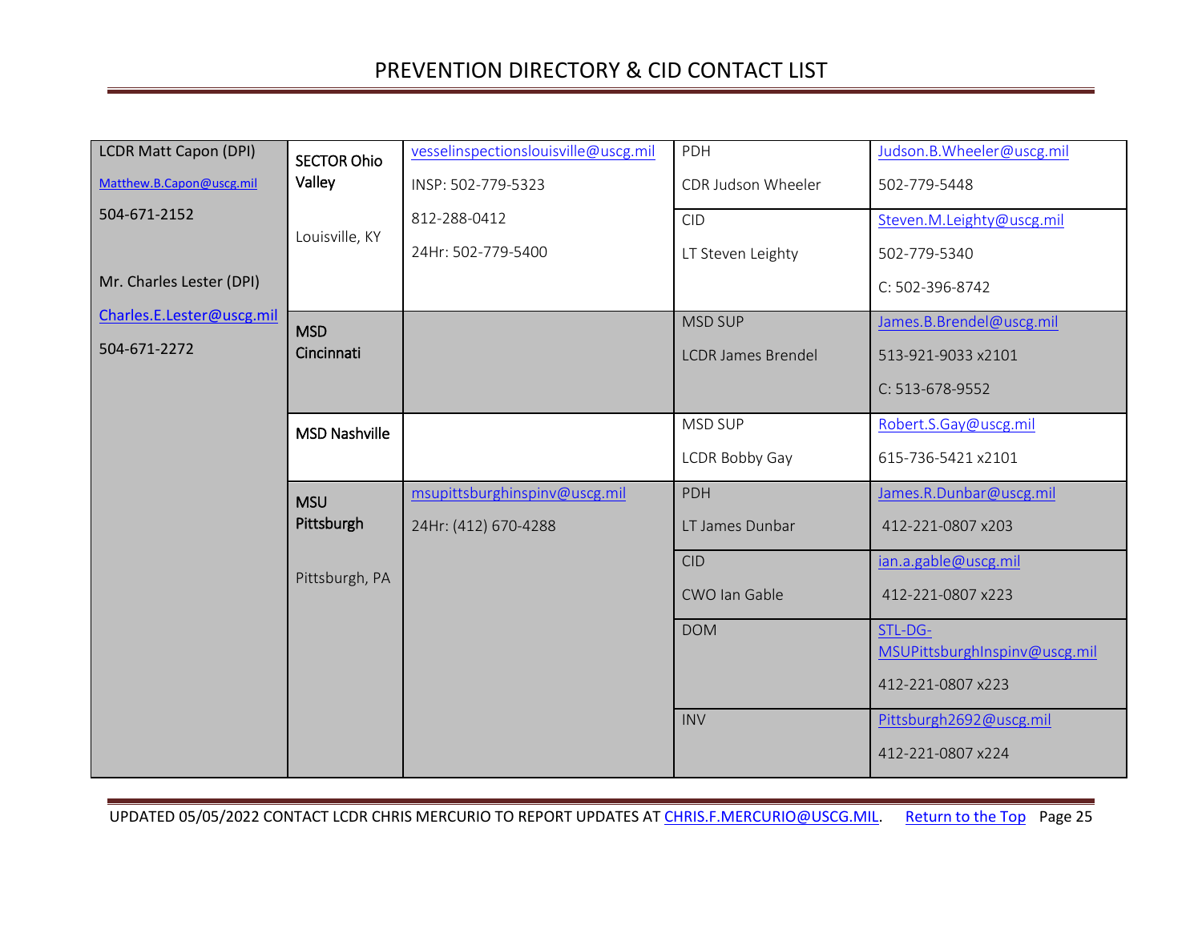| | | | | |
|---|---|---|---|---|
| LCDR Matt Capon (DPI)<br>Matthew.B.Capon@uscg.mil<br>504-671-2152<br><br>Mr. Charles Lester (DPI)<br>Charles.E.Lester@uscg.mil<br>504-671-2272 | **SECTOR Ohio Valley**<br><br>Louisville, KY | vesselinspectionslouisville@uscg.mil<br>INSP: 502-779-5323<br>812-288-0412<br>24Hr: 502-779-5400 | PDH<br>CDR Judson Wheeler | Judson.B.Wheeler@uscg.mil<br>502-779-5448 |
| | | | CID<br>LT Steven Leighty | Steven.M.Leighty@uscg.mil<br>502-779-5340<br>C: 502-396-8742 |
| | **MSD Cincinnati** | | MSD SUP<br>LCDR James Brendel | James.B.Brendel@uscg.mil<br>513-921-9033 x2101<br>C: 513-678-9552 |
| | **MSD Nashville** | | MSD SUP<br>LCDR Bobby Gay | Robert.S.Gay@uscg.mil<br>615-736-5421 x2101 |
| | **MSU Pittsburgh**<br><br>Pittsburgh, PA | msupittsburghinspinv@uscg.mil<br>24Hr: (412) 670-4288 | PDH<br>LT James Dunbar | James.R.Dunbar@uscg.mil<br>412-221-0807 x203 |
| | | | CID<br>CWO Ian Gable | ian.a.gable@uscg.mil<br>412-221-0807 x223 |
| | | | DOM | STL-DG-MSUPittsburghInspinv@uscg.mil<br>412-221-0807 x223 |
| | | | INV | Pittsburgh2692@uscg.mil<br>412-221-0807 x224 |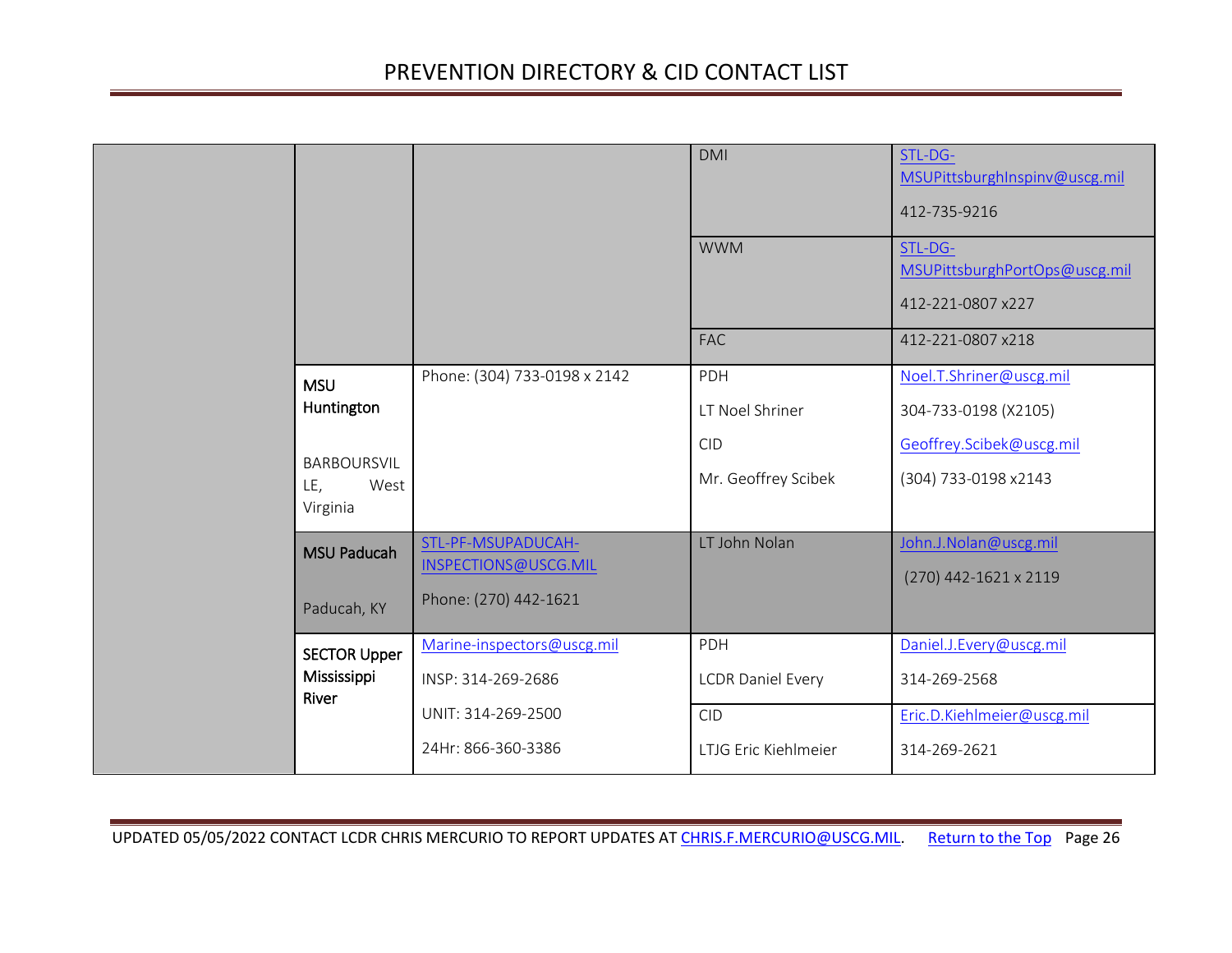# PREVENTION DIRECTORY & CID CONTACT LIST

| | | | | |
|---|---|---|---|---|
| | | | DMI | STL-DG-MSUPittsburghInspinv@uscg.mil<br>412-735-9216 |
| | | | WWM | STL-DG-MSUPittsburghPortOps@uscg.mil<br>412-221-0807 x227 |
| | | | FAC | 412-221-0807 x218 |
| | **MSU Huntington**<br><br>BARBOURSVILLE, West Virginia | Phone: (304) 733-0198 x 2142 | PDH<br>LT Noel Shriner<br>CID<br>Mr. Geoffrey Scibek | Noel.T.Shriner@uscg.mil<br>304-733-0198 (X2105)<br>Geoffrey.Scibek@uscg.mil<br>(304) 733-0198 x2143 |
| | **MSU Paducah**<br><br>Paducah, KY | STL-PF-MSUPADUCAH-INSPECTIONS@USCG.MIL<br>Phone: (270) 442-1621 | LT John Nolan | John.J.Nolan@uscg.mil<br>(270) 442-1621 x 2119 |
| | **SECTOR Upper Mississippi River** | Marine-inspectors@uscg.mil<br>INSP: 314-269-2686<br>UNIT: 314-269-2500<br>24Hr: 866-360-3386 | PDH<br>LCDR Daniel Every | Daniel.J.Every@uscg.mil<br>314-269-2568 |
| | | | CID<br>LTJG Eric Kiehlmeier | Eric.D.Kiehlmeier@uscg.mil<br>314-269-2621 |

UPDATED 05/05/2022 CONTACT LCDR CHRIS MERCURIO TO REPORT UPDATES AT CHRIS.F.MERCURIO@USCG.MIL. Return to the Top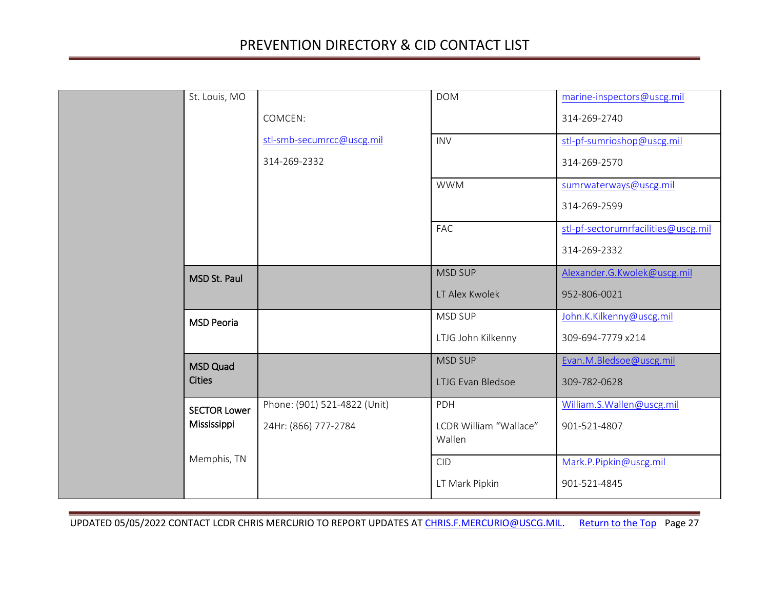| | | | | |
|---|---|---|---|---|
| | St. Louis, MO | COMCEN: stl-smb-secumrcc@uscg.mil 314-269-2332 | DOM | marine-inspectors@uscg.mil 314-269-2740 |
| | | | INV | stl-pf-sumrioshop@uscg.mil 314-269-2570 |
| | | | WWM | sumrwaterways@uscg.mil 314-269-2599 |
| | | | FAC | stl-pf-sectorumrfacilities@uscg.mil 314-269-2332 |
| | **MSD St. Paul** | | MSD SUP LT Alex Kwolek | Alexander.G.Kwolek@uscg.mil 952-806-0021 |
| | **MSD Peoria** | | MSD SUP LTJG John Kilkenny | John.K.Kilkenny@uscg.mil 309-694-7779 x214 |
| | **MSD Quad Cities** | | MSD SUP LTJG Evan Bledsoe | Evan.M.Bledsoe@uscg.mil 309-782-0628 |
| | **SECTOR Lower Mississippi** Memphis, TN | Phone: (901) 521-4822 (Unit) 24Hr: (866) 777-2784 | PDH LCDR William "Wallace" Wallen | William.S.Wallen@uscg.mil 901-521-4807 |
| | | | CID LT Mark Pipkin | Mark.P.Pipkin@uscg.mil 901-521-4845 |

UPDATED 05/05/2022 CONTACT LCDR CHRIS MERCURIO TO REPORT UPDATES AT CHRIS.F.MERCURIO@USCG.MIL. Return to the Top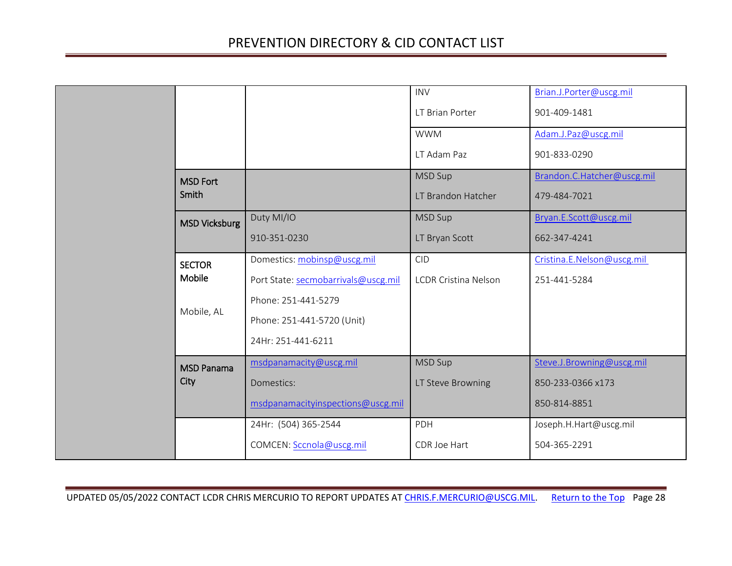| | | | | |
|---|---|---|---|---|
| | | | INV<br>LT Brian Porter | Brian.J.Porter@uscg.mil<br>901-409-1481 |
| | | | WWM<br>LT Adam Paz | Adam.J.Paz@uscg.mil<br>901-833-0290 |
| | **MSD Fort Smith** | | MSD Sup<br>LT Brandon Hatcher | Brandon.C.Hatcher@uscg.mil<br>479-484-7021 |
| | **MSD Vicksburg** | Duty MI/IO<br>910-351-0230 | MSD Sup<br>LT Bryan Scott | Bryan.E.Scott@uscg.mil<br>662-347-4241 |
| | **SECTOR Mobile**<br><br>Mobile, AL | Domestics: mobinsp@uscg.mil<br>Port State: secmobarrivals@uscg.mil<br>Phone: 251-441-5279<br>Phone: 251-441-5720 (Unit)<br>24Hr: 251-441-6211 | CID<br>LCDR Cristina Nelson | Cristina.E.Nelson@uscg.mil<br>251-441-5284 |
| | **MSD Panama City** | msdpanamacity@uscg.mil<br>Domestics:<br>msdpanamacityinspections@uscg.mil | MSD Sup<br>LT Steve Browning | Steve.J.Browning@uscg.mil<br>850-233-0366 x173<br>850-814-8851 |
| | | 24Hr: (504) 365-2544<br>COMCEN: Sccnola@uscg.mil | PDH<br>CDR Joe Hart | Joseph.H.Hart@uscg.mil<br>504-365-2291 |

UPDATED 05/05/2022 CONTACT LCDR CHRIS MERCURIO TO REPORT UPDATES AT CHRIS.F.MERCURIO@USCG.MIL. Return to the Top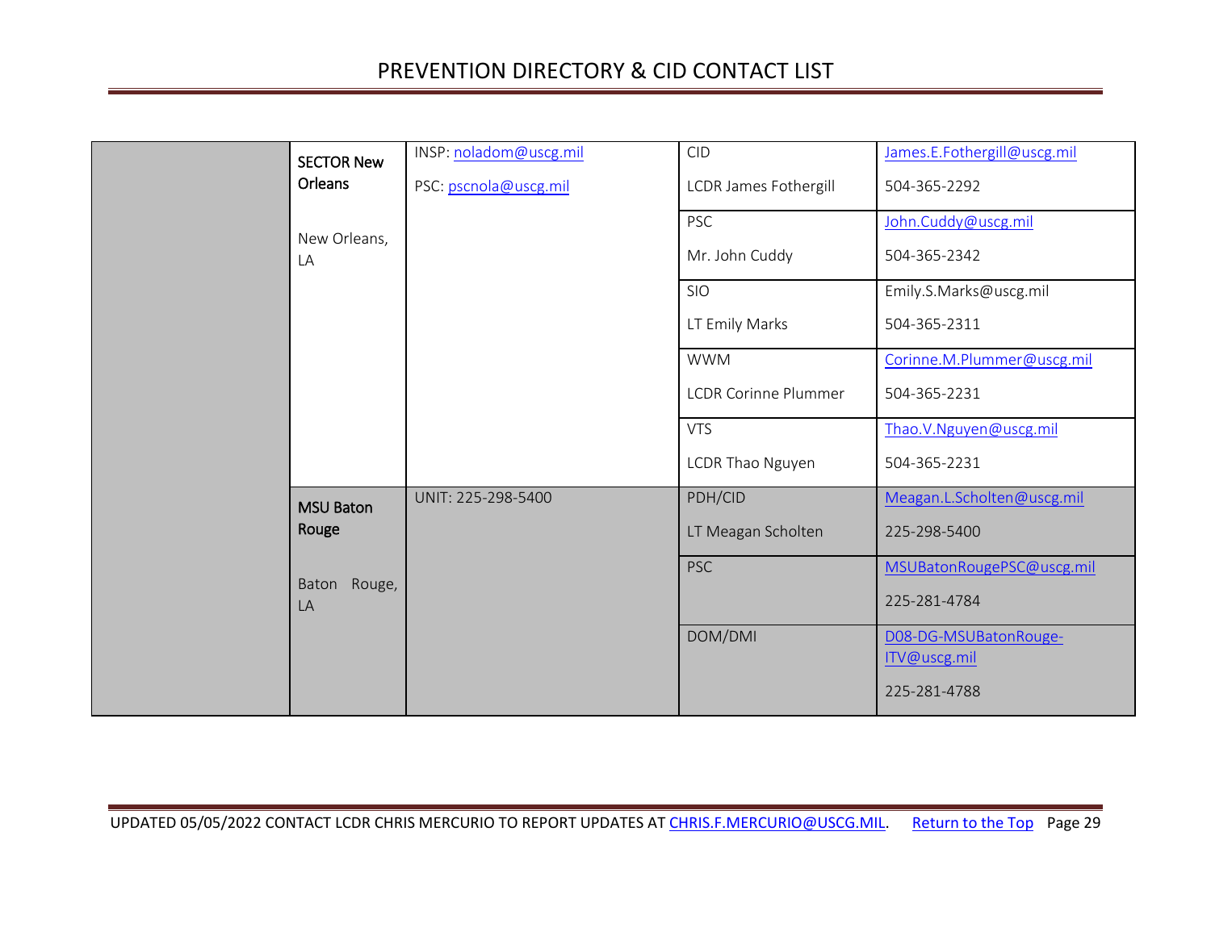| | | | | |
|---|---|---|---|---|
| | **SECTOR New Orleans**<br><br>New Orleans, LA | INSP: noladom@uscg.mil<br><br>PSC: pscnola@uscg.mil | CID<br><br>LCDR James Fothergill | James.E.Fothergill@uscg.mil<br><br>504-365-2292 |
| | | | PSC<br><br>Mr. John Cuddy | John.Cuddy@uscg.mil<br><br>504-365-2342 |
| | | | SIO<br><br>LT Emily Marks | Emily.S.Marks@uscg.mil<br><br>504-365-2311 |
| | | | WWM<br><br>LCDR Corinne Plummer | Corinne.M.Plummer@uscg.mil<br><br>504-365-2231 |
| | | | VTS<br><br>LCDR Thao Nguyen | Thao.V.Nguyen@uscg.mil<br><br>504-365-2231 |
| | **MSU Baton Rouge**<br><br>Baton Rouge, LA | UNIT: 225-298-5400 | PDH/CID<br><br>LT Meagan Scholten | Meagan.L.Scholten@uscg.mil<br><br>225-298-5400 |
| | | | PSC | MSUBatonRougePSC@uscg.mil<br><br>225-281-4784 |
| | | | DOM/DMI | D08-DG-MSUBatonRouge-ITV@uscg.mil<br><br>225-281-4788 |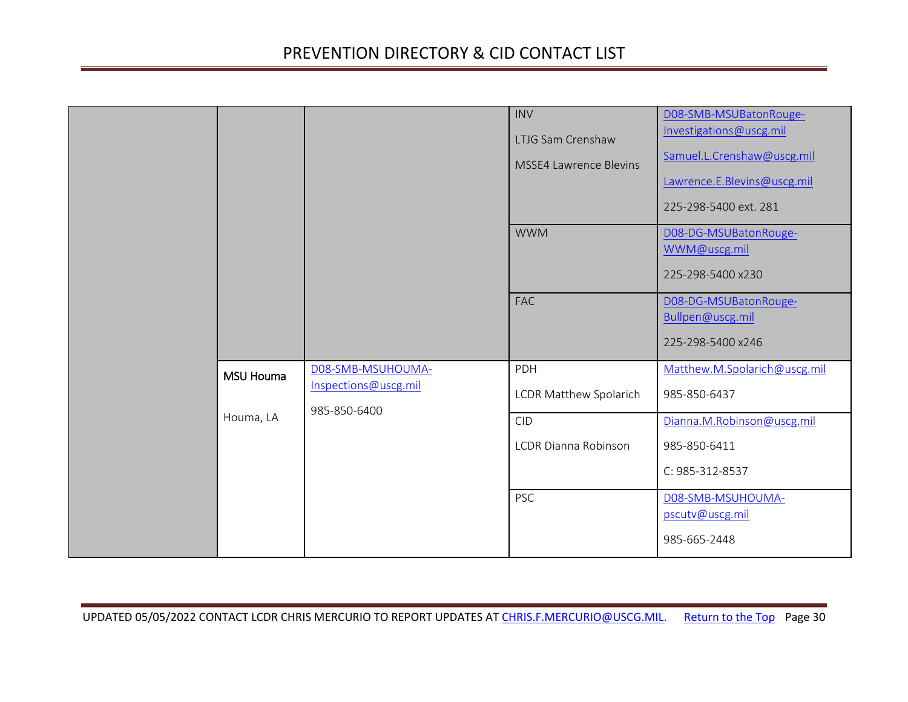# PREVENTION DIRECTORY & CID CONTACT LIST

| | | | | |
|---|---|---|---|---|
| | | | INV<br>LTJG Sam Crenshaw<br>MSSE4 Lawrence Blevins | D08-SMB-MSUBatonRouge-Investigations@uscg.mil<br>Samuel.L.Crenshaw@uscg.mil<br>Lawrence.E.Blevins@uscg.mil<br>225-298-5400 ext. 281 |
| | | | WWM | D08-DG-MSUBatonRouge-WWM@uscg.mil<br>225-298-5400 x230 |
| | | | FAC | D08-DG-MSUBatonRouge-Bullpen@uscg.mil<br>225-298-5400 x246 |
| | **MSU Houma**<br>Houma, LA | D08-SMB-MSUHOUMA-Inspections@uscg.mil<br>985-850-6400 | PDH<br>LCDR Matthew Spolarich | Matthew.M.Spolarich@uscg.mil<br>985-850-6437 |
| | | | CID<br>LCDR Dianna Robinson | Dianna.M.Robinson@uscg.mil<br>985-850-6411<br>C: 985-312-8537 |
| | | | PSC | D08-SMB-MSUHOUMA-pscutv@uscg.mil<br>985-665-2448 |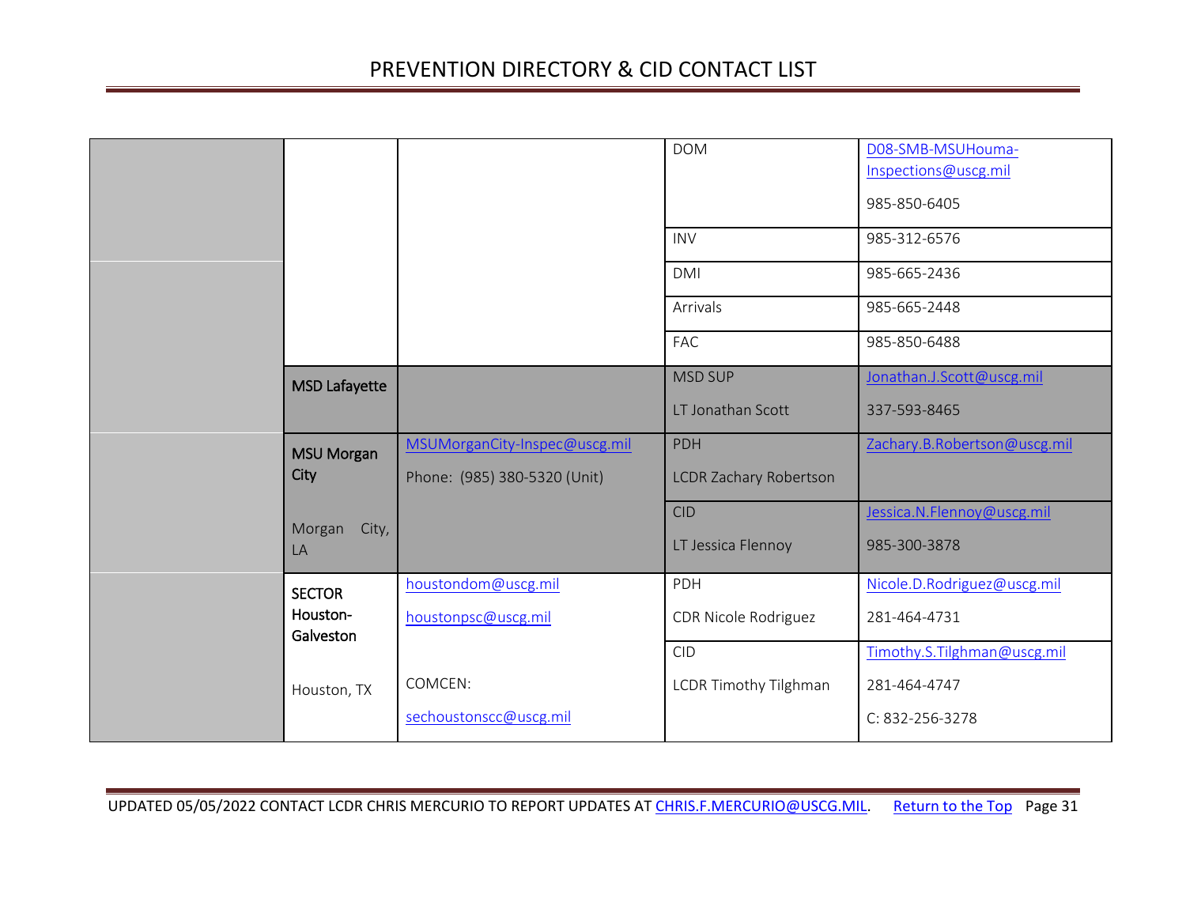| | | | | |
|---|---|---|---|---|
| | | | DOM | D08-SMB-MSUHouma-Inspections@uscg.mil<br><br>985-850-6405 |
| | | | INV | 985-312-6576 |
| | | | DMI | 985-665-2436 |
| | | | Arrivals | 985-665-2448 |
| | | | FAC | 985-850-6488 |
| | **MSD Lafayette** | | MSD SUP<br><br>LT Jonathan Scott | Jonathan.J.Scott@uscg.mil<br><br>337-593-8465 |
| | **MSU Morgan City**<br><br>Morgan City, LA | MSUMorganCity-Inspec@uscg.mil<br><br>Phone: (985) 380-5320 (Unit) | PDH<br><br>LCDR Zachary Robertson | Zachary.B.Robertson@uscg.mil |
| | | | CID<br><br>LT Jessica Flennoy | Jessica.N.Flennoy@uscg.mil<br><br>985-300-3878 |
| | **SECTOR Houston-Galveston**<br><br>Houston, TX | houstondom@uscg.mil<br><br>houstonpsc@uscg.mil<br><br>COMCEN:<br><br>sechoustonscc@uscg.mil | PDH<br><br>CDR Nicole Rodriguez | Nicole.D.Rodriguez@uscg.mil<br><br>281-464-4731 |
| | | | CID<br><br>LCDR Timothy Tilghman | Timothy.S.Tilghman@uscg.mil<br><br>281-464-4747<br><br>C: 832-256-3278 |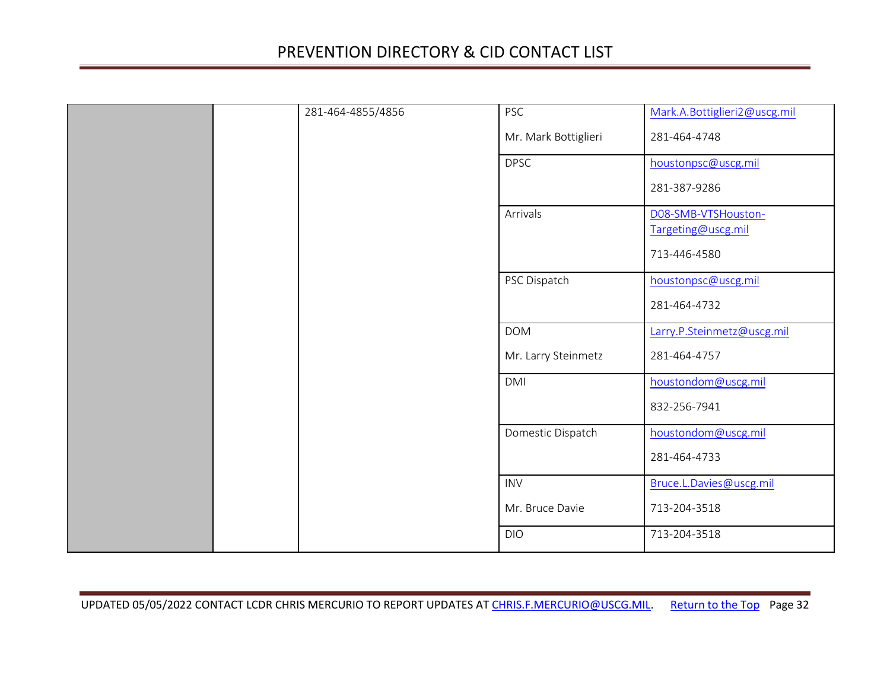| | | | | |
|---|---|---|---|---|
| | | 281-464-4855/4856 | PSC<br>Mr. Mark Bottiglieri | Mark.A.Bottiglieri2@uscg.mil<br>281-464-4748 |
| | | | DPSC | houstonpsc@uscg.mil<br>281-387-9286 |
| | | | Arrivals | D08-SMB-VTSHouston-Targeting@uscg.mil<br>713-446-4580 |
| | | | PSC Dispatch | houstonpsc@uscg.mil<br>281-464-4732 |
| | | | DOM<br>Mr. Larry Steinmetz | Larry.P.Steinmetz@uscg.mil<br>281-464-4757 |
| | | | DMI | houstondom@uscg.mil<br>832-256-7941 |
| | | | Domestic Dispatch | houstondom@uscg.mil<br>281-464-4733 |
| | | | INV<br>Mr. Bruce Davie | Bruce.L.Davies@uscg.mil<br>713-204-3518 |
| | | | DIO | 713-204-3518 |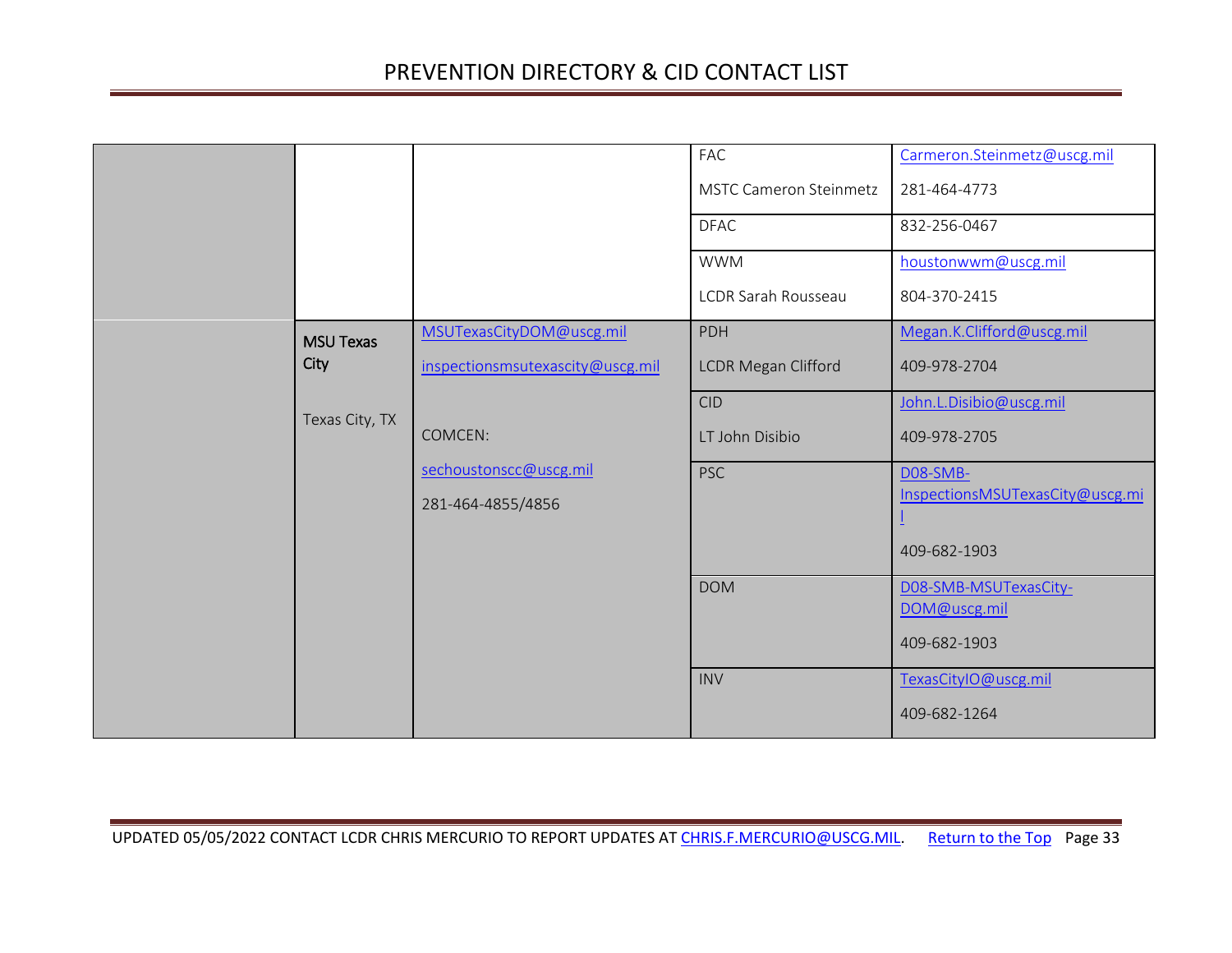| | | | | |
|---|---|---|---|---|
| | | | FAC<br>MSTC Cameron Steinmetz | Carmeron.Steinmetz@uscg.mil<br>281-464-4773 |
| | | | DFAC | 832-256-0467 |
| | | | WWM<br>LCDR Sarah Rousseau | houstonwwm@uscg.mil<br>804-370-2415 |
| | **MSU Texas City**<br><br>Texas City, TX | MSUTexasCityDOM@uscg.mil<br>inspectionsmsutexascity@uscg.mil<br><br>COMCEN:<br>sechoustonscc@uscg.mil<br>281-464-4855/4856 | PDH<br>LCDR Megan Clifford | Megan.K.Clifford@uscg.mil<br>409-978-2704 |
| | | | CID<br>LT John Disibio | John.L.Disibio@uscg.mil<br>409-978-2705 |
| | | | PSC | D08-SMB-InspectionsMSUTexasCity@uscg.mil<br>409-682-1903 |
| | | | DOM | D08-SMB-MSUTexasCity-DOM@uscg.mil<br>409-682-1903 |
| | | | INV | TexasCityIO@uscg.mil<br>409-682-1264 |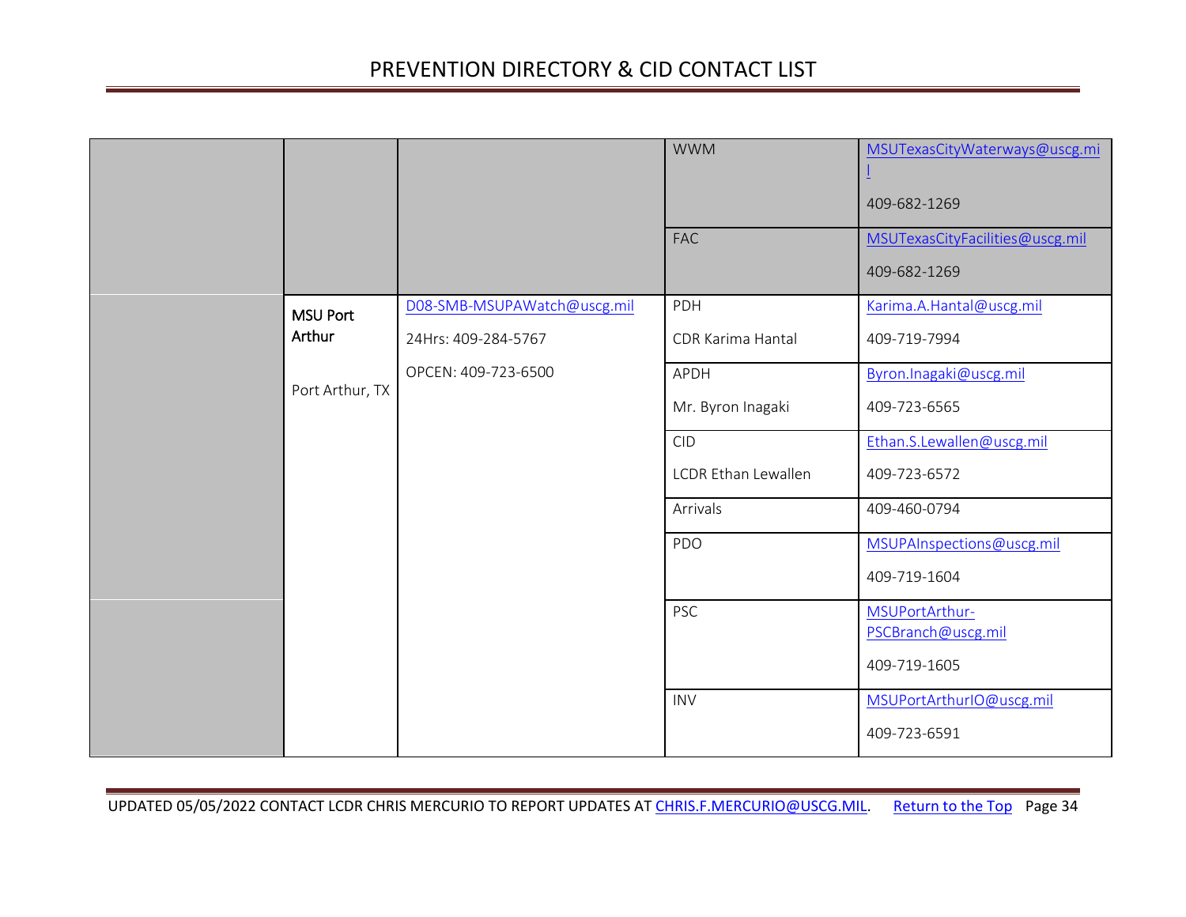# PREVENTION DIRECTORY & CID CONTACT LIST

| | | | | |
|---|---|---|---|---|
| | | | WWM | MSUTexasCityWaterways@uscg.mil<br>409-682-1269 |
| | | | FAC | MSUTexasCityFacilities@uscg.mil<br>409-682-1269 |
| | **MSU Port Arthur**<br>Port Arthur, TX | D08-SMB-MSUPAWatch@uscg.mil<br>24Hrs: 409-284-5767<br>OPCEN: 409-723-6500 | PDH<br>CDR Karima Hantal | Karima.A.Hantal@uscg.mil<br>409-719-7994 |
| | | | APDH<br>Mr. Byron Inagaki | Byron.Inagaki@uscg.mil<br>409-723-6565 |
| | | | CID<br>LCDR Ethan Lewallen | Ethan.S.Lewallen@uscg.mil<br>409-723-6572 |
| | | | Arrivals | 409-460-0794 |
| | | | PDO | MSUPAInspections@uscg.mil<br>409-719-1604 |
| | | | PSC | MSUPortArthur-PSCBranch@uscg.mil<br>409-719-1605 |
| | | | INV | MSUPortArthurIO@uscg.mil<br>409-723-6591 |

UPDATED 05/05/2022 CONTACT LCDR CHRIS MERCURIO TO REPORT UPDATES AT CHRIS.F.MERCURIO@USCG.MIL. Return to the Top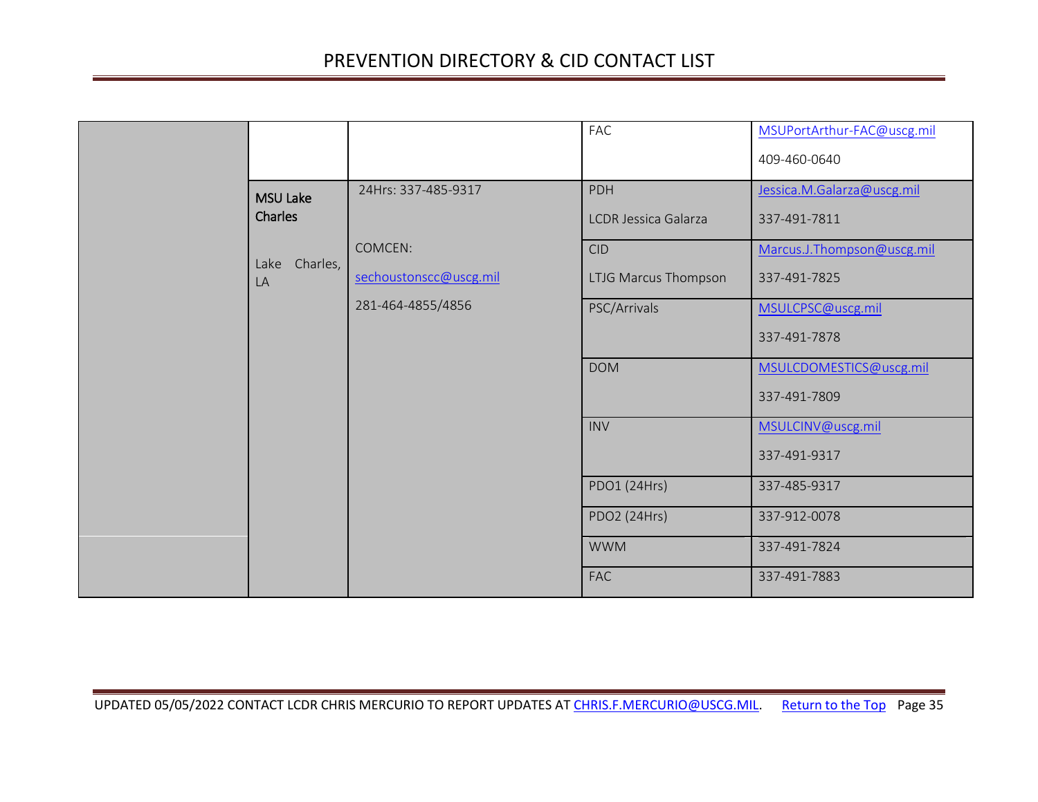| | | | | |
|---|---|---|---|---|
| | | | FAC | MSUPortArthur-FAC@uscg.mil<br>409-460-0640 |
| | MSU Lake Charles<br><br>Lake Charles, LA | 24Hrs: 337-485-9317<br><br>COMCEN:<br>sechoustonscc@uscg.mil<br>281-464-4855/4856 | PDH<br>LCDR Jessica Galarza | Jessica.M.Galarza@uscg.mil<br>337-491-7811 |
| | | | CID<br>LTJG Marcus Thompson | Marcus.J.Thompson@uscg.mil<br>337-491-7825 |
| | | | PSC/Arrivals | MSULCPSC@uscg.mil<br>337-491-7878 |
| | | | DOM | MSULCDOMESTICS@uscg.mil<br>337-491-7809 |
| | | | INV | MSULCINV@uscg.mil<br>337-491-9317 |
| | | | PDO1 (24Hrs) | 337-485-9317 |
| | | | PDO2 (24Hrs) | 337-912-0078 |
| | | | WWM | 337-491-7824 |
| | | | FAC | 337-491-7883 |

UPDATED 05/05/2022 CONTACT LCDR CHRIS MERCURIO TO REPORT UPDATES AT CHRIS.F.MERCURIO@USCG.MIL. Return to the Top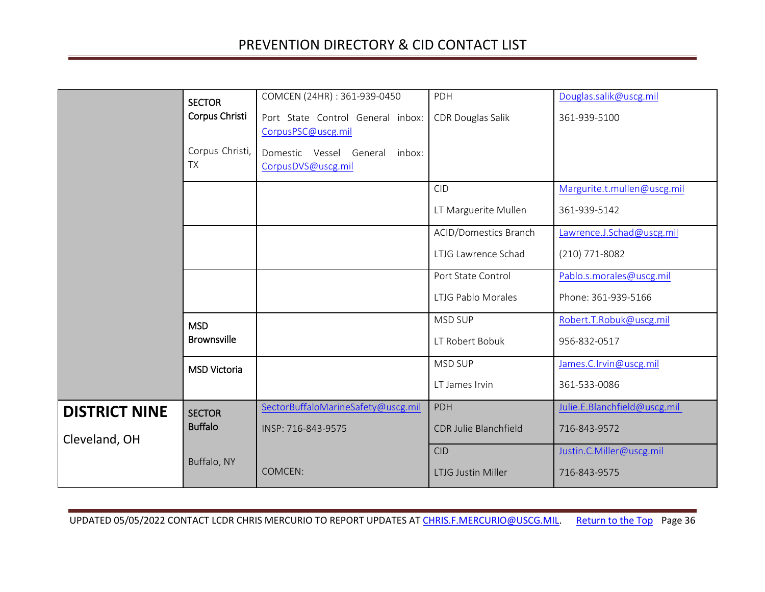| | | | | |
|---|---|---|---|---|
| | **SECTOR Corpus Christi**<br><br>Corpus Christi, TX | COMCEN (24HR) : 361-939-0450<br><br>Port State Control General inbox: CorpusPSC@uscg.mil<br><br>Domestic Vessel General inbox: CorpusDVS@uscg.mil | PDH<br><br>CDR Douglas Salik | Douglas.salik@uscg.mil<br><br>361-939-5100 |
| | | | CID<br><br>LT Marguerite Mullen | Margurite.t.mullen@uscg.mil<br><br>361-939-5142 |
| | | | ACID/Domestics Branch<br><br>LTJG Lawrence Schad | Lawrence.J.Schad@uscg.mil<br><br>(210) 771-8082 |
| | | | Port State Control<br><br>LTJG Pablo Morales | Pablo.s.morales@uscg.mil<br><br>Phone: 361-939-5166 |
| | **MSD Brownsville** | | MSD SUP<br><br>LT Robert Bobuk | Robert.T.Robuk@uscg.mil<br><br>956-832-0517 |
| | **MSD Victoria** | | MSD SUP<br><br>LT James Irvin | James.C.Irvin@uscg.mil<br><br>361-533-0086 |
| **DISTRICT NINE**<br><br>Cleveland, OH | **SECTOR Buffalo**<br><br>Buffalo, NY | SectorBuffaloMarineSafety@uscg.mil<br><br>INSP: 716-843-9575<br><br>COMCEN: | PDH<br><br>CDR Julie Blanchfield | Julie.E.Blanchfield@uscg.mil<br><br>716-843-9572 |
| | | | CID<br><br>LTJG Justin Miller | Justin.C.Miller@uscg.mil<br><br>716-843-9575 |

UPDATED 05/05/2022 CONTACT LCDR CHRIS MERCURIO TO REPORT UPDATES AT CHRIS.F.MERCURIO@USCG.MIL. Return to the Top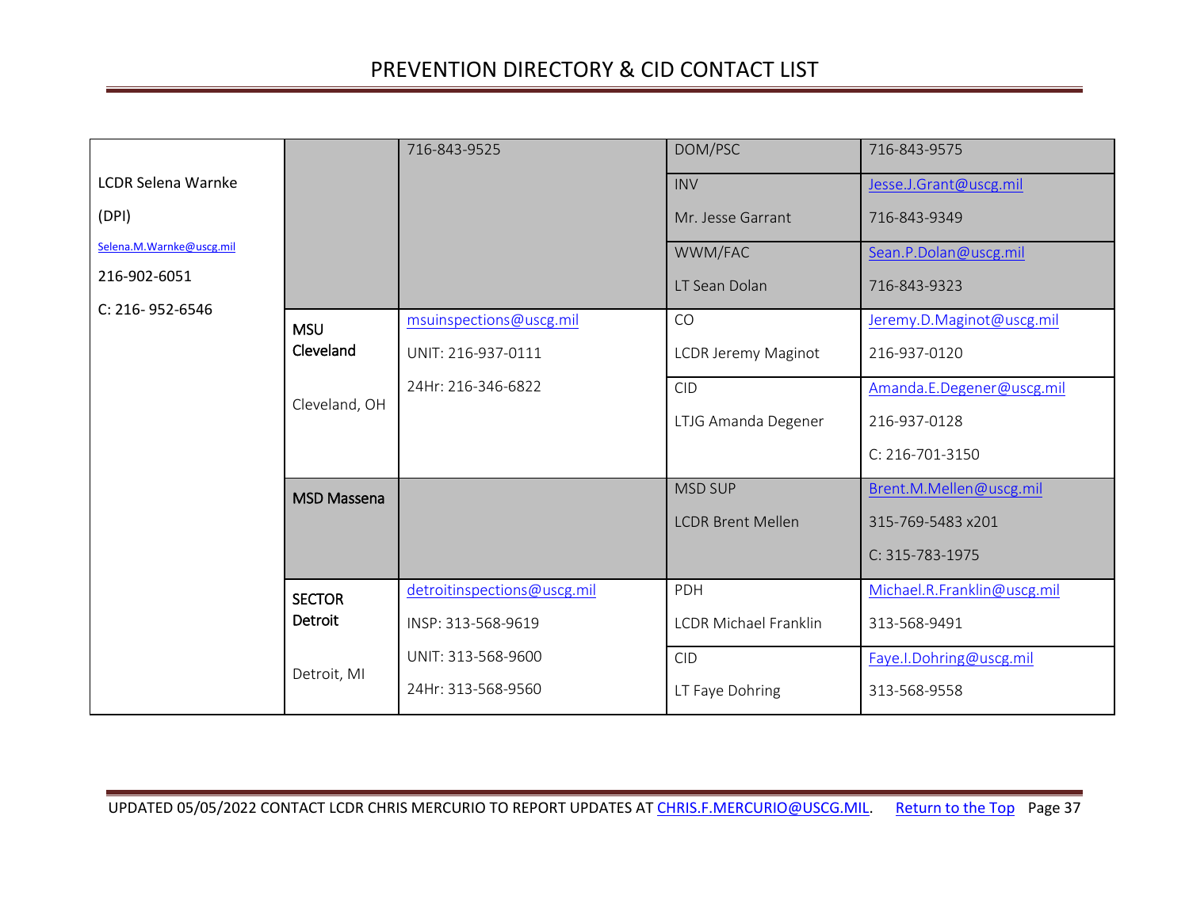| | | | | |
|---|---|---|---|---|
| LCDR Selena Warnke<br>(DPI)<br>Selena.M.Warnke@uscg.mil<br>216-902-6051<br>C: 216- 952-6546 | | 716-843-9525 | DOM/PSC | 716-843-9575 |
| | | | INV<br>Mr. Jesse Garrant | Jesse.J.Grant@uscg.mil<br>716-843-9349 |
| | | | WWM/FAC<br>LT Sean Dolan | Sean.P.Dolan@uscg.mil<br>716-843-9323 |
| | **MSU Cleveland**<br>Cleveland, OH | msuinspections@uscg.mil<br>UNIT: 216-937-0111<br>24Hr: 216-346-6822 | CO<br>LCDR Jeremy Maginot | Jeremy.D.Maginot@uscg.mil<br>216-937-0120 |
| | | | CID<br>LTJG Amanda Degener | Amanda.E.Degener@uscg.mil<br>216-937-0128<br>C: 216-701-3150 |
| | **MSD Massena** | | MSD SUP<br>LCDR Brent Mellen | Brent.M.Mellen@uscg.mil<br>315-769-5483 x201<br>C: 315-783-1975 |
| | **SECTOR Detroit**<br>Detroit, MI | detroitinspections@uscg.mil<br>INSP: 313-568-9619<br>UNIT: 313-568-9600<br>24Hr: 313-568-9560 | PDH<br>LCDR Michael Franklin | Michael.R.Franklin@uscg.mil<br>313-568-9491 |
| | | | CID<br>LT Faye Dohring | Faye.I.Dohring@uscg.mil<br>313-568-9558 |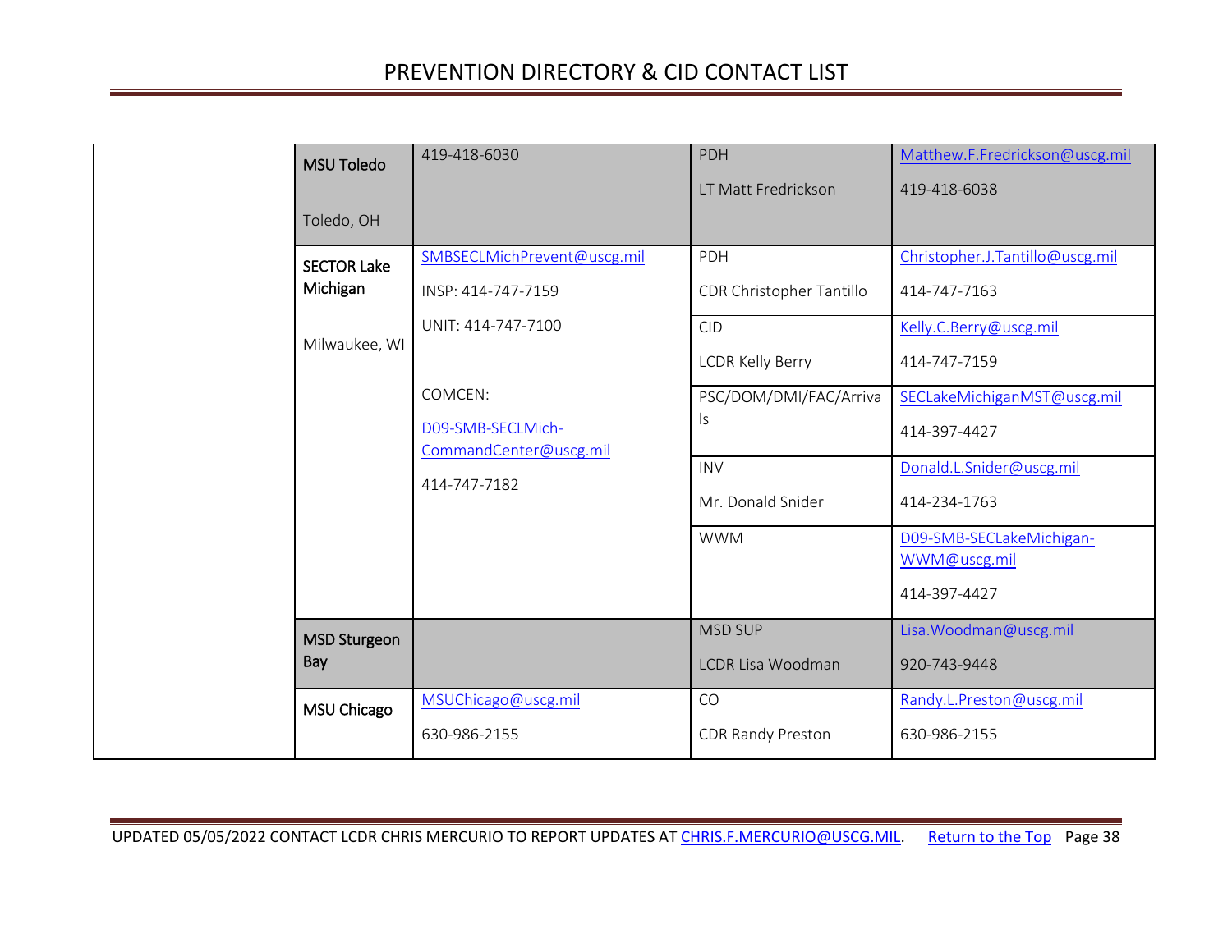| | | | | |
|---|---|---|---|---|
| | **MSU Toledo**<br><br>Toledo, OH | 419-418-6030 | PDH<br>LT Matt Fredrickson | Matthew.F.Fredrickson@uscg.mil<br>419-418-6038 |
| | **SECTOR Lake Michigan**<br><br>Milwaukee, WI | SMBSECLMichPrevent@uscg.mil<br>INSP: 414-747-7159<br>UNIT: 414-747-7100<br><br>COMCEN:<br>D09-SMB-SECLMich-CommandCenter@uscg.mil<br>414-747-7182 | PDH<br>CDR Christopher Tantillo | Christopher.J.Tantillo@uscg.mil<br>414-747-7163 |
| | | | CID<br>LCDR Kelly Berry | Kelly.C.Berry@uscg.mil<br>414-747-7159 |
| | | | PSC/DOM/DMI/FAC/Arrivals | SECLakeMichiganMST@uscg.mil<br>414-397-4427 |
| | | | INV<br>Mr. Donald Snider | Donald.L.Snider@uscg.mil<br>414-234-1763 |
| | | | WWM | D09-SMB-SECLakeMichigan-WWM@uscg.mil<br>414-397-4427 |
| | **MSD Sturgeon Bay** | | MSD SUP<br>LCDR Lisa Woodman | Lisa.Woodman@uscg.mil<br>920-743-9448 |
| | **MSU Chicago** | MSUChicago@uscg.mil<br>630-986-2155 | CO<br>CDR Randy Preston | Randy.L.Preston@uscg.mil<br>630-986-2155 |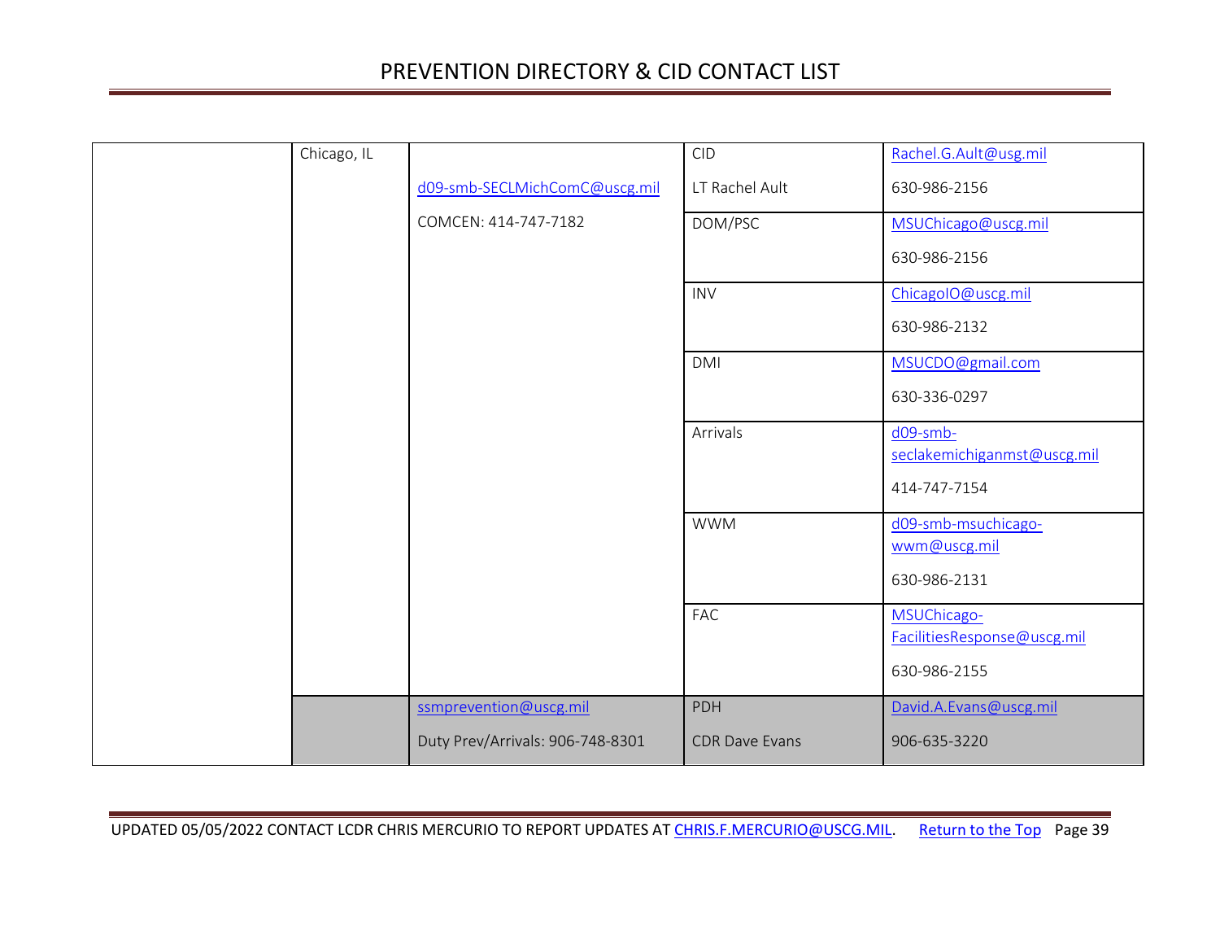| | | | | |
|---|---|---|---|---|
| | Chicago, IL | d09-smb-SECLMichComC@uscg.mil<br>COMCEN: 414-747-7182 | CID<br>LT Rachel Ault | Rachel.G.Ault@usg.mil<br>630-986-2156 |
| | | | DOM/PSC | MSUChicago@uscg.mil<br>630-986-2156 |
| | | | INV | ChicagoIO@uscg.mil<br>630-986-2132 |
| | | | DMI | MSUCDO@gmail.com<br>630-336-0297 |
| | | | Arrivals | d09-smb-seclakemichiganmst@uscg.mil<br>414-747-7154 |
| | | | WWM | d09-smb-msuchicago-wwm@uscg.mil<br>630-986-2131 |
| | | | FAC | MSUChicago-FacilitiesResponse@uscg.mil<br>630-986-2155 |
| | | ssmprevention@uscg.mil<br>Duty Prev/Arrivals: 906-748-8301 | PDH<br>CDR Dave Evans | David.A.Evans@uscg.mil<br>906-635-3220 |

UPDATED 05/05/2022 CONTACT LCDR CHRIS MERCURIO TO REPORT UPDATES AT CHRIS.F.MERCURIO@USCG.MIL. Return to the Top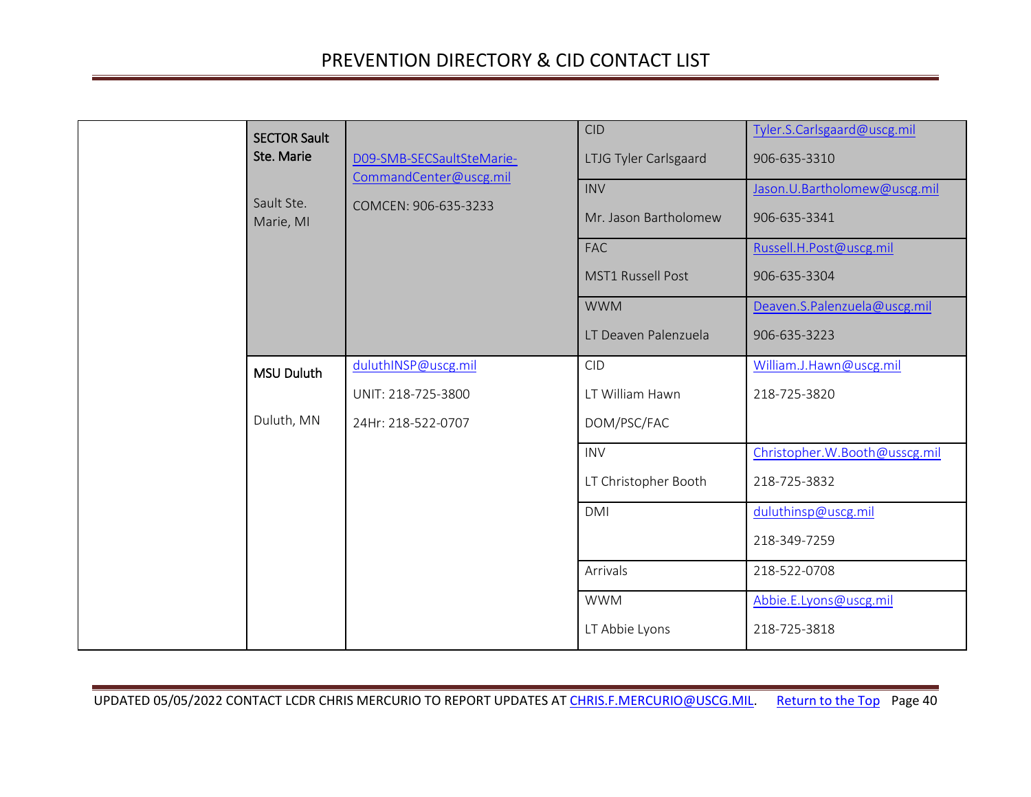| | | | | |
|---|---|---|---|---|
| | **SECTOR Sault Ste. Marie**<br><br>Sault Ste. Marie, MI | D09-SMB-SECSaultSteMarie-CommandCenter@uscg.mil<br><br>COMCEN: 906-635-3233 | CID<br><br>LTJG Tyler Carlsgaard | Tyler.S.Carlsgaard@uscg.mil<br><br>906-635-3310 |
| | | | INV<br><br>Mr. Jason Bartholomew | Jason.U.Bartholomew@uscg.mil<br><br>906-635-3341 |
| | | | FAC<br><br>MST1 Russell Post | Russell.H.Post@uscg.mil<br><br>906-635-3304 |
| | | | WWM<br><br>LT Deaven Palenzuela | Deaven.S.Palenzuela@uscg.mil<br><br>906-635-3223 |
| | **MSU Duluth**<br><br>Duluth, MN | duluthINSP@uscg.mil<br><br>UNIT: 218-725-3800<br><br>24Hr: 218-522-0707 | CID<br><br>LT William Hawn<br><br>DOM/PSC/FAC | William.J.Hawn@uscg.mil<br><br>218-725-3820 |
| | | | INV<br><br>LT Christopher Booth | Christopher.W.Booth@usscg.mil<br><br>218-725-3832 |
| | | | DMI | duluthinsp@uscg.mil<br><br>218-349-7259 |
| | | | Arrivals | 218-522-0708 |
| | | | WWM<br><br>LT Abbie Lyons | Abbie.E.Lyons@uscg.mil<br><br>218-725-3818 |

UPDATED 05/05/2022 CONTACT LCDR CHRIS MERCURIO TO REPORT UPDATES AT CHRIS.F.MERCURIO@USCG.MIL. Return to the Top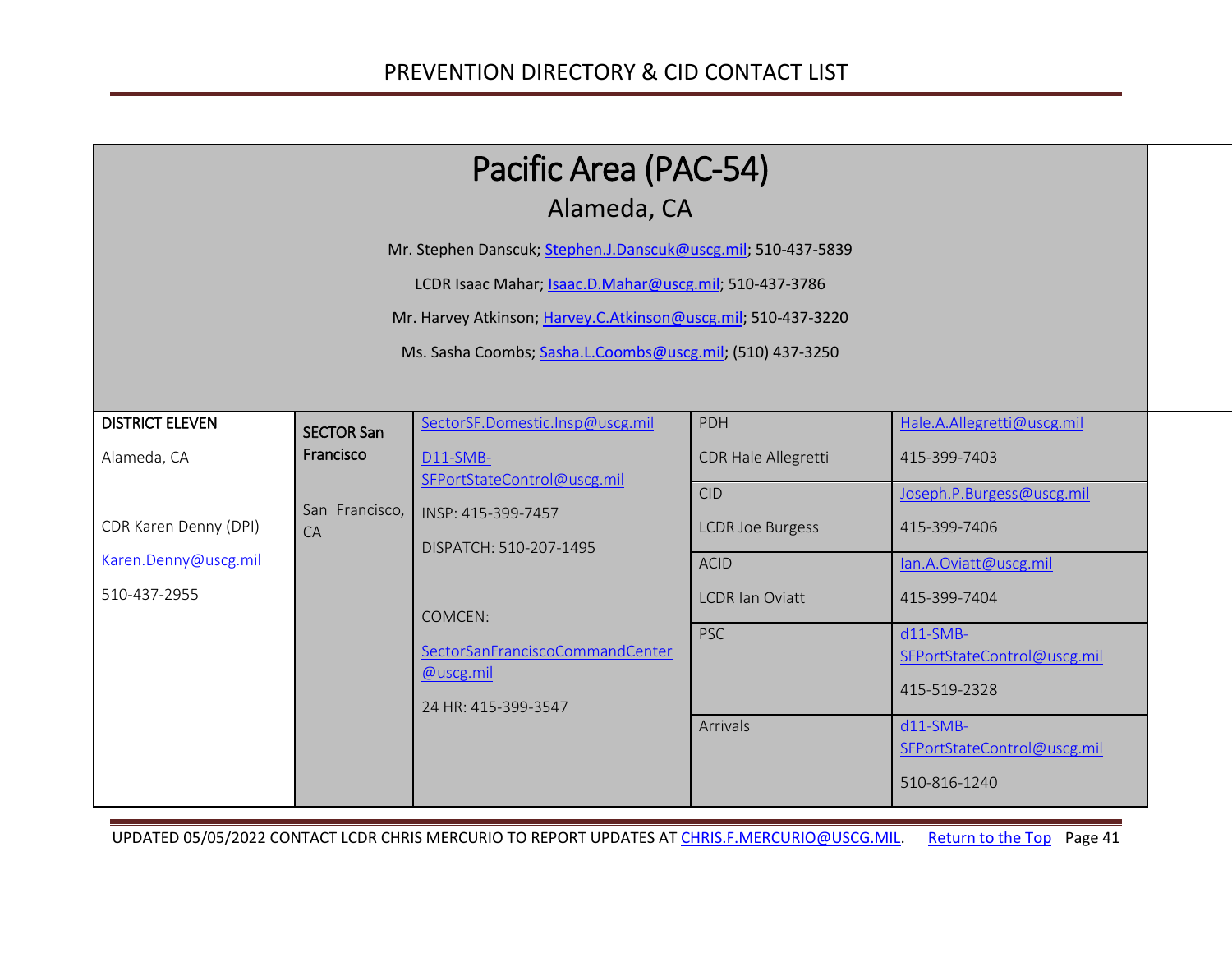# Pacific Area (PAC-54)

## Alameda, CA

Mr. Stephen Danscuk; Stephen.J.Danscuk@uscg.mil; 510-437-5839

LCDR Isaac Mahar; Isaac.D.Mahar@uscg.mil; 510-437-3786

Mr. Harvey Atkinson; Harvey.C.Atkinson@uscg.mil; 510-437-3220

Ms. Sasha Coombs; Sasha.L.Coombs@uscg.mil; (510) 437-3250

| DISTRICT ELEVEN | SECTOR San Francisco | | | |
|---|---|---|---|---|
| Alameda, CA<br><br>CDR Karen Denny (DPI)<br>Karen.Denny@uscg.mil<br>510-437-2955 | San Francisco, CA | SectorSF.Domestic.Insp@uscg.mil<br>D11-SMB-SFPortStateControl@uscg.mil<br>INSP: 415-399-7457<br>DISPATCH: 510-207-1495<br><br>COMCEN:<br>SectorSanFranciscoCommandCenter@uscg.mil<br>24 HR: 415-399-3547 | PDH<br>CDR Hale Allegretti | Hale.A.Allegretti@uscg.mil<br>415-399-7403 |
| | | | CID<br>LCDR Joe Burgess | Joseph.P.Burgess@uscg.mil<br>415-399-7406 |
| | | | ACID<br>LCDR Ian Oviatt | Ian.A.Oviatt@uscg.mil<br>415-399-7404 |
| | | | PSC | d11-SMB-SFPortStateControl@uscg.mil<br>415-519-2328 |
| | | | Arrivals | d11-SMB-SFPortStateControl@uscg.mil<br>510-816-1240 |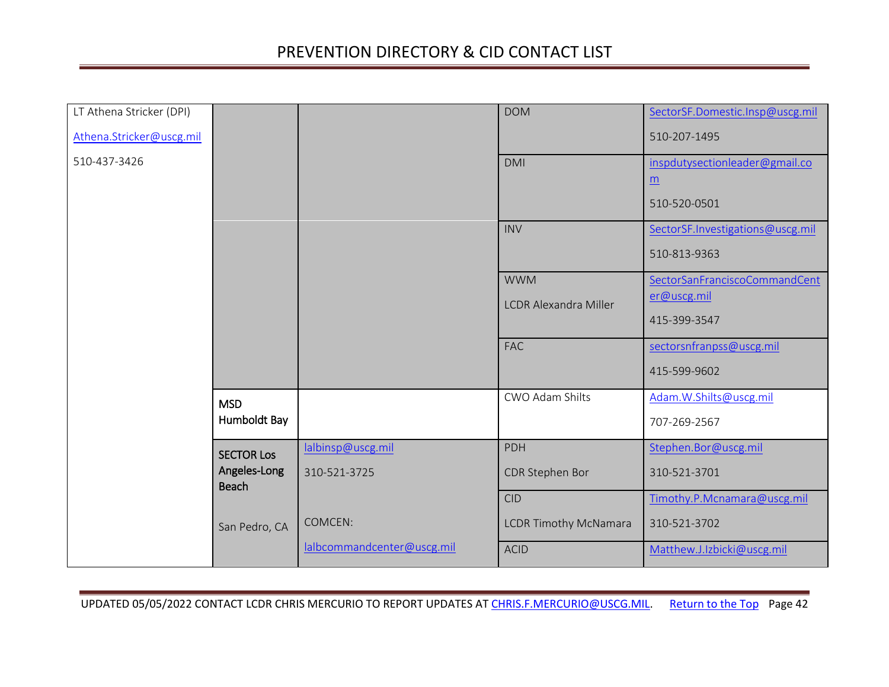| | | | | |
|---|---|---|---|---|
| LT Athena Stricker (DPI)<br>Athena.Stricker@uscg.mil<br>510-437-3426 | | | DOM | SectorSF.Domestic.Insp@uscg.mil<br>510-207-1495 |
| | | | DMI | inspdutysectionleader@gmail.com<br>510-520-0501 |
| | | | INV | SectorSF.Investigations@uscg.mil<br>510-813-9363 |
| | | | WWM<br>LCDR Alexandra Miller | SectorSanFranciscoCommandCenter@uscg.mil<br>415-399-3547 |
| | | | FAC | sectorsnfranpss@uscg.mil<br>415-599-9602 |
| | **MSD Humboldt Bay** | | CWO Adam Shilts | Adam.W.Shilts@uscg.mil<br>707-269-2567 |
| | **SECTOR Los Angeles-Long Beach**<br>San Pedro, CA | lalbinsp@uscg.mil<br>310-521-3725<br>COMCEN:<br>lalbcommandcenter@uscg.mil | PDH<br>CDR Stephen Bor | Stephen.Bor@uscg.mil<br>310-521-3701 |
| | | | CID<br>LCDR Timothy McNamara | Timothy.P.Mcnamara@uscg.mil<br>310-521-3702 |
| | | | ACID | Matthew.J.Izbicki@uscg.mil |

UPDATED 05/05/2022 CONTACT LCDR CHRIS MERCURIO TO REPORT UPDATES AT CHRIS.F.MERCURIO@USCG.MIL. Return to the Top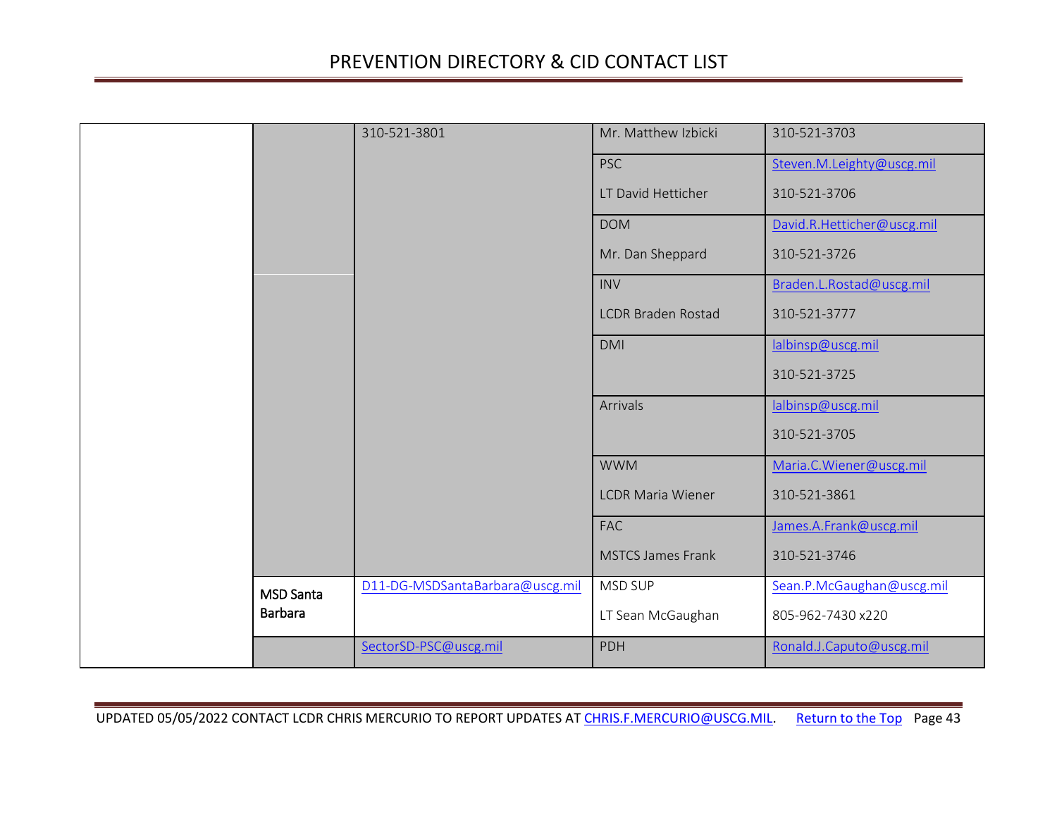| | | | | |
|---|---|---|---|---|
| | | 310-521-3801 | Mr. Matthew Izbicki | 310-521-3703 |
| | | | PSC<br>LT David Hetticher | Steven.M.Leighty@uscg.mil<br>310-521-3706 |
| | | | DOM<br>Mr. Dan Sheppard | David.R.Hetticher@uscg.mil<br>310-521-3726 |
| | | | INV<br>LCDR Braden Rostad | Braden.L.Rostad@uscg.mil<br>310-521-3777 |
| | | | DMI | lalbinsp@uscg.mil<br>310-521-3725 |
| | | | Arrivals | lalbinsp@uscg.mil<br>310-521-3705 |
| | | | WWM<br>LCDR Maria Wiener | Maria.C.Wiener@uscg.mil<br>310-521-3861 |
| | | | FAC<br>MSTCS James Frank | James.A.Frank@uscg.mil<br>310-521-3746 |
| | **MSD Santa Barbara** | D11-DG-MSDSantaBarbara@uscg.mil | MSD SUP<br>LT Sean McGaughan | Sean.P.McGaughan@uscg.mil<br>805-962-7430 x220 |
| | | SectorSD-PSC@uscg.mil | PDH | Ronald.J.Caputo@uscg.mil |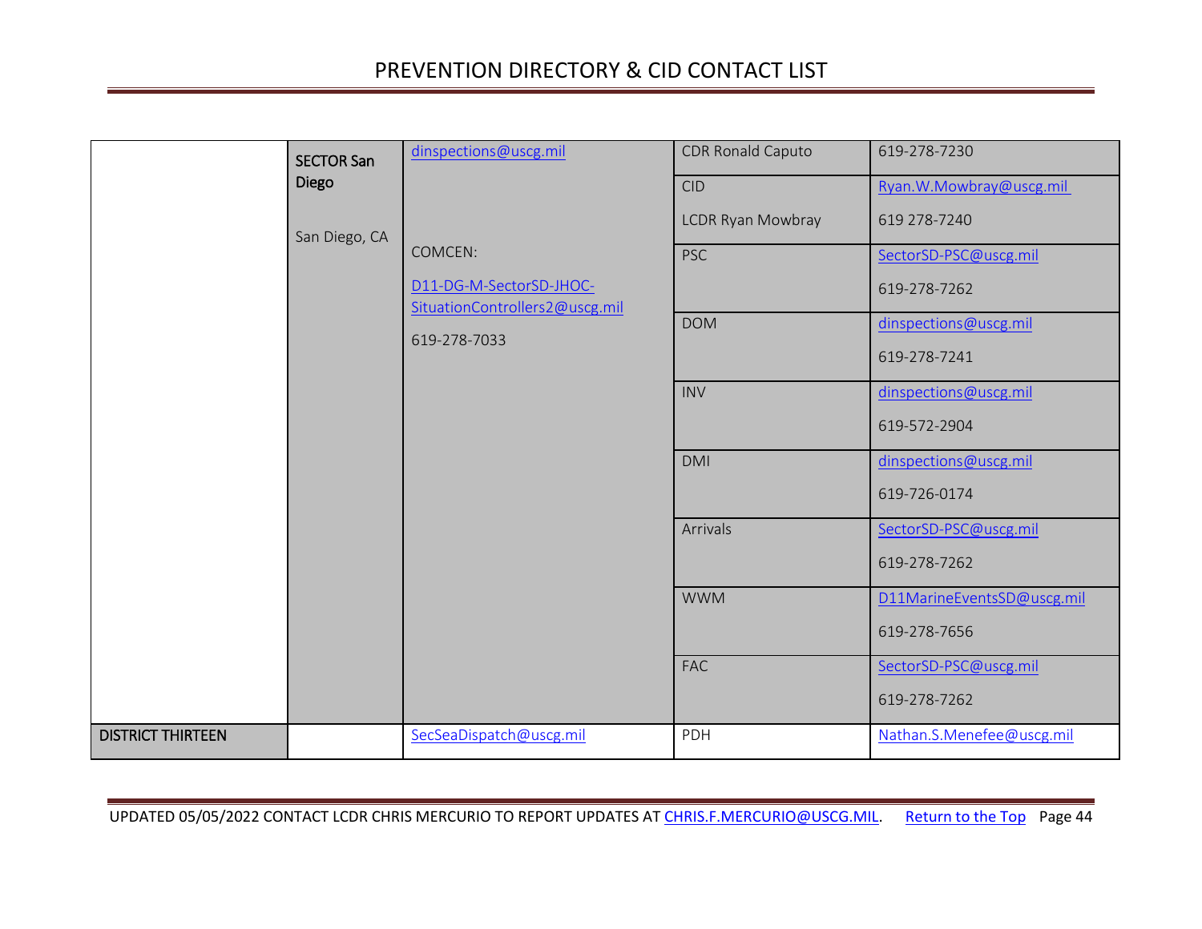| | | | | |
|---|---|---|---|---|
| | **SECTOR San Diego**<br><br>San Diego, CA | dinspections@uscg.mil<br><br>COMCEN:<br>D11-DG-M-SectorSD-JHOC-SituationControllers2@uscg.mil<br>619-278-7033 | CDR Ronald Caputo | 619-278-7230 |
| | | | CID<br>LCDR Ryan Mowbray | Ryan.W.Mowbray@uscg.mil<br>619 278-7240 |
| | | | PSC | SectorSD-PSC@uscg.mil<br>619-278-7262 |
| | | | DOM | dinspections@uscg.mil<br>619-278-7241 |
| | | | INV | dinspections@uscg.mil<br>619-572-2904 |
| | | | DMI | dinspections@uscg.mil<br>619-726-0174 |
| | | | Arrivals | SectorSD-PSC@uscg.mil<br>619-278-7262 |
| | | | WWM | D11MarineEventsSD@uscg.mil<br>619-278-7656 |
| | | | FAC | SectorSD-PSC@uscg.mil<br>619-278-7262 |
| **DISTRICT THIRTEEN** | | SecSeaDispatch@uscg.mil | PDH | Nathan.S.Menefee@uscg.mil |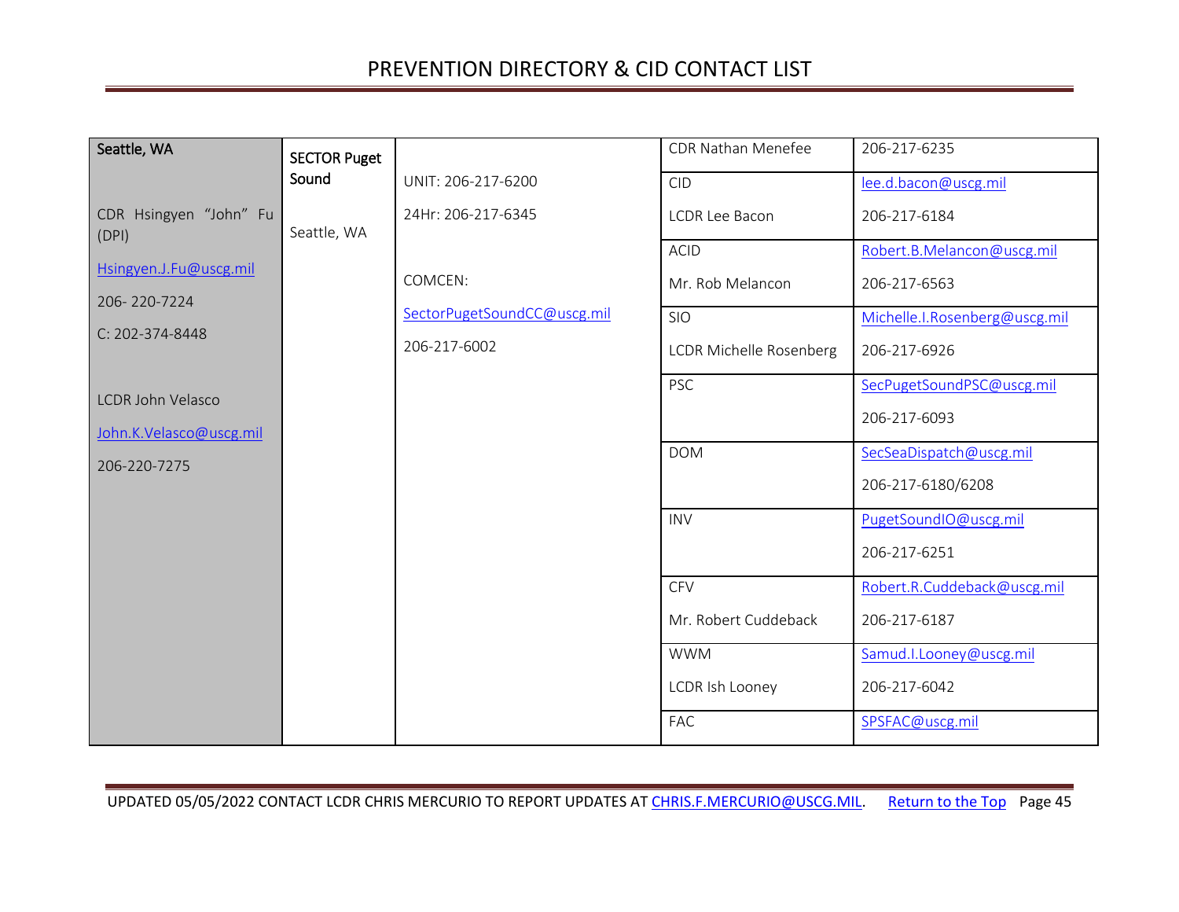# PREVENTION DIRECTORY & CID CONTACT LIST

| Seattle, WA | SECTOR Puget Sound | | | |
|---|---|---|---|---|
| CDR Hsingyen "John" Fu (DPI)<br>Hsingyen.J.Fu@uscg.mil<br>206- 220-7224<br>C: 202-374-8448<br><br>LCDR John Velasco<br>John.K.Velasco@uscg.mil<br>206-220-7275 | Seattle, WA | UNIT: 206-217-6200<br>24Hr: 206-217-6345<br><br>COMCEN:<br>SectorPugetSoundCC@uscg.mil<br>206-217-6002 | CDR Nathan Menefee | 206-217-6235 |
| | | | CID<br>LCDR Lee Bacon | lee.d.bacon@uscg.mil<br>206-217-6184 |
| | | | ACID<br>Mr. Rob Melancon | Robert.B.Melancon@uscg.mil<br>206-217-6563 |
| | | | SIO<br>LCDR Michelle Rosenberg | Michelle.I.Rosenberg@uscg.mil<br>206-217-6926 |
| | | | PSC | SecPugetSoundPSC@uscg.mil<br>206-217-6093 |
| | | | DOM | SecSeaDispatch@uscg.mil<br>206-217-6180/6208 |
| | | | INV | PugetSoundIO@uscg.mil<br>206-217-6251 |
| | | | CFV<br>Mr. Robert Cuddeback | Robert.R.Cuddeback@uscg.mil<br>206-217-6187 |
| | | | WWM<br>LCDR Ish Looney | Samud.I.Looney@uscg.mil<br>206-217-6042 |
| | | | FAC | SPSFAC@uscg.mil |

UPDATED 05/05/2022 CONTACT LCDR CHRIS MERCURIO TO REPORT UPDATES AT CHRIS.F.MERCURIO@USCG.MIL. Return to the Top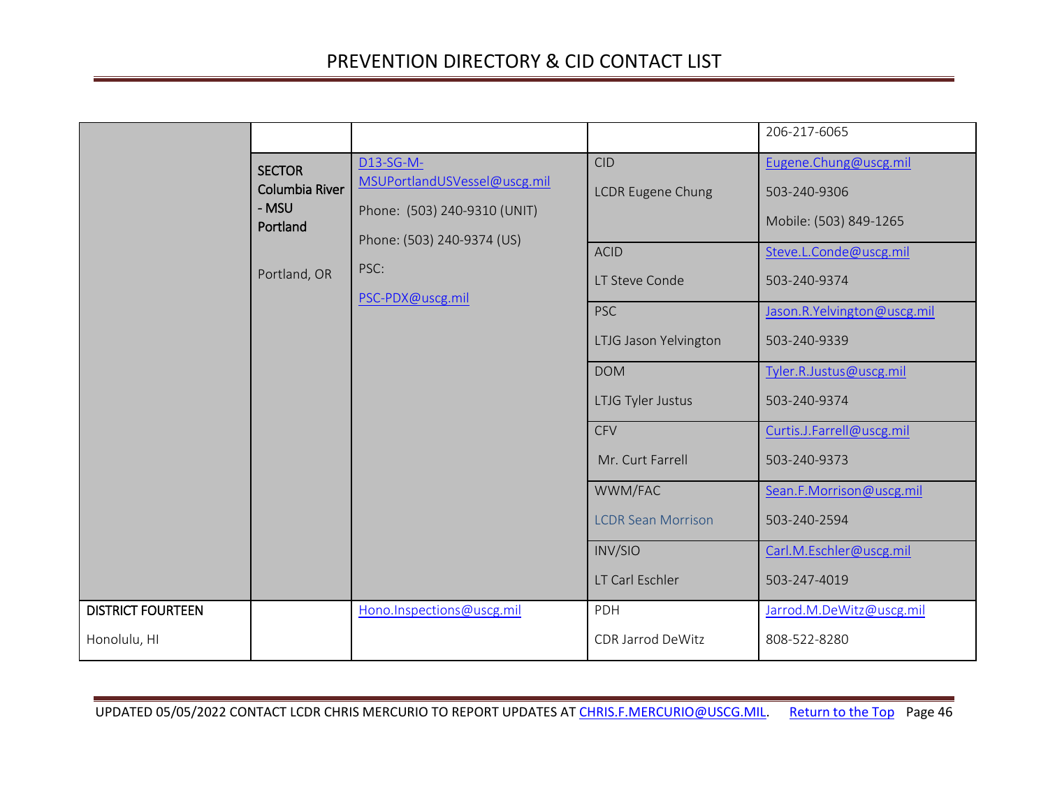| | | | | |
|---|---|---|---|---|
| | | | | 206-217-6065 |
| | **SECTOR Columbia River - MSU Portland**<br><br>Portland, OR | D13-SG-M-MSUPortlandUSVessel@uscg.mil<br><br>Phone: (503) 240-9310 (UNIT)<br><br>Phone: (503) 240-9374 (US)<br><br>PSC:<br><br>PSC-PDX@uscg.mil | CID<br><br>LCDR Eugene Chung | Eugene.Chung@uscg.mil<br><br>503-240-9306<br><br>Mobile: (503) 849-1265 |
| | | | ACID<br><br>LT Steve Conde | Steve.L.Conde@uscg.mil<br><br>503-240-9374 |
| | | | PSC<br><br>LTJG Jason Yelvington | Jason.R.Yelvington@uscg.mil<br><br>503-240-9339 |
| | | | DOM<br><br>LTJG Tyler Justus | Tyler.R.Justus@uscg.mil<br><br>503-240-9374 |
| | | | CFV<br><br>Mr. Curt Farrell | Curtis.J.Farrell@uscg.mil<br><br>503-240-9373 |
| | | | WWM/FAC<br><br>LCDR Sean Morrison | Sean.F.Morrison@uscg.mil<br><br>503-240-2594 |
| | | | INV/SIO<br><br>LT Carl Eschler | Carl.M.Eschler@uscg.mil<br><br>503-247-4019 |
| **DISTRICT FOURTEEN**<br><br>Honolulu, HI | | Hono.Inspections@uscg.mil | PDH<br><br>CDR Jarrod DeWitz | Jarrod.M.DeWitz@uscg.mil<br><br>808-522-8280 |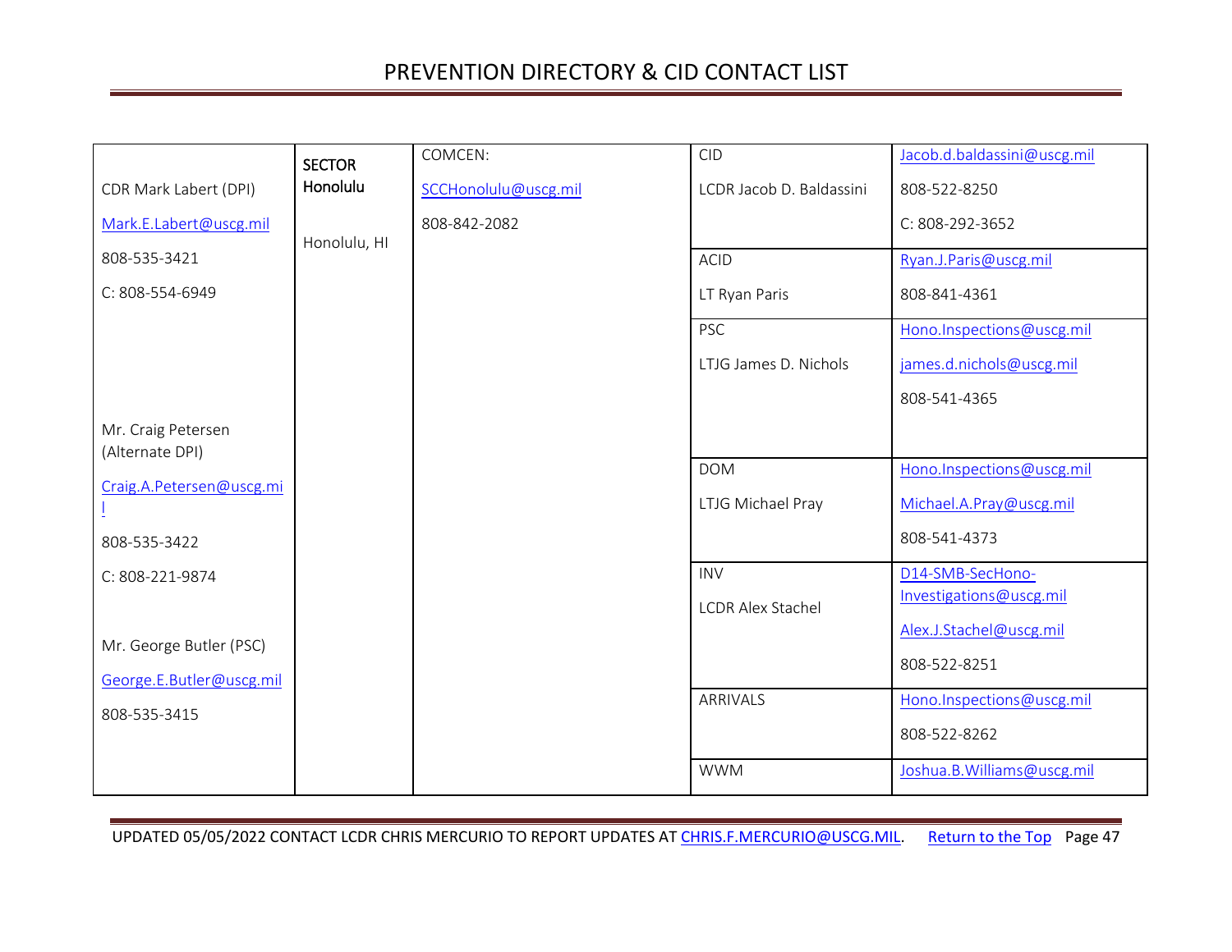| | | | | |
|---|---|---|---|---|
| CDR Mark Labert (DPI)<br>Mark.E.Labert@uscg.mil<br>808-535-3421<br>C: 808-554-6949<br><br>Mr. Craig Petersen (Alternate DPI)<br>Craig.A.Petersen@uscg.mil<br>808-535-3422<br>C: 808-221-9874<br><br>Mr. George Butler (PSC)<br>George.E.Butler@uscg.mil<br>808-535-3415 | **SECTOR Honolulu**<br><br>Honolulu, HI | COMCEN:<br>SCCHonolulu@uscg.mil<br>808-842-2082 | CID<br>LCDR Jacob D. Baldassini | Jacob.d.baldassini@uscg.mil<br>808-522-8250<br>C: 808-292-3652 |
| | | | ACID<br>LT Ryan Paris | Ryan.J.Paris@uscg.mil<br>808-841-4361 |
| | | | PSC<br>LTJG James D. Nichols | Hono.Inspections@uscg.mil<br>james.d.nichols@uscg.mil<br>808-541-4365 |
| | | | DOM<br>LTJG Michael Pray | Hono.Inspections@uscg.mil<br>Michael.A.Pray@uscg.mil<br>808-541-4373 |
| | | | INV<br>LCDR Alex Stachel | D14-SMB-SecHono-Investigations@uscg.mil<br>Alex.J.Stachel@uscg.mil<br>808-522-8251 |
| | | | ARRIVALS | Hono.Inspections@uscg.mil<br>808-522-8262 |
| | | | WWM | Joshua.B.Williams@uscg.mil |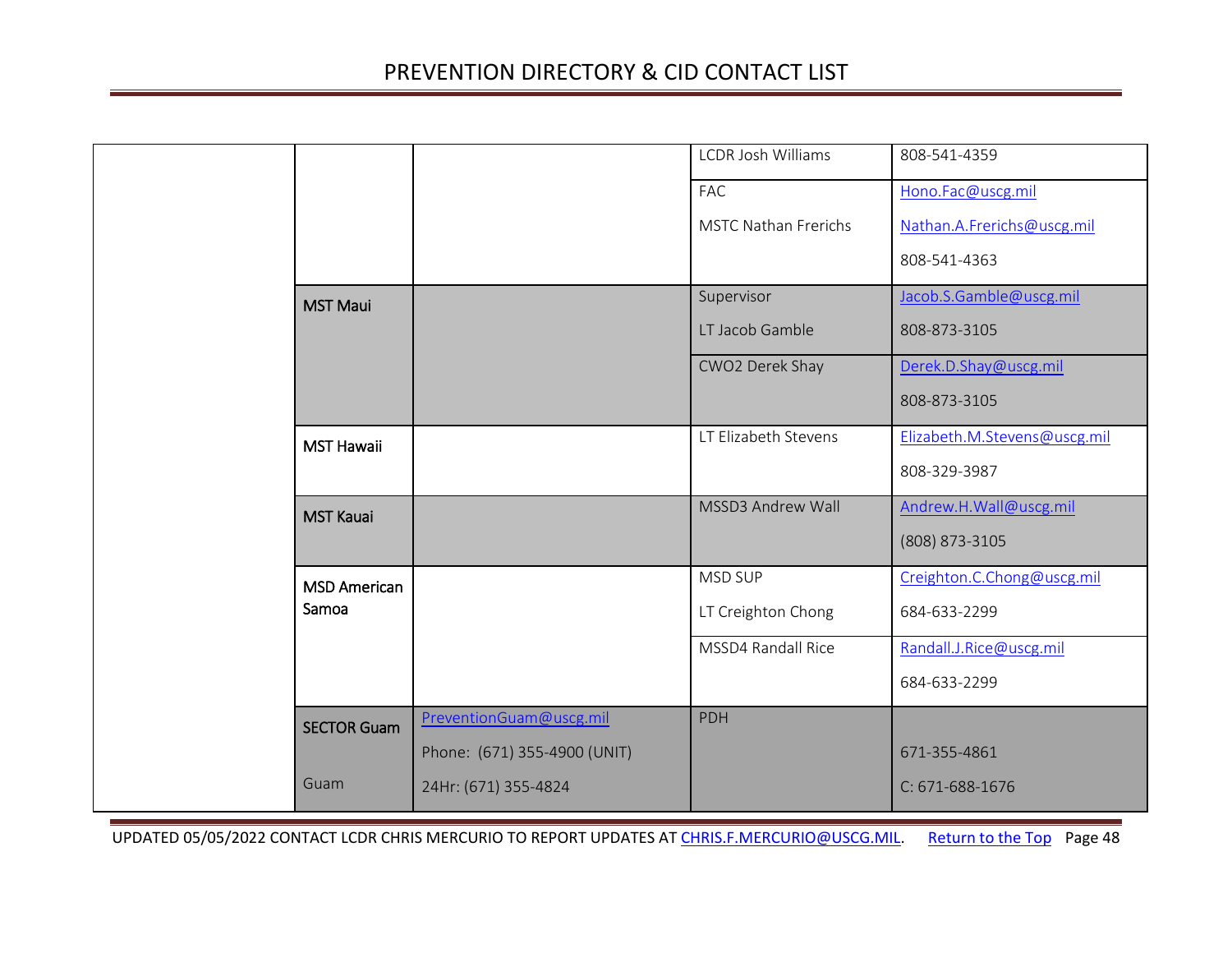| | | | | |
|---|---|---|---|---|
| | | | LCDR Josh Williams | 808-541-4359 |
| | | | FAC<br>MSTC Nathan Frerichs | Hono.Fac@uscg.mil<br>Nathan.A.Frerichs@uscg.mil<br>808-541-4363 |
| | MST Maui | | Supervisor<br>LT Jacob Gamble | Jacob.S.Gamble@uscg.mil<br>808-873-3105 |
| | | | CWO2 Derek Shay | Derek.D.Shay@uscg.mil<br>808-873-3105 |
| | MST Hawaii | | LT Elizabeth Stevens | Elizabeth.M.Stevens@uscg.mil<br>808-329-3987 |
| | MST Kauai | | MSSD3 Andrew Wall | Andrew.H.Wall@uscg.mil<br>(808) 873-3105 |
| | MSD American Samoa | | MSD SUP<br>LT Creighton Chong | Creighton.C.Chong@uscg.mil<br>684-633-2299 |
| | | | MSSD4 Randall Rice | Randall.J.Rice@uscg.mil<br>684-633-2299 |
| | SECTOR Guam<br>Guam | PreventionGuam@uscg.mil<br>Phone: (671) 355-4900 (UNIT)<br>24Hr: (671) 355-4824 | PDH | 671-355-4861<br>C: 671-688-1676 |

UPDATED 05/05/2022 CONTACT LCDR CHRIS MERCURIO TO REPORT UPDATES AT CHRIS.F.MERCURIO@USCG.MIL. Return to the Top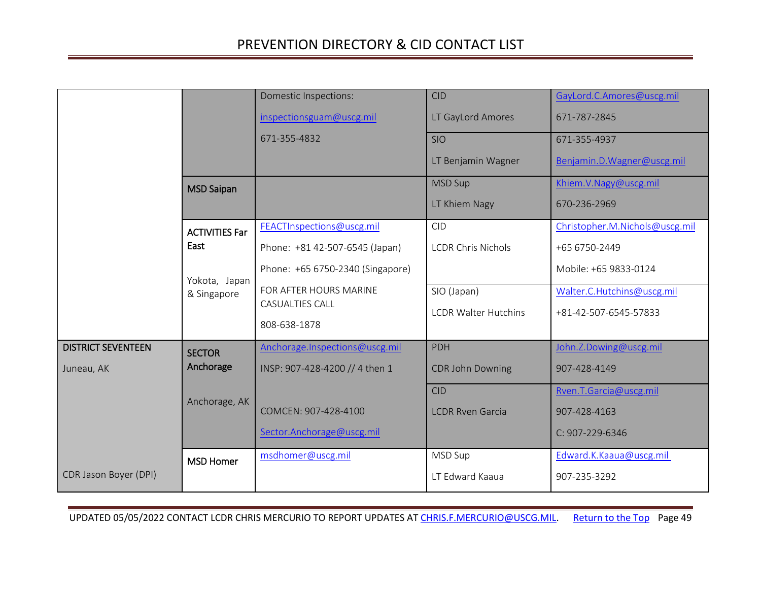# PREVENTION DIRECTORY & CID CONTACT LIST

| | | | | |
|---|---|---|---|---|
| | | Domestic Inspections: inspectionsguam@uscg.mil 671-355-4832 | CID LT GayLord Amores | GayLord.C.Amores@uscg.mil 671-787-2845 |
| | | | SIO LT Benjamin Wagner | 671-355-4937 Benjamin.D.Wagner@uscg.mil |
| | **MSD Saipan** | | MSD Sup LT Khiem Nagy | Khiem.V.Nagy@uscg.mil 670-236-2969 |
| | **ACTIVITIES Far East** Yokota, Japan & Singapore | FEACTInspections@uscg.mil Phone: +81 42-507-6545 (Japan) Phone: +65 6750-2340 (Singapore) FOR AFTER HOURS MARINE CASUALTIES CALL 808-638-1878 | CID LCDR Chris Nichols | Christopher.M.Nichols@uscg.mil +65 6750-2449 Mobile: +65 9833-0124 |
| | | | SIO (Japan) LCDR Walter Hutchins | Walter.C.Hutchins@uscg.mil +81-42-507-6545-57833 |
| **DISTRICT SEVENTEEN** Juneau, AK CDR Jason Boyer (DPI) | **SECTOR Anchorage** Anchorage, AK | Anchorage.Inspections@uscg.mil INSP: 907-428-4200 // 4 then 1 COMCEN: 907-428-4100 Sector.Anchorage@uscg.mil | PDH CDR John Downing | John.Z.Dowing@uscg.mil 907-428-4149 |
| | | | CID LCDR Rven Garcia | Rven.T.Garcia@uscg.mil 907-428-4163 C: 907-229-6346 |
| | **MSD Homer** | msdhomer@uscg.mil | MSD Sup LT Edward Kaaua | Edward.K.Kaaua@uscg.mil 907-235-3292 |

UPDATED 05/05/2022 CONTACT LCDR CHRIS MERCURIO TO REPORT UPDATES AT CHRIS.F.MERCURIO@USCG.MIL. Return to the Top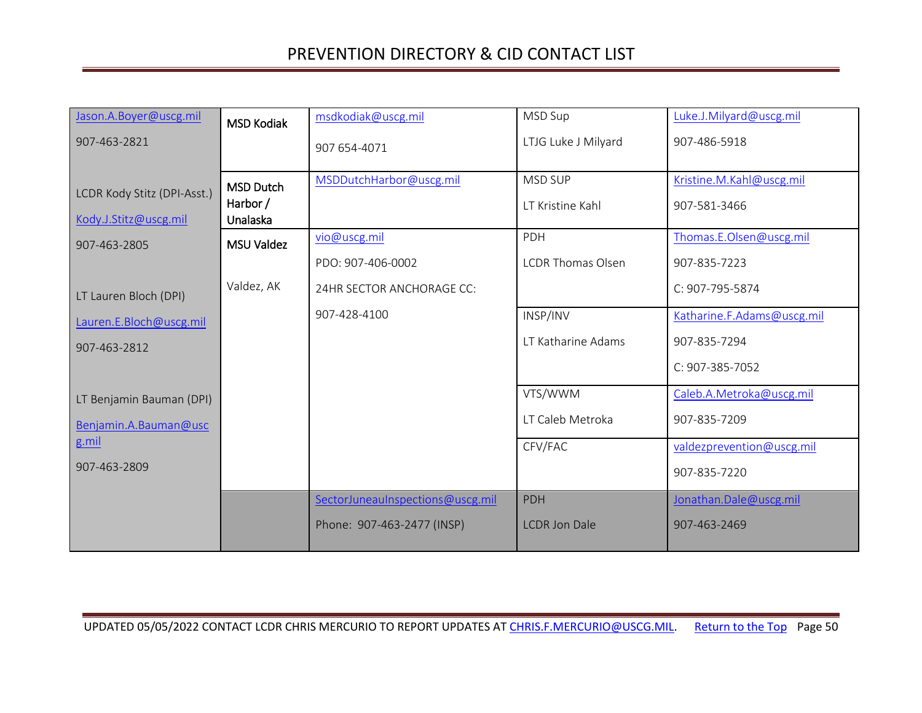| | | | | |
|---|---|---|---|---|
| Jason.A.Boyer@uscg.mil<br>907-463-2821<br><br>LCDR Kody Stitz (DPI-Asst.)<br>Kody.J.Stitz@uscg.mil<br>907-463-2805<br><br>LT Lauren Bloch (DPI)<br>Lauren.E.Bloch@uscg.mil<br>907-463-2812<br><br>LT Benjamin Bauman (DPI)<br>Benjamin.A.Bauman@uscg.mil<br>907-463-2809 | **MSD Kodiak** | msdkodiak@uscg.mil<br>907 654-4071 | MSD Sup<br>LTJG Luke J Milyard | Luke.J.Milyard@uscg.mil<br>907-486-5918 |
| | **MSD Dutch Harbor / Unalaska** | MSDDutchHarbor@uscg.mil | MSD SUP<br>LT Kristine Kahl | Kristine.M.Kahl@uscg.mil<br>907-581-3466 |
| | **MSU Valdez**<br><br>Valdez, AK | vio@uscg.mil<br>PDO: 907-406-0002<br>24HR SECTOR ANCHORAGE CC:<br>907-428-4100 | PDH<br>LCDR Thomas Olsen | Thomas.E.Olsen@uscg.mil<br>907-835-7223<br>C: 907-795-5874 |
| | | | INSP/INV<br>LT Katharine Adams | Katharine.F.Adams@uscg.mil<br>907-835-7294<br>C: 907-385-7052 |
| | | | VTS/WWM<br>LT Caleb Metroka | Caleb.A.Metroka@uscg.mil<br>907-835-7209 |
| | | | CFV/FAC | valdezprevention@uscg.mil<br>907-835-7220 |
| | | SectorJuneauInspections@uscg.mil<br>Phone: 907-463-2477 (INSP) | PDH<br>LCDR Jon Dale | Jonathan.Dale@uscg.mil<br>907-463-2469 |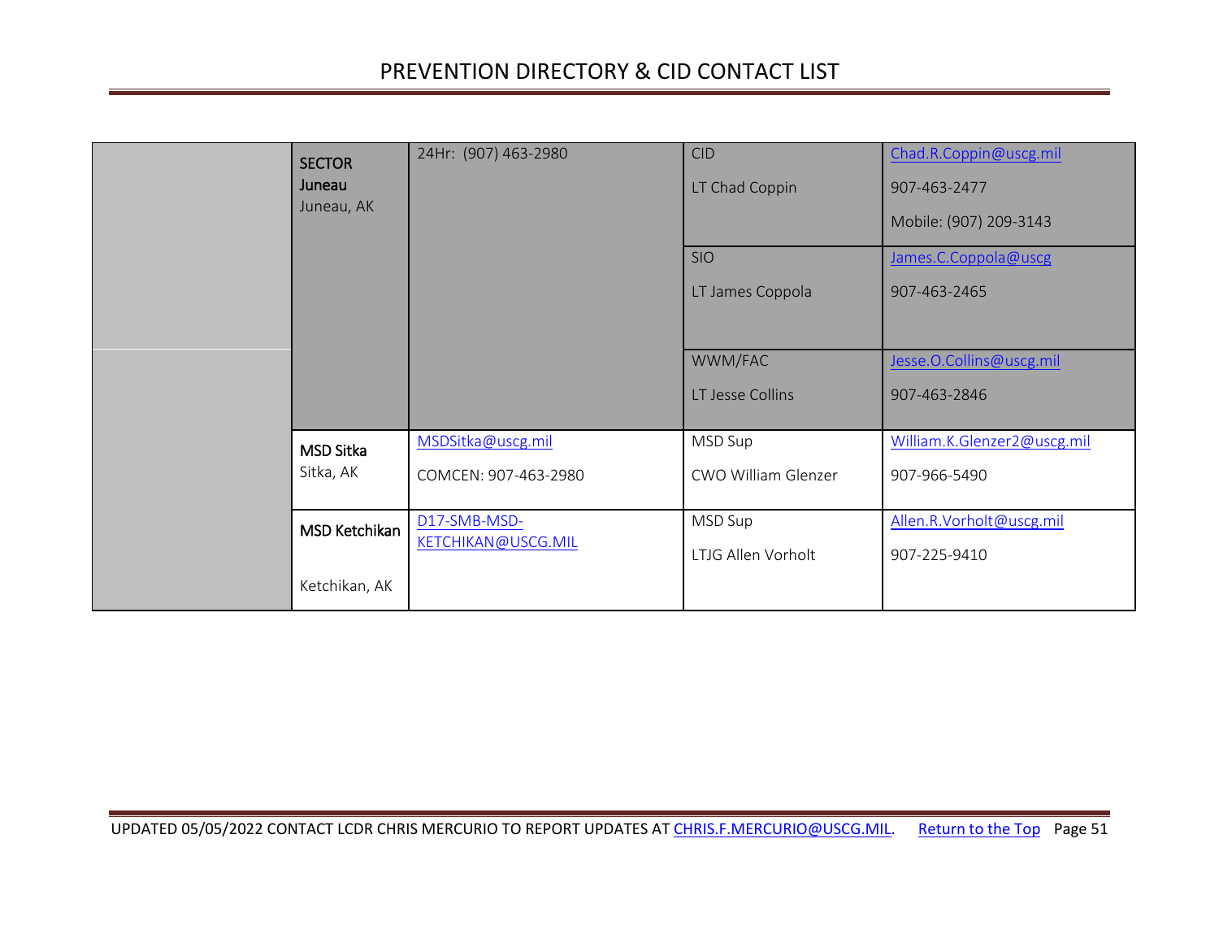| | | | | |
|---|---|---|---|---|
| | **SECTOR Juneau** Juneau, AK | 24Hr: (907) 463-2980 | CID<br>LT Chad Coppin | Chad.R.Coppin@uscg.mil<br>907-463-2477<br>Mobile: (907) 209-3143 |
| | | | SIO<br>LT James Coppola | James.C.Coppola@uscg<br>907-463-2465 |
| | | | WWM/FAC<br>LT Jesse Collins | Jesse.O.Collins@uscg.mil<br>907-463-2846 |
| | **MSD Sitka** Sitka, AK | MSDSitka@uscg.mil<br>COMCEN: 907-463-2980 | MSD Sup<br>CWO William Glenzer | William.K.Glenzer2@uscg.mil<br>907-966-5490 |
| | **MSD Ketchikan** Ketchikan, AK | D17-SMB-MSD-KETCHIKAN@USCG.MIL | MSD Sup<br>LTJG Allen Vorholt | Allen.R.Vorholt@uscg.mil<br>907-225-9410 |